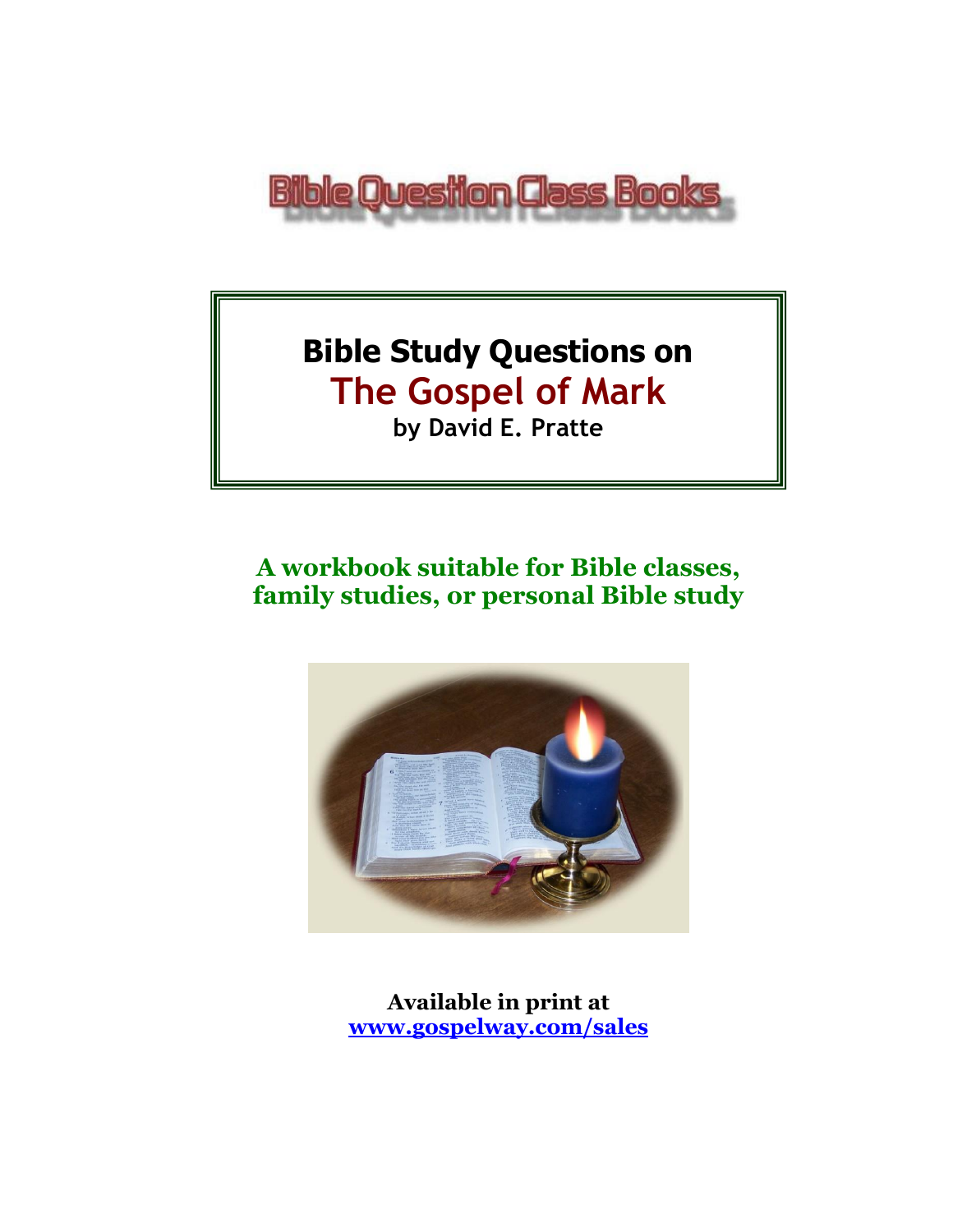Bible Question Class Books

# Bible Study Questions on
# The Gospel of Mark
**by David E. Pratte**

**A workbook suitable for Bible classes, family studies, or personal Bible study**

**Available in print at**
**[www.gospelway.com/sales](http://www.gospelway.com/sales)**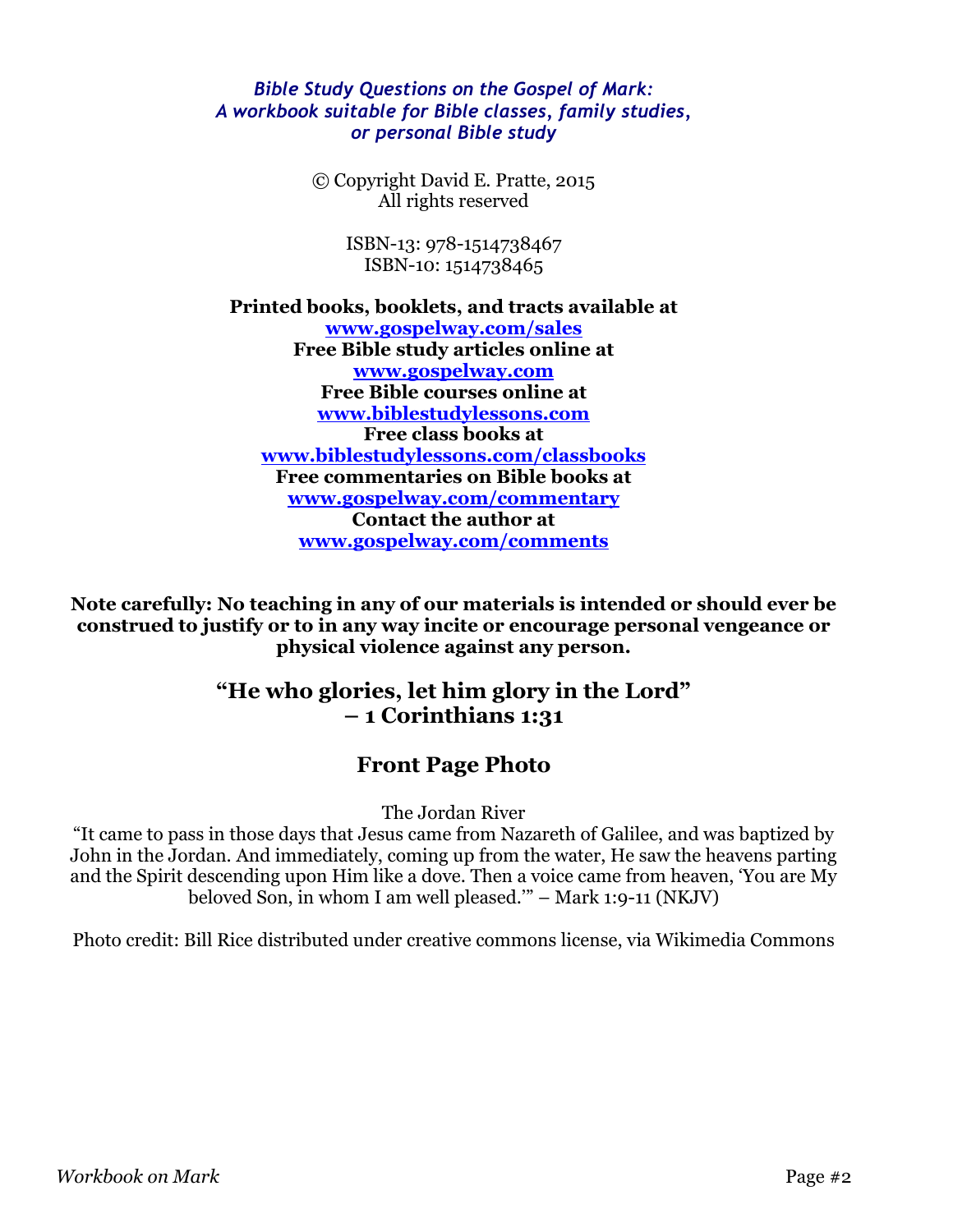*Bible Study Questions on the Gospel of Mark:*
*A workbook suitable for Bible classes, family studies, or personal Bible study*

© Copyright David E. Pratte, 2015
All rights reserved

ISBN-13: 978-1514738467
ISBN-10: 1514738465

**Printed books, booklets, and tracts available at**
**www.gospelway.com/sales**
**Free Bible study articles online at**
**www.gospelway.com**
**Free Bible courses online at**
**www.biblestudylessons.com**
**Free class books at**
**www.biblestudylessons.com/classbooks**
**Free commentaries on Bible books at**
**www.gospelway.com/commentary**
**Contact the author at**
**www.gospelway.com/comments**

**Note carefully: No teaching in any of our materials is intended or should ever be construed to justify or to in any way incite or encourage personal vengeance or physical violence against any person.**

## "He who glories, let him glory in the Lord" – 1 Corinthians 1:31

## Front Page Photo

The Jordan River

"It came to pass in those days that Jesus came from Nazareth of Galilee, and was baptized by John in the Jordan. And immediately, coming up from the water, He saw the heavens parting and the Spirit descending upon Him like a dove. Then a voice came from heaven, 'You are My beloved Son, in whom I am well pleased.'" – Mark 1:9-11 (NKJV)

Photo credit: Bill Rice distributed under creative commons license, via Wikimedia Commons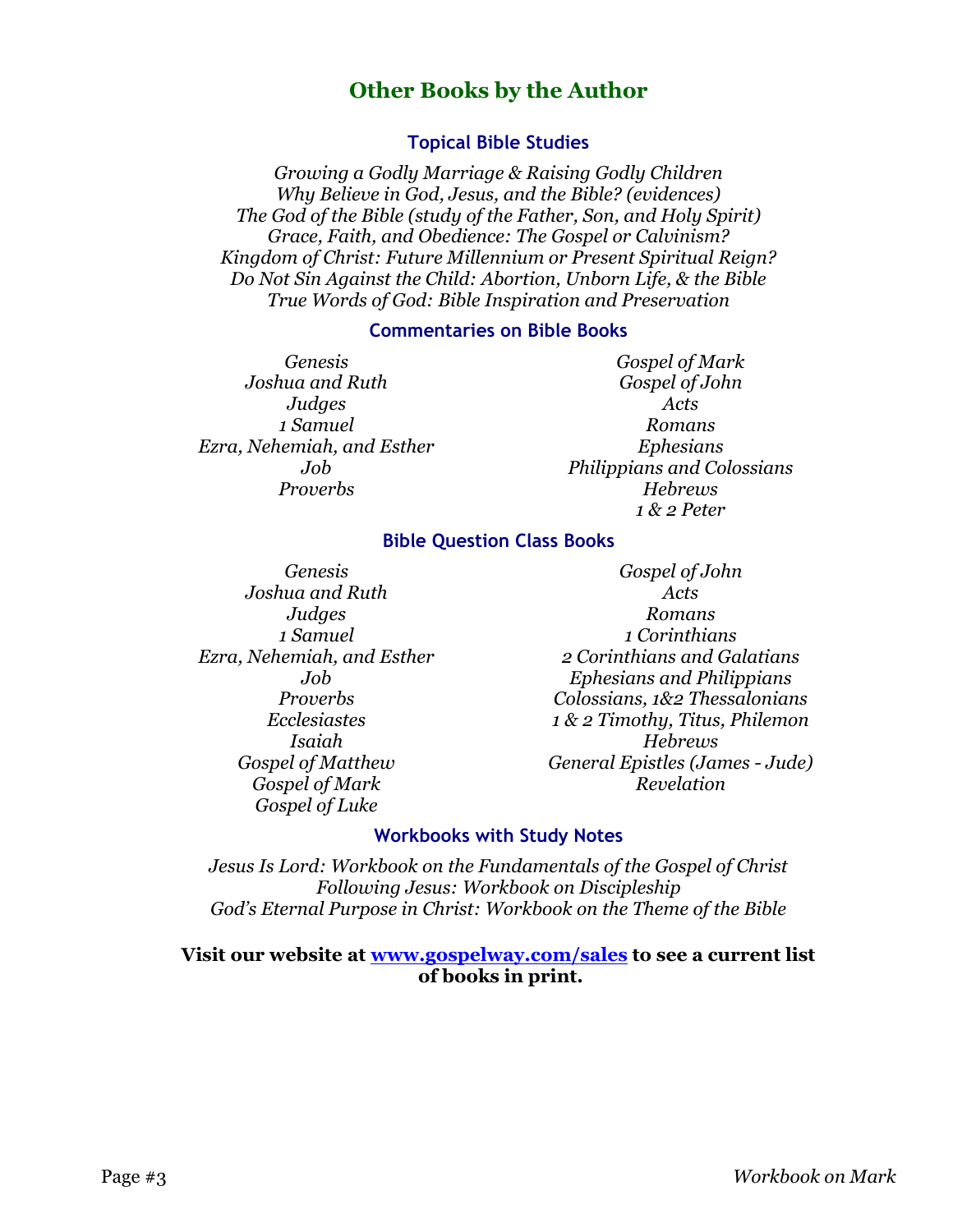## Other Books by the Author

### Topical Bible Studies

*Growing a Godly Marriage & Raising Godly Children*
*Why Believe in God, Jesus, and the Bible? (evidences)*
*The God of the Bible (study of the Father, Son, and Holy Spirit)*
*Grace, Faith, and Obedience: The Gospel or Calvinism?*
*Kingdom of Christ: Future Millennium or Present Spiritual Reign?*
*Do Not Sin Against the Child: Abortion, Unborn Life, & the Bible*
*True Words of God: Bible Inspiration and Preservation*

### Commentaries on Bible Books

*Genesis*
*Joshua and Ruth*
*Judges*
*1 Samuel*
*Ezra, Nehemiah, and Esther*
*Job*
*Proverbs*
*Gospel of Mark*
*Gospel of John*
*Acts*
*Romans*
*Ephesians*
*Philippians and Colossians*
*Hebrews*
*1 & 2 Peter*

### Bible Question Class Books

*Genesis*
*Joshua and Ruth*
*Judges*
*1 Samuel*
*Ezra, Nehemiah, and Esther*
*Job*
*Proverbs*
*Ecclesiastes*
*Isaiah*
*Gospel of Matthew*
*Gospel of Mark*
*Gospel of Luke*
*Gospel of John*
*Acts*
*Romans*
*1 Corinthians*
*2 Corinthians and Galatians*
*Ephesians and Philippians*
*Colossians, 1&2 Thessalonians*
*1 & 2 Timothy, Titus, Philemon*
*Hebrews*
*General Epistles (James - Jude)*
*Revelation*

### Workbooks with Study Notes

*Jesus Is Lord: Workbook on the Fundamentals of the Gospel of Christ*
*Following Jesus: Workbook on Discipleship*
*God's Eternal Purpose in Christ: Workbook on the Theme of the Bible*

**Visit our website at [www.gospelway.com/sales](www.gospelway.com/sales) to see a current list of books in print.**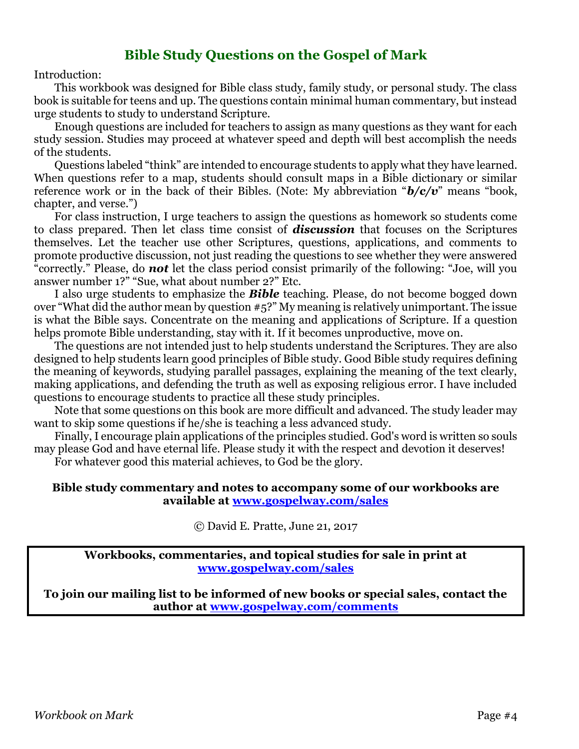## Bible Study Questions on the Gospel of Mark

Introduction:

This workbook was designed for Bible class study, family study, or personal study. The class book is suitable for teens and up. The questions contain minimal human commentary, but instead urge students to study to understand Scripture.

Enough questions are included for teachers to assign as many questions as they want for each study session. Studies may proceed at whatever speed and depth will best accomplish the needs of the students.

Questions labeled "think" are intended to encourage students to apply what they have learned. When questions refer to a map, students should consult maps in a Bible dictionary or similar reference work or in the back of their Bibles. (Note: My abbreviation "***b/c/v***" means "book, chapter, and verse.")

For class instruction, I urge teachers to assign the questions as homework so students come to class prepared. Then let class time consist of ***discussion*** that focuses on the Scriptures themselves. Let the teacher use other Scriptures, questions, applications, and comments to promote productive discussion, not just reading the questions to see whether they were answered "correctly." Please, do ***not*** let the class period consist primarily of the following: "Joe, will you answer number 1?" "Sue, what about number 2?" Etc.

I also urge students to emphasize the ***Bible*** teaching. Please, do not become bogged down over "What did the author mean by question #5?" My meaning is relatively unimportant. The issue is what the Bible says. Concentrate on the meaning and applications of Scripture. If a question helps promote Bible understanding, stay with it. If it becomes unproductive, move on.

The questions are not intended just to help students understand the Scriptures. They are also designed to help students learn good principles of Bible study. Good Bible study requires defining the meaning of keywords, studying parallel passages, explaining the meaning of the text clearly, making applications, and defending the truth as well as exposing religious error. I have included questions to encourage students to practice all these study principles.

Note that some questions on this book are more difficult and advanced. The study leader may want to skip some questions if he/she is teaching a less advanced study.

Finally, I encourage plain applications of the principles studied. God's word is written so souls may please God and have eternal life. Please study it with the respect and devotion it deserves!

For whatever good this material achieves, to God be the glory.

**Bible study commentary and notes to accompany some of our workbooks are available at [www.gospelway.com/sales](http://www.gospelway.com/sales)**

© David E. Pratte, June 21, 2017

**Workbooks, commentaries, and topical studies for sale in print at [www.gospelway.com/sales](http://www.gospelway.com/sales)**

**To join our mailing list to be informed of new books or special sales, contact the author at [www.gospelway.com/comments](http://www.gospelway.com/comments)**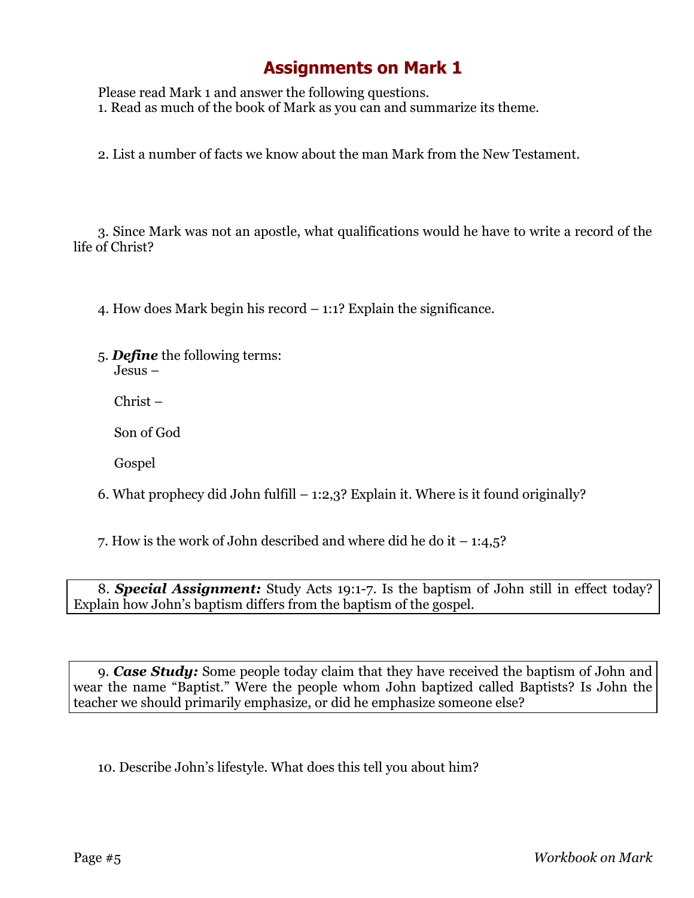# Assignments on Mark 1

Please read Mark 1 and answer the following questions.

1. Read as much of the book of Mark as you can and summarize its theme.

2. List a number of facts we know about the man Mark from the New Testament.

3. Since Mark was not an apostle, what qualifications would he have to write a record of the life of Christ?

4. How does Mark begin his record – 1:1? Explain the significance.

5. ***Define*** the following terms:

   Jesus –

   Christ –

   Son of God

   Gospel

6. What prophecy did John fulfill – 1:2,3? Explain it. Where is it found originally?

7. How is the work of John described and where did he do it – 1:4,5?

8. ***Special Assignment:*** Study Acts 19:1-7. Is the baptism of John still in effect today? Explain how John's baptism differs from the baptism of the gospel.

9. ***Case Study:*** Some people today claim that they have received the baptism of John and wear the name "Baptist." Were the people whom John baptized called Baptists? Is John the teacher we should primarily emphasize, or did he emphasize someone else?

10. Describe John's lifestyle. What does this tell you about him?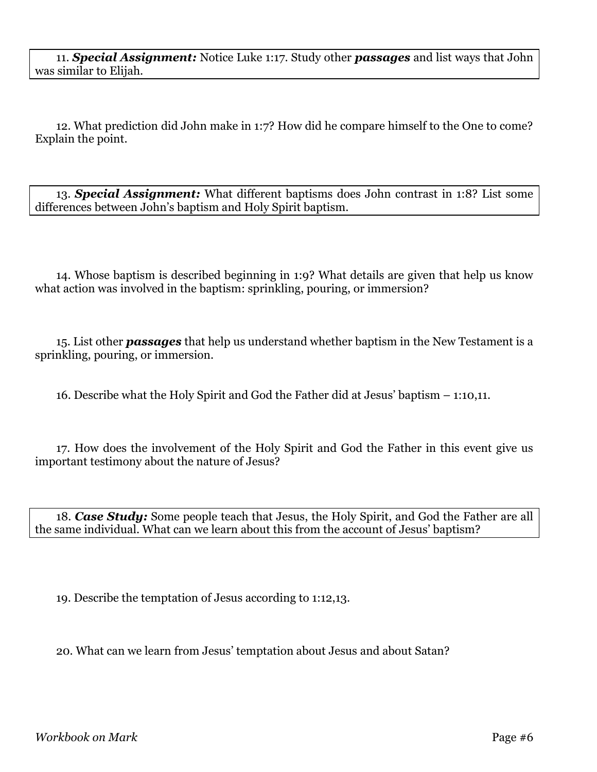11. ***Special Assignment:*** Notice Luke 1:17. Study other ***passages*** and list ways that John was similar to Elijah.

12. What prediction did John make in 1:7? How did he compare himself to the One to come? Explain the point.

13. ***Special Assignment:*** What different baptisms does John contrast in 1:8? List some differences between John's baptism and Holy Spirit baptism.

14. Whose baptism is described beginning in 1:9? What details are given that help us know what action was involved in the baptism: sprinkling, pouring, or immersion?

15. List other ***passages*** that help us understand whether baptism in the New Testament is a sprinkling, pouring, or immersion.

16. Describe what the Holy Spirit and God the Father did at Jesus' baptism – 1:10,11.

17. How does the involvement of the Holy Spirit and God the Father in this event give us important testimony about the nature of Jesus?

18. ***Case Study:*** Some people teach that Jesus, the Holy Spirit, and God the Father are all the same individual. What can we learn about this from the account of Jesus' baptism?

19. Describe the temptation of Jesus according to 1:12,13.

20. What can we learn from Jesus' temptation about Jesus and about Satan?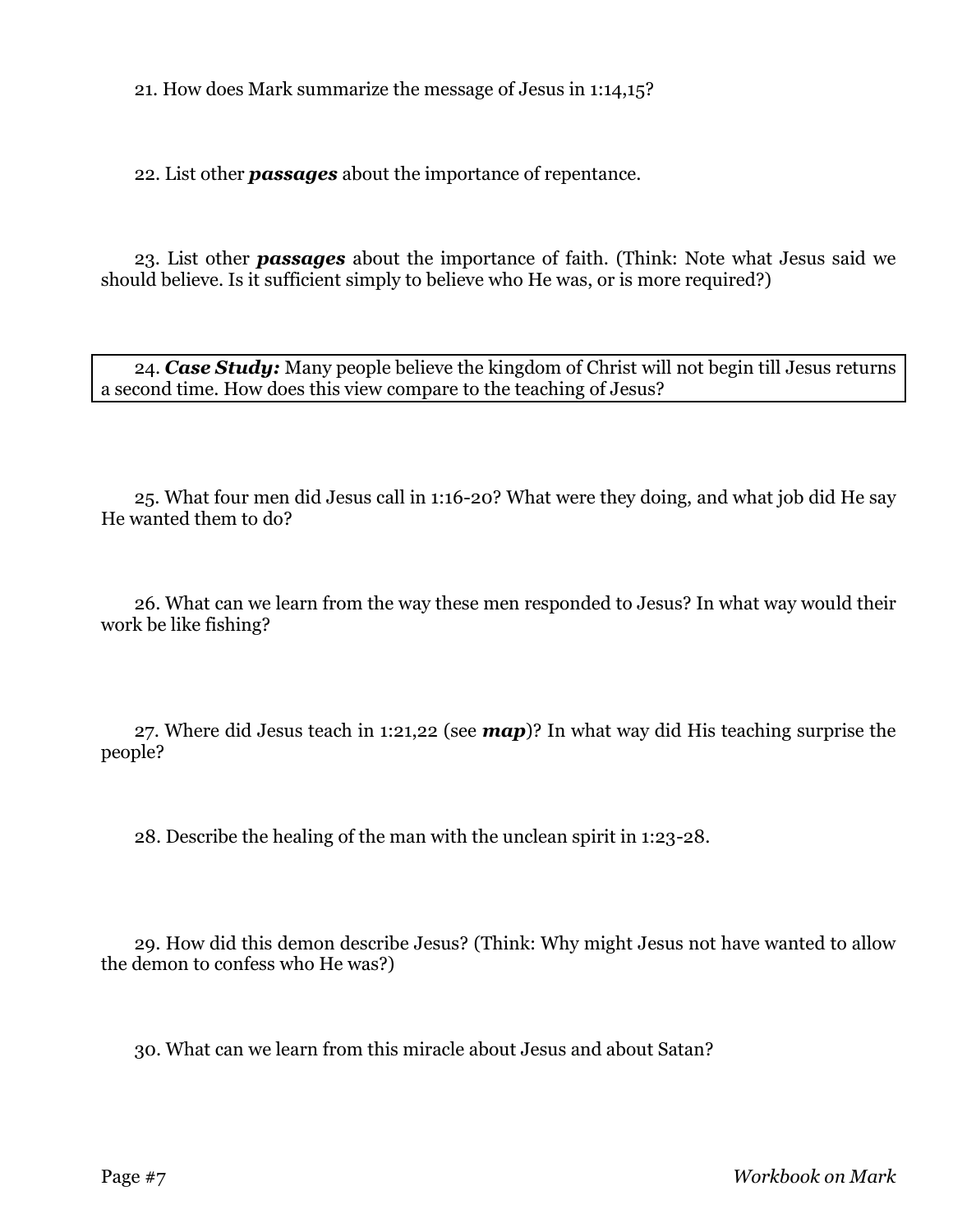21. How does Mark summarize the message of Jesus in 1:14,15?

22. List other ***passages*** about the importance of repentance.

23. List other ***passages*** about the importance of faith. (Think: Note what Jesus said we should believe. Is it sufficient simply to believe who He was, or is more required?)

24. ***Case Study:*** Many people believe the kingdom of Christ will not begin till Jesus returns a second time. How does this view compare to the teaching of Jesus?

25. What four men did Jesus call in 1:16-20? What were they doing, and what job did He say He wanted them to do?

26. What can we learn from the way these men responded to Jesus? In what way would their work be like fishing?

27. Where did Jesus teach in 1:21,22 (see ***map***)? In what way did His teaching surprise the people?

28. Describe the healing of the man with the unclean spirit in 1:23-28.

29. How did this demon describe Jesus? (Think: Why might Jesus not have wanted to allow the demon to confess who He was?)

30. What can we learn from this miracle about Jesus and about Satan?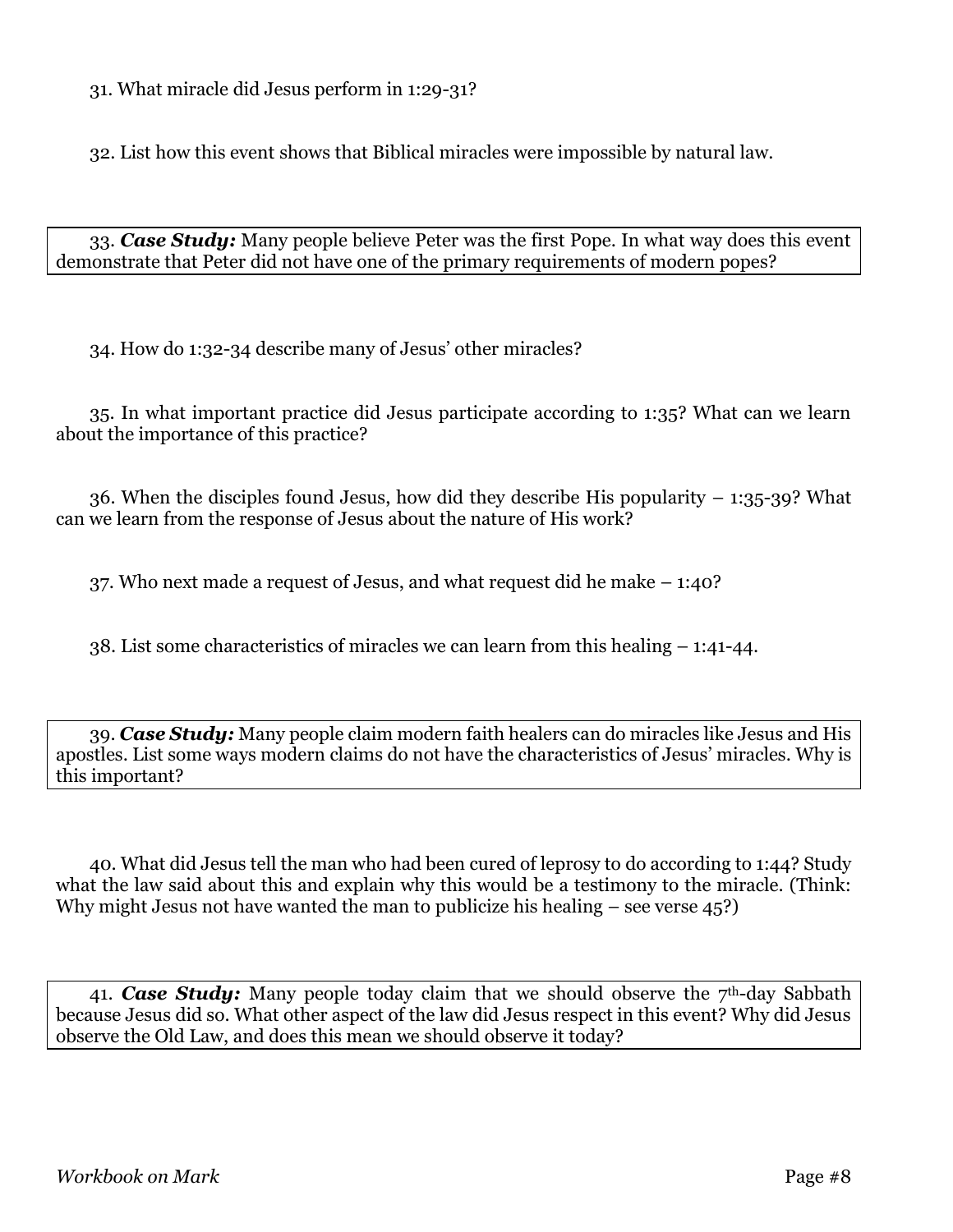31. What miracle did Jesus perform in 1:29-31?

32. List how this event shows that Biblical miracles were impossible by natural law.

33. ***Case Study:*** Many people believe Peter was the first Pope. In what way does this event demonstrate that Peter did not have one of the primary requirements of modern popes?

34. How do 1:32-34 describe many of Jesus' other miracles?

35. In what important practice did Jesus participate according to 1:35? What can we learn about the importance of this practice?

36. When the disciples found Jesus, how did they describe His popularity – 1:35-39? What can we learn from the response of Jesus about the nature of His work?

37. Who next made a request of Jesus, and what request did he make – 1:40?

38. List some characteristics of miracles we can learn from this healing – 1:41-44.

39. ***Case Study:*** Many people claim modern faith healers can do miracles like Jesus and His apostles. List some ways modern claims do not have the characteristics of Jesus' miracles. Why is this important?

40. What did Jesus tell the man who had been cured of leprosy to do according to 1:44? Study what the law said about this and explain why this would be a testimony to the miracle. (Think: Why might Jesus not have wanted the man to publicize his healing – see verse 45?)

41. ***Case Study:*** Many people today claim that we should observe the 7th-day Sabbath because Jesus did so. What other aspect of the law did Jesus respect in this event? Why did Jesus observe the Old Law, and does this mean we should observe it today?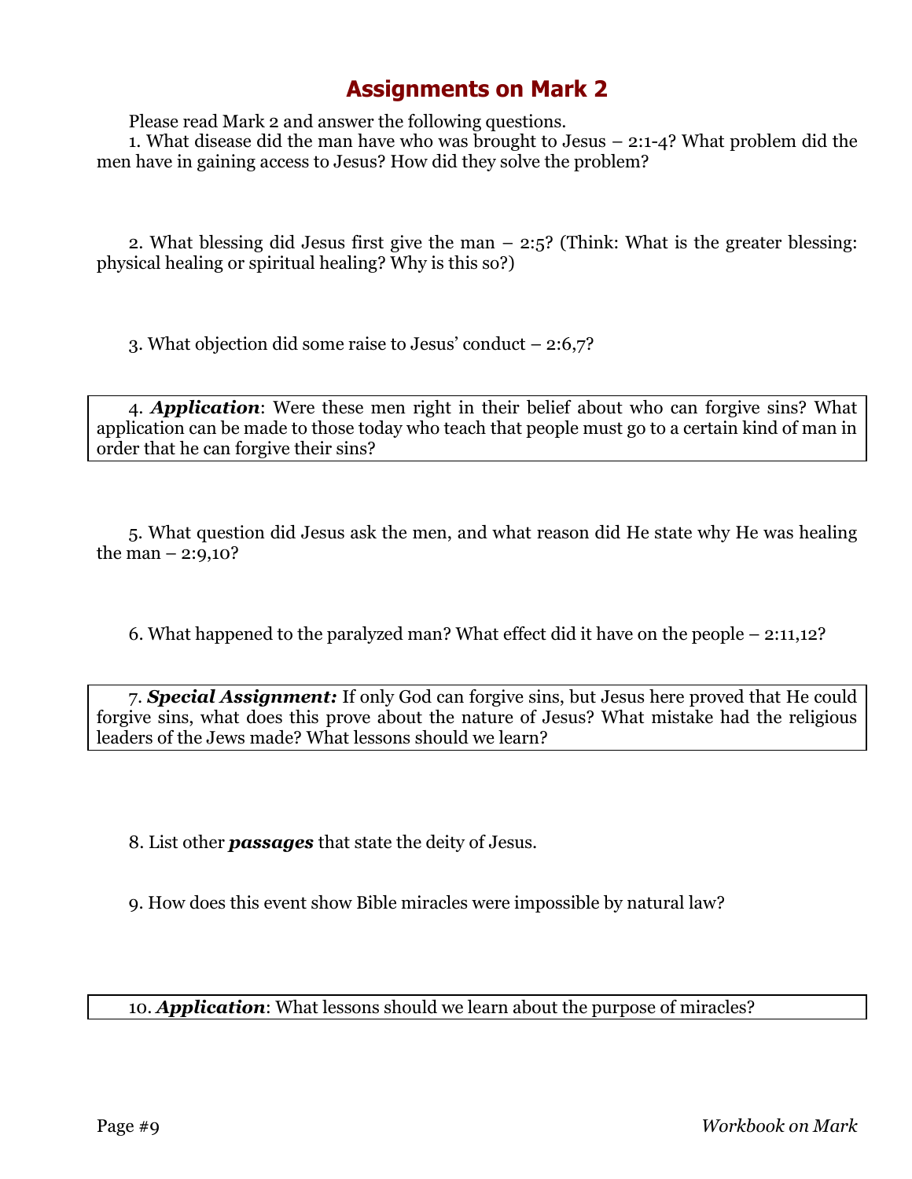# Assignments on Mark 2

Please read Mark 2 and answer the following questions.

1. What disease did the man have who was brought to Jesus – 2:1-4? What problem did the men have in gaining access to Jesus? How did they solve the problem?

2. What blessing did Jesus first give the man – 2:5? (Think: What is the greater blessing: physical healing or spiritual healing? Why is this so?)

3. What objection did some raise to Jesus' conduct – 2:6,7?

4. ***Application***: Were these men right in their belief about who can forgive sins? What application can be made to those today who teach that people must go to a certain kind of man in order that he can forgive their sins?

5. What question did Jesus ask the men, and what reason did He state why He was healing the man – 2:9,10?

6. What happened to the paralyzed man? What effect did it have on the people – 2:11,12?

7. ***Special Assignment:*** If only God can forgive sins, but Jesus here proved that He could forgive sins, what does this prove about the nature of Jesus? What mistake had the religious leaders of the Jews made? What lessons should we learn?

8. List other ***passages*** that state the deity of Jesus.

9. How does this event show Bible miracles were impossible by natural law?

10. ***Application***: What lessons should we learn about the purpose of miracles?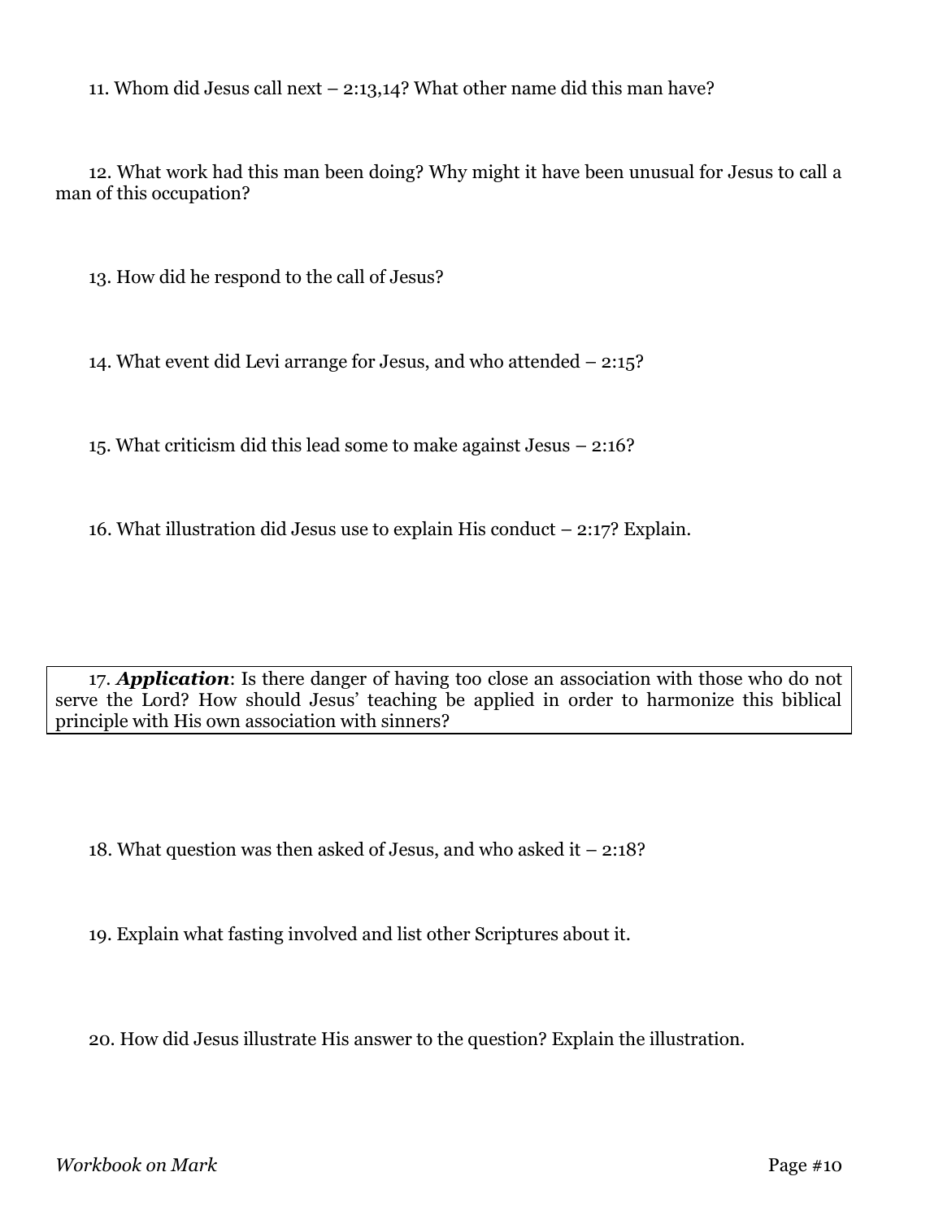11. Whom did Jesus call next – 2:13,14? What other name did this man have?

12. What work had this man been doing? Why might it have been unusual for Jesus to call a man of this occupation?

13. How did he respond to the call of Jesus?

14. What event did Levi arrange for Jesus, and who attended – 2:15?

15. What criticism did this lead some to make against Jesus – 2:16?

16. What illustration did Jesus use to explain His conduct – 2:17? Explain.

17. ***Application***: Is there danger of having too close an association with those who do not serve the Lord? How should Jesus' teaching be applied in order to harmonize this biblical principle with His own association with sinners?

18. What question was then asked of Jesus, and who asked it – 2:18?

19. Explain what fasting involved and list other Scriptures about it.

20. How did Jesus illustrate His answer to the question? Explain the illustration.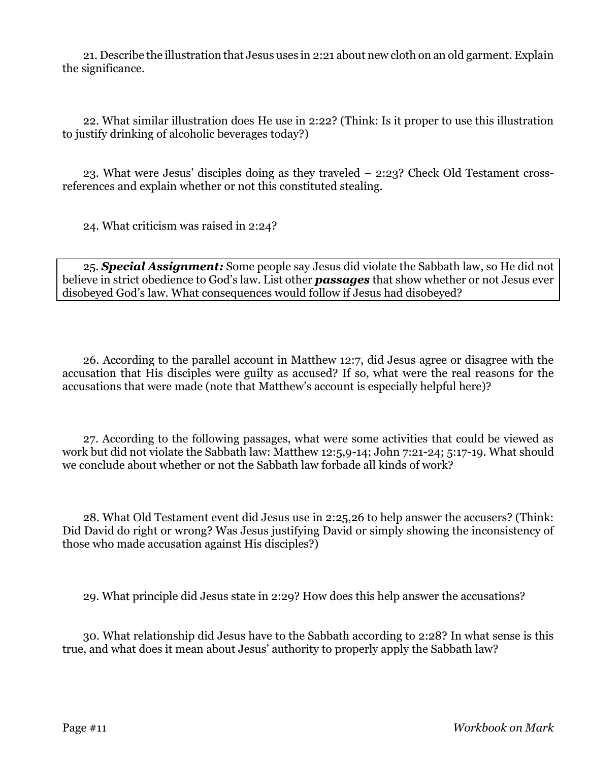21. Describe the illustration that Jesus uses in 2:21 about new cloth on an old garment. Explain the significance.

22. What similar illustration does He use in 2:22? (Think: Is it proper to use this illustration to justify drinking of alcoholic beverages today?)

23. What were Jesus' disciples doing as they traveled – 2:23? Check Old Testament cross-references and explain whether or not this constituted stealing.

24. What criticism was raised in 2:24?

> 25. ***Special Assignment:*** Some people say Jesus did violate the Sabbath law, so He did not believe in strict obedience to God's law. List other ***passages*** that show whether or not Jesus ever disobeyed God's law. What consequences would follow if Jesus had disobeyed?

26. According to the parallel account in Matthew 12:7, did Jesus agree or disagree with the accusation that His disciples were guilty as accused? If so, what were the real reasons for the accusations that were made (note that Matthew's account is especially helpful here)?

27. According to the following passages, what were some activities that could be viewed as work but did not violate the Sabbath law: Matthew 12:5,9-14; John 7:21-24; 5:17-19. What should we conclude about whether or not the Sabbath law forbade all kinds of work?

28. What Old Testament event did Jesus use in 2:25,26 to help answer the accusers? (Think: Did David do right or wrong? Was Jesus justifying David or simply showing the inconsistency of those who made accusation against His disciples?)

29. What principle did Jesus state in 2:29? How does this help answer the accusations?

30. What relationship did Jesus have to the Sabbath according to 2:28? In what sense is this true, and what does it mean about Jesus' authority to properly apply the Sabbath law?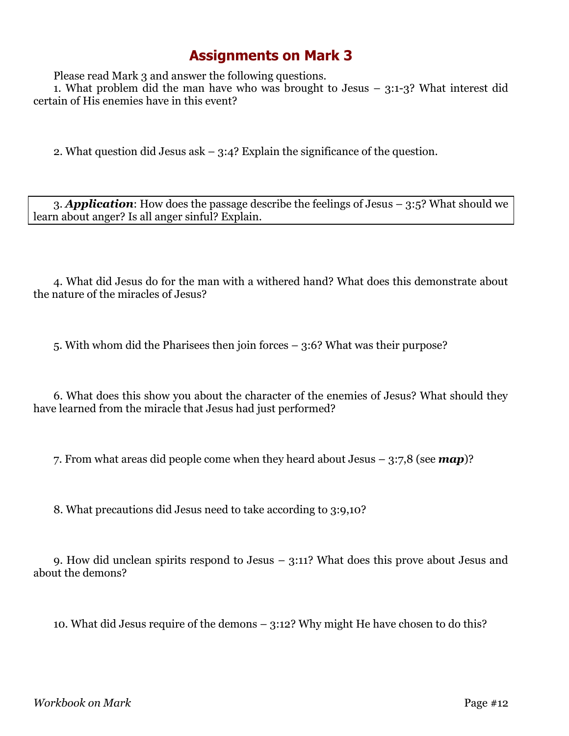# Assignments on Mark 3

Please read Mark 3 and answer the following questions.

1. What problem did the man have who was brought to Jesus – 3:1-3? What interest did certain of His enemies have in this event?

2. What question did Jesus ask – 3:4? Explain the significance of the question.

3. ***Application***: How does the passage describe the feelings of Jesus – 3:5? What should we learn about anger? Is all anger sinful? Explain.

4. What did Jesus do for the man with a withered hand? What does this demonstrate about the nature of the miracles of Jesus?

5. With whom did the Pharisees then join forces – 3:6? What was their purpose?

6. What does this show you about the character of the enemies of Jesus? What should they have learned from the miracle that Jesus had just performed?

7. From what areas did people come when they heard about Jesus – 3:7,8 (see ***map***)?

8. What precautions did Jesus need to take according to 3:9,10?

9. How did unclean spirits respond to Jesus – 3:11? What does this prove about Jesus and about the demons?

10. What did Jesus require of the demons – 3:12? Why might He have chosen to do this?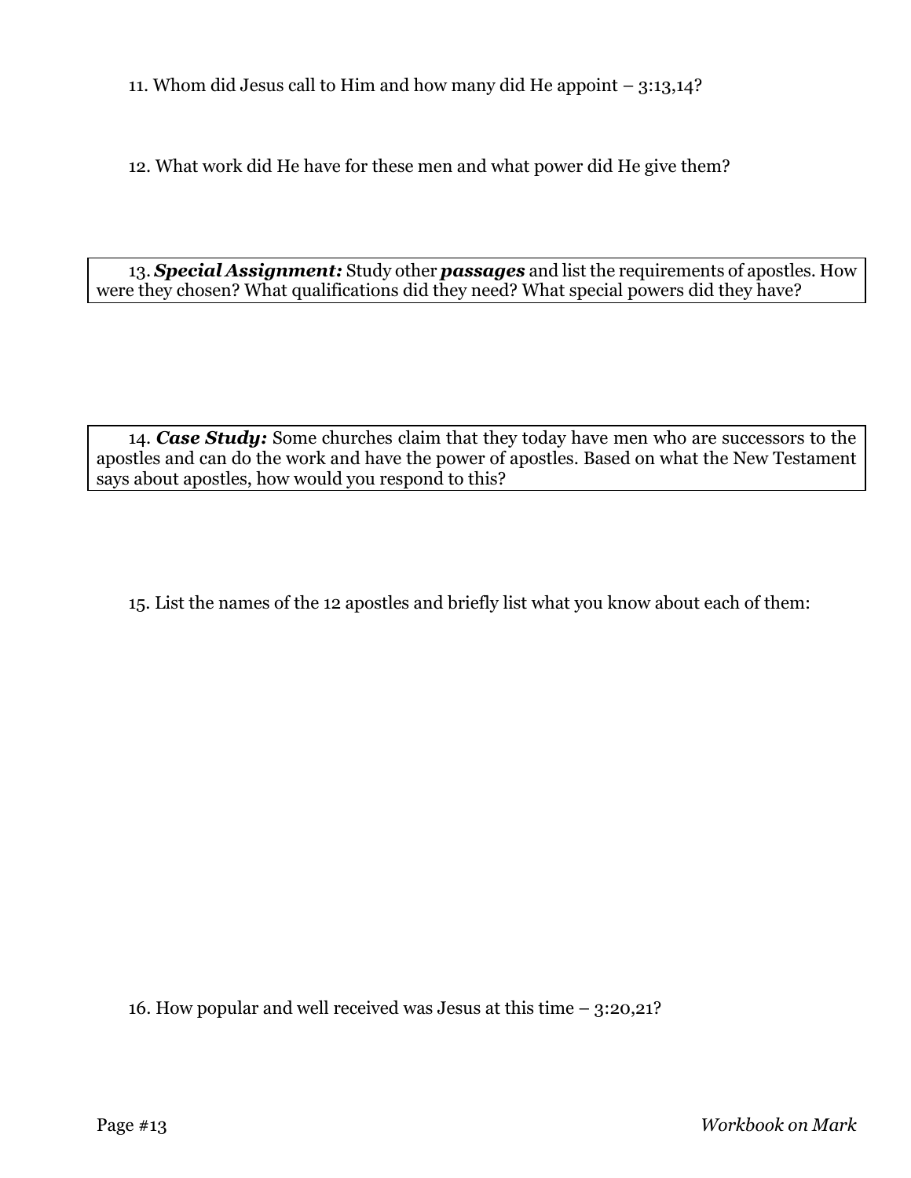11. Whom did Jesus call to Him and how many did He appoint – 3:13,14?

12. What work did He have for these men and what power did He give them?

13. ***Special Assignment:*** Study other ***passages*** and list the requirements of apostles. How were they chosen? What qualifications did they need? What special powers did they have?

14. ***Case Study:*** Some churches claim that they today have men who are successors to the apostles and can do the work and have the power of apostles. Based on what the New Testament says about apostles, how would you respond to this?

15. List the names of the 12 apostles and briefly list what you know about each of them:

16. How popular and well received was Jesus at this time – 3:20,21?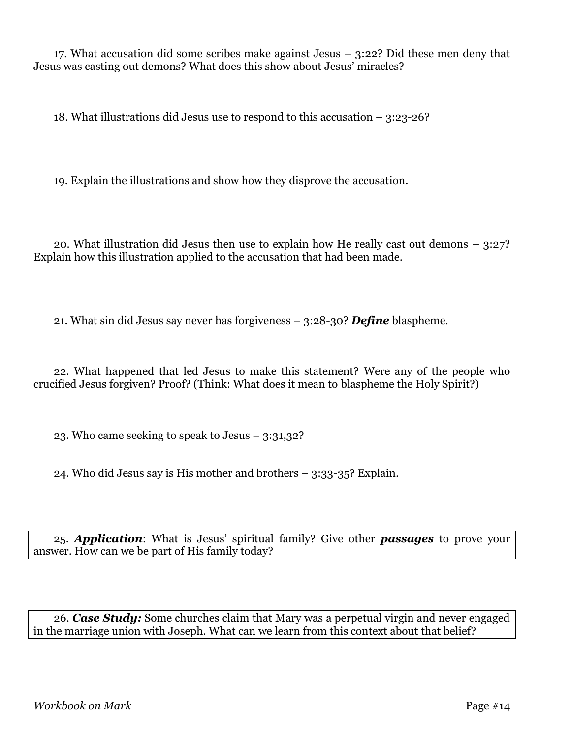17. What accusation did some scribes make against Jesus – 3:22? Did these men deny that Jesus was casting out demons? What does this show about Jesus' miracles?

18. What illustrations did Jesus use to respond to this accusation – 3:23-26?

19. Explain the illustrations and show how they disprove the accusation.

20. What illustration did Jesus then use to explain how He really cast out demons – 3:27? Explain how this illustration applied to the accusation that had been made.

21. What sin did Jesus say never has forgiveness – 3:28-30? ***Define*** blaspheme.

22. What happened that led Jesus to make this statement? Were any of the people who crucified Jesus forgiven? Proof? (Think: What does it mean to blaspheme the Holy Spirit?)

23. Who came seeking to speak to Jesus – 3:31,32?

24. Who did Jesus say is His mother and brothers – 3:33-35? Explain.

25. ***Application***: What is Jesus' spiritual family? Give other ***passages*** to prove your answer. How can we be part of His family today?

26. ***Case Study:*** Some churches claim that Mary was a perpetual virgin and never engaged in the marriage union with Joseph. What can we learn from this context about that belief?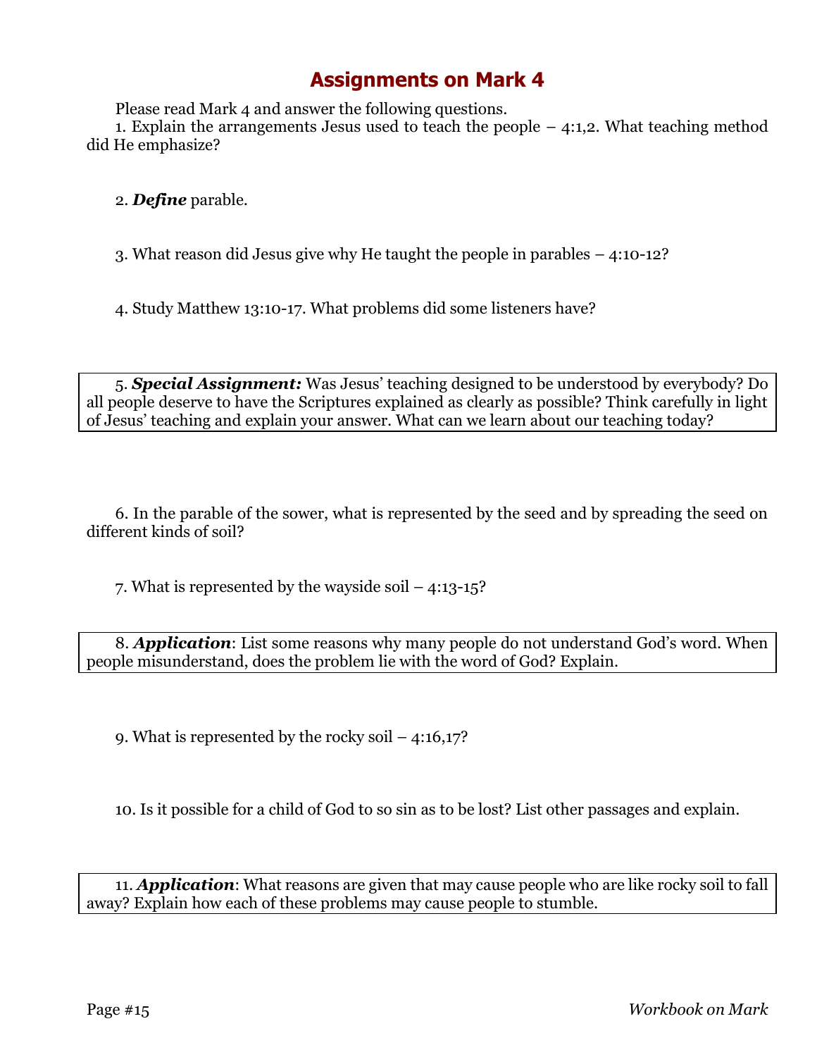# Assignments on Mark 4

Please read Mark 4 and answer the following questions.

1. Explain the arrangements Jesus used to teach the people – 4:1,2. What teaching method did He emphasize?

2. ***Define*** parable.

3. What reason did Jesus give why He taught the people in parables – 4:10-12?

4. Study Matthew 13:10-17. What problems did some listeners have?

5. ***Special Assignment:*** Was Jesus' teaching designed to be understood by everybody? Do all people deserve to have the Scriptures explained as clearly as possible? Think carefully in light of Jesus' teaching and explain your answer. What can we learn about our teaching today?

6. In the parable of the sower, what is represented by the seed and by spreading the seed on different kinds of soil?

7. What is represented by the wayside soil – 4:13-15?

8. ***Application***: List some reasons why many people do not understand God's word. When people misunderstand, does the problem lie with the word of God? Explain.

9. What is represented by the rocky soil – 4:16,17?

10. Is it possible for a child of God to so sin as to be lost? List other passages and explain.

11. ***Application***: What reasons are given that may cause people who are like rocky soil to fall away? Explain how each of these problems may cause people to stumble.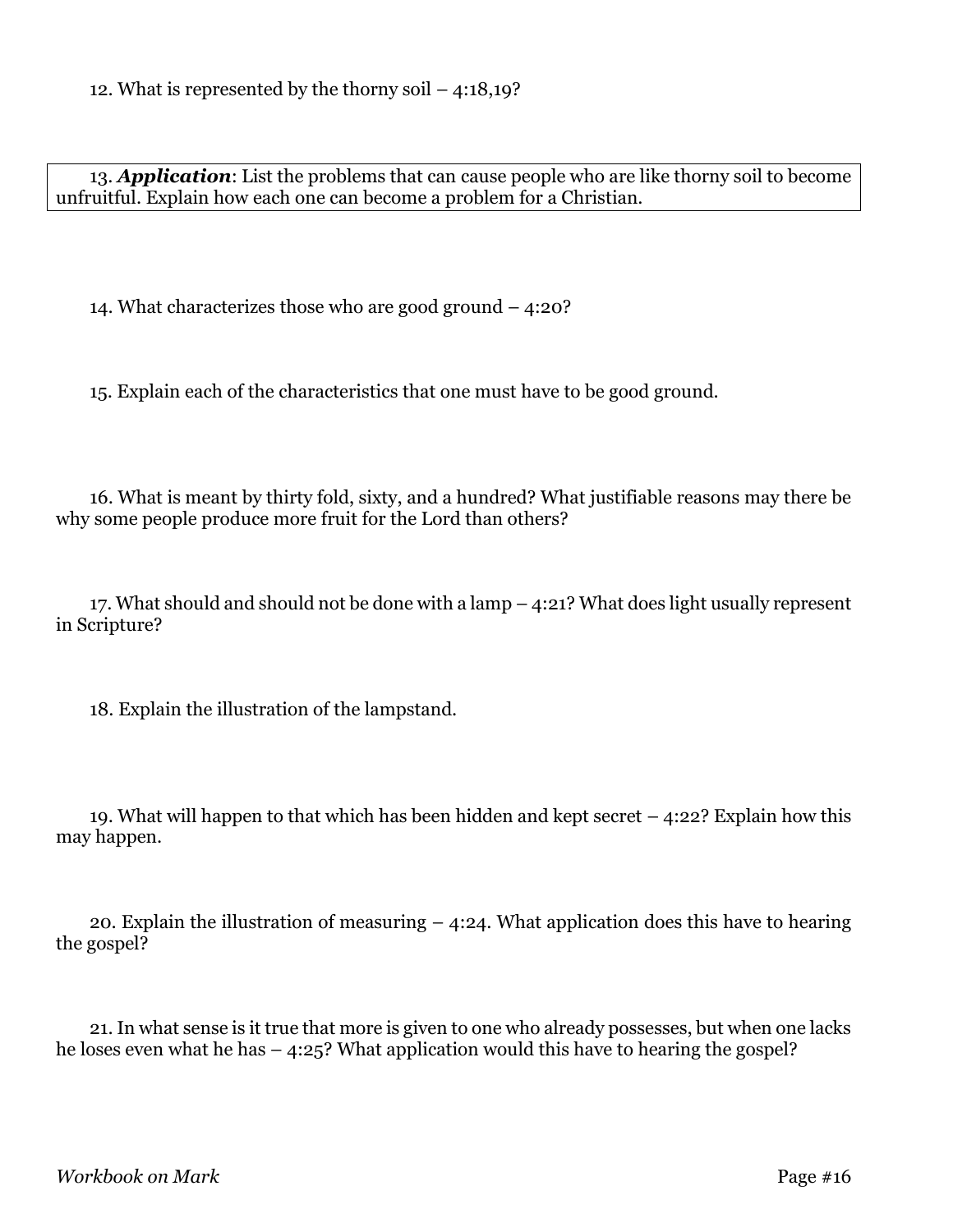12. What is represented by the thorny soil – 4:18,19?

13. ***Application***: List the problems that can cause people who are like thorny soil to become unfruitful. Explain how each one can become a problem for a Christian.

14. What characterizes those who are good ground – 4:20?

15. Explain each of the characteristics that one must have to be good ground.

16. What is meant by thirty fold, sixty, and a hundred? What justifiable reasons may there be why some people produce more fruit for the Lord than others?

17. What should and should not be done with a lamp – 4:21? What does light usually represent in Scripture?

18. Explain the illustration of the lampstand.

19. What will happen to that which has been hidden and kept secret – 4:22? Explain how this may happen.

20. Explain the illustration of measuring – 4:24. What application does this have to hearing the gospel?

21. In what sense is it true that more is given to one who already possesses, but when one lacks he loses even what he has – 4:25? What application would this have to hearing the gospel?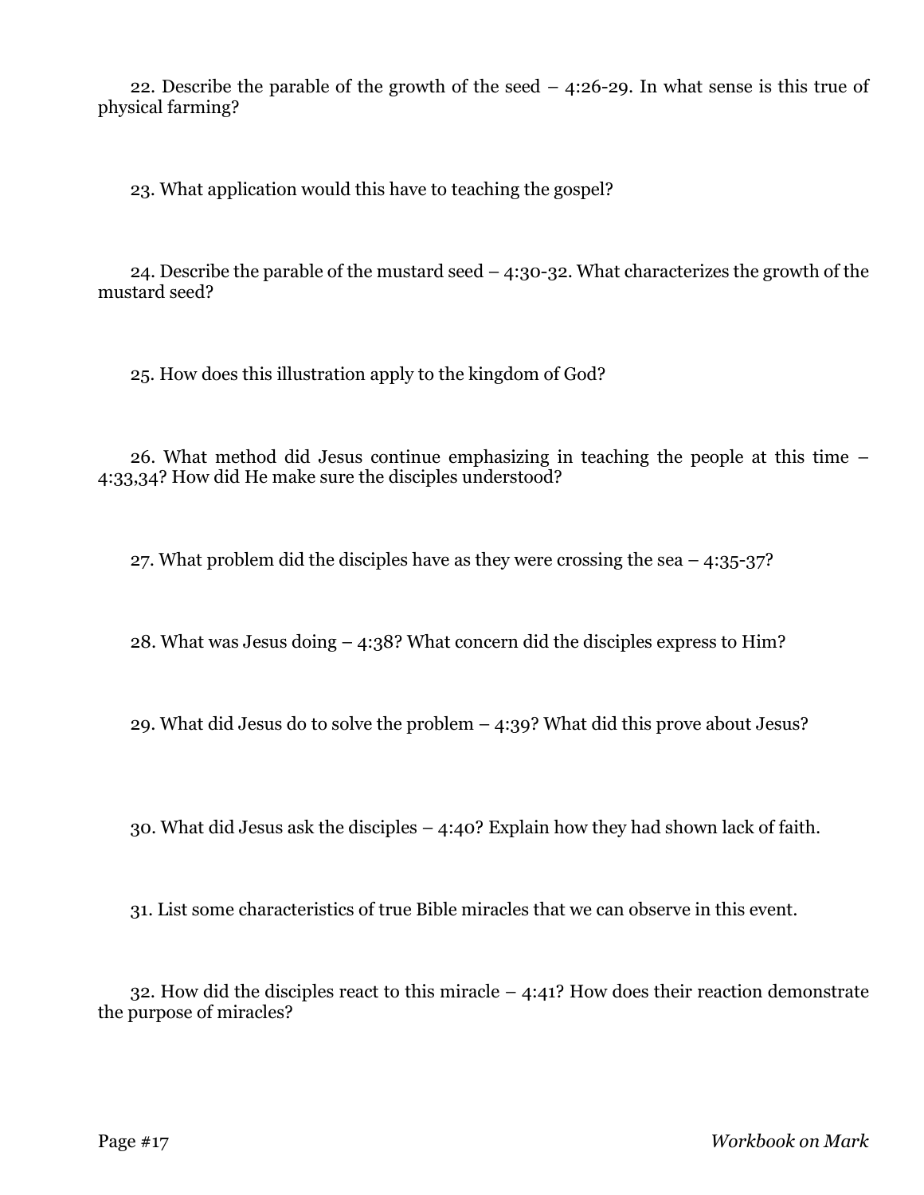22. Describe the parable of the growth of the seed – 4:26-29. In what sense is this true of physical farming?

23. What application would this have to teaching the gospel?

24. Describe the parable of the mustard seed – 4:30-32. What characterizes the growth of the mustard seed?

25. How does this illustration apply to the kingdom of God?

26. What method did Jesus continue emphasizing in teaching the people at this time – 4:33,34? How did He make sure the disciples understood?

27. What problem did the disciples have as they were crossing the sea – 4:35-37?

28. What was Jesus doing – 4:38? What concern did the disciples express to Him?

29. What did Jesus do to solve the problem – 4:39? What did this prove about Jesus?

30. What did Jesus ask the disciples – 4:40? Explain how they had shown lack of faith.

31. List some characteristics of true Bible miracles that we can observe in this event.

32. How did the disciples react to this miracle – 4:41? How does their reaction demonstrate the purpose of miracles?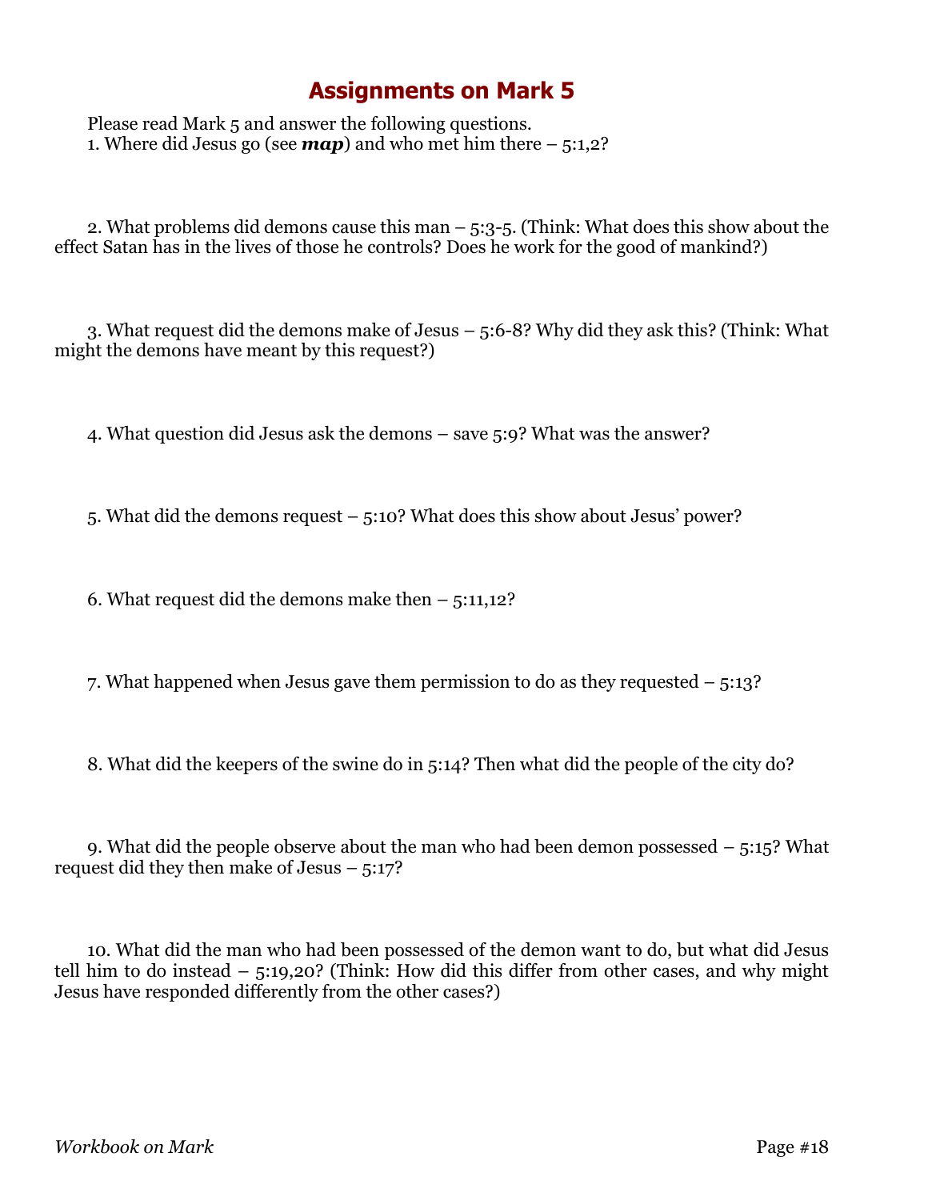# Assignments on Mark 5

Please read Mark 5 and answer the following questions.

1. Where did Jesus go (see ***map***) and who met him there – 5:1,2?

2. What problems did demons cause this man – 5:3-5. (Think: What does this show about the effect Satan has in the lives of those he controls? Does he work for the good of mankind?)

3. What request did the demons make of Jesus – 5:6-8? Why did they ask this? (Think: What might the demons have meant by this request?)

4. What question did Jesus ask the demons – save 5:9? What was the answer?

5. What did the demons request – 5:10? What does this show about Jesus' power?

6. What request did the demons make then – 5:11,12?

7. What happened when Jesus gave them permission to do as they requested – 5:13?

8. What did the keepers of the swine do in 5:14? Then what did the people of the city do?

9. What did the people observe about the man who had been demon possessed – 5:15? What request did they then make of Jesus – 5:17?

10. What did the man who had been possessed of the demon want to do, but what did Jesus tell him to do instead – 5:19,20? (Think: How did this differ from other cases, and why might Jesus have responded differently from the other cases?)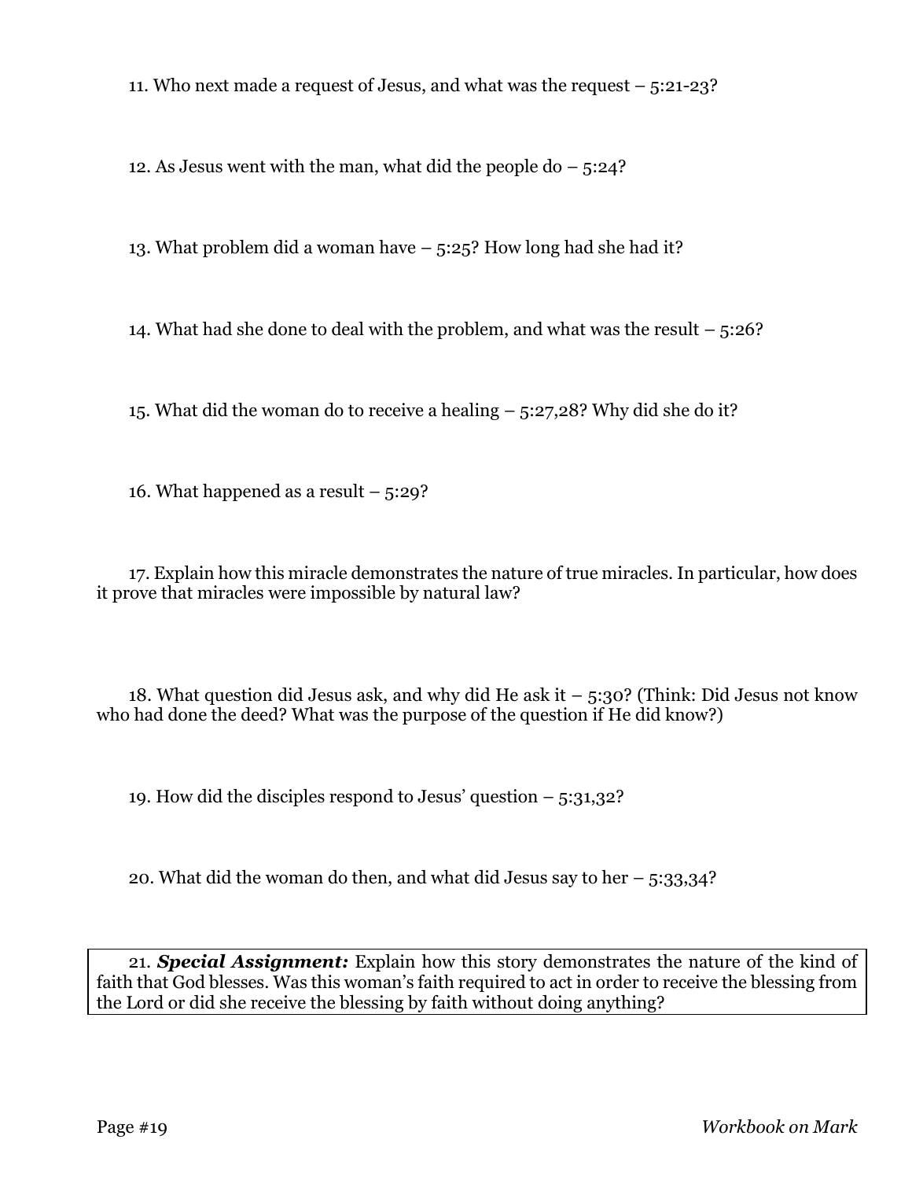11. Who next made a request of Jesus, and what was the request – 5:21-23?

12. As Jesus went with the man, what did the people do – 5:24?

13. What problem did a woman have – 5:25? How long had she had it?

14. What had she done to deal with the problem, and what was the result – 5:26?

15. What did the woman do to receive a healing – 5:27,28? Why did she do it?

16. What happened as a result – 5:29?

17. Explain how this miracle demonstrates the nature of true miracles. In particular, how does it prove that miracles were impossible by natural law?

18. What question did Jesus ask, and why did He ask it – 5:30? (Think: Did Jesus not know who had done the deed? What was the purpose of the question if He did know?)

19. How did the disciples respond to Jesus' question – 5:31,32?

20. What did the woman do then, and what did Jesus say to her – 5:33,34?

21. ***Special Assignment:*** Explain how this story demonstrates the nature of the kind of faith that God blesses. Was this woman's faith required to act in order to receive the blessing from the Lord or did she receive the blessing by faith without doing anything?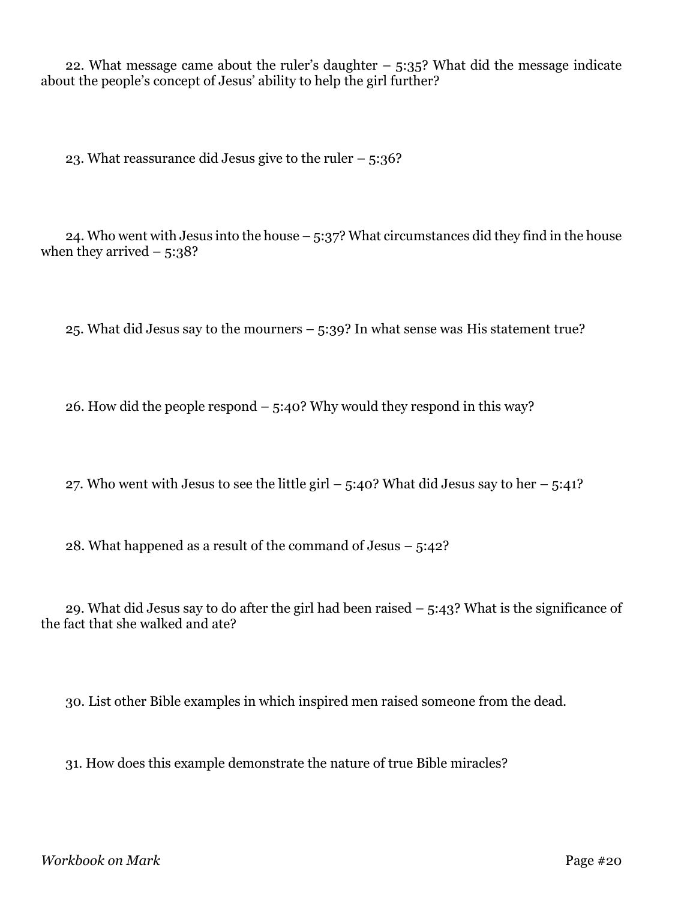22. What message came about the ruler's daughter – 5:35? What did the message indicate about the people's concept of Jesus' ability to help the girl further?

23. What reassurance did Jesus give to the ruler – 5:36?

24. Who went with Jesus into the house – 5:37? What circumstances did they find in the house when they arrived – 5:38?

25. What did Jesus say to the mourners – 5:39? In what sense was His statement true?

26. How did the people respond – 5:40? Why would they respond in this way?

27. Who went with Jesus to see the little girl – 5:40? What did Jesus say to her – 5:41?

28. What happened as a result of the command of Jesus – 5:42?

29. What did Jesus say to do after the girl had been raised – 5:43? What is the significance of the fact that she walked and ate?

30. List other Bible examples in which inspired men raised someone from the dead.

31. How does this example demonstrate the nature of true Bible miracles?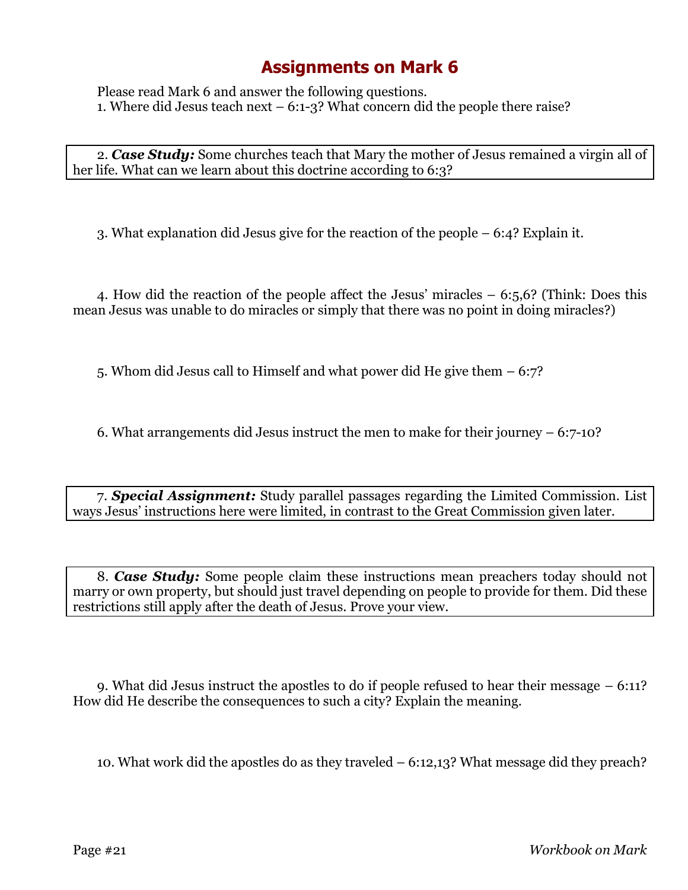# Assignments on Mark 6

Please read Mark 6 and answer the following questions.

1. Where did Jesus teach next – 6:1-3? What concern did the people there raise?

2. ***Case Study:*** Some churches teach that Mary the mother of Jesus remained a virgin all of her life. What can we learn about this doctrine according to 6:3?

3. What explanation did Jesus give for the reaction of the people – 6:4? Explain it.

4. How did the reaction of the people affect the Jesus' miracles – 6:5,6? (Think: Does this mean Jesus was unable to do miracles or simply that there was no point in doing miracles?)

5. Whom did Jesus call to Himself and what power did He give them – 6:7?

6. What arrangements did Jesus instruct the men to make for their journey – 6:7-10?

7. ***Special Assignment:*** Study parallel passages regarding the Limited Commission. List ways Jesus' instructions here were limited, in contrast to the Great Commission given later.

8. ***Case Study:*** Some people claim these instructions mean preachers today should not marry or own property, but should just travel depending on people to provide for them. Did these restrictions still apply after the death of Jesus. Prove your view.

9. What did Jesus instruct the apostles to do if people refused to hear their message – 6:11? How did He describe the consequences to such a city? Explain the meaning.

10. What work did the apostles do as they traveled – 6:12,13? What message did they preach?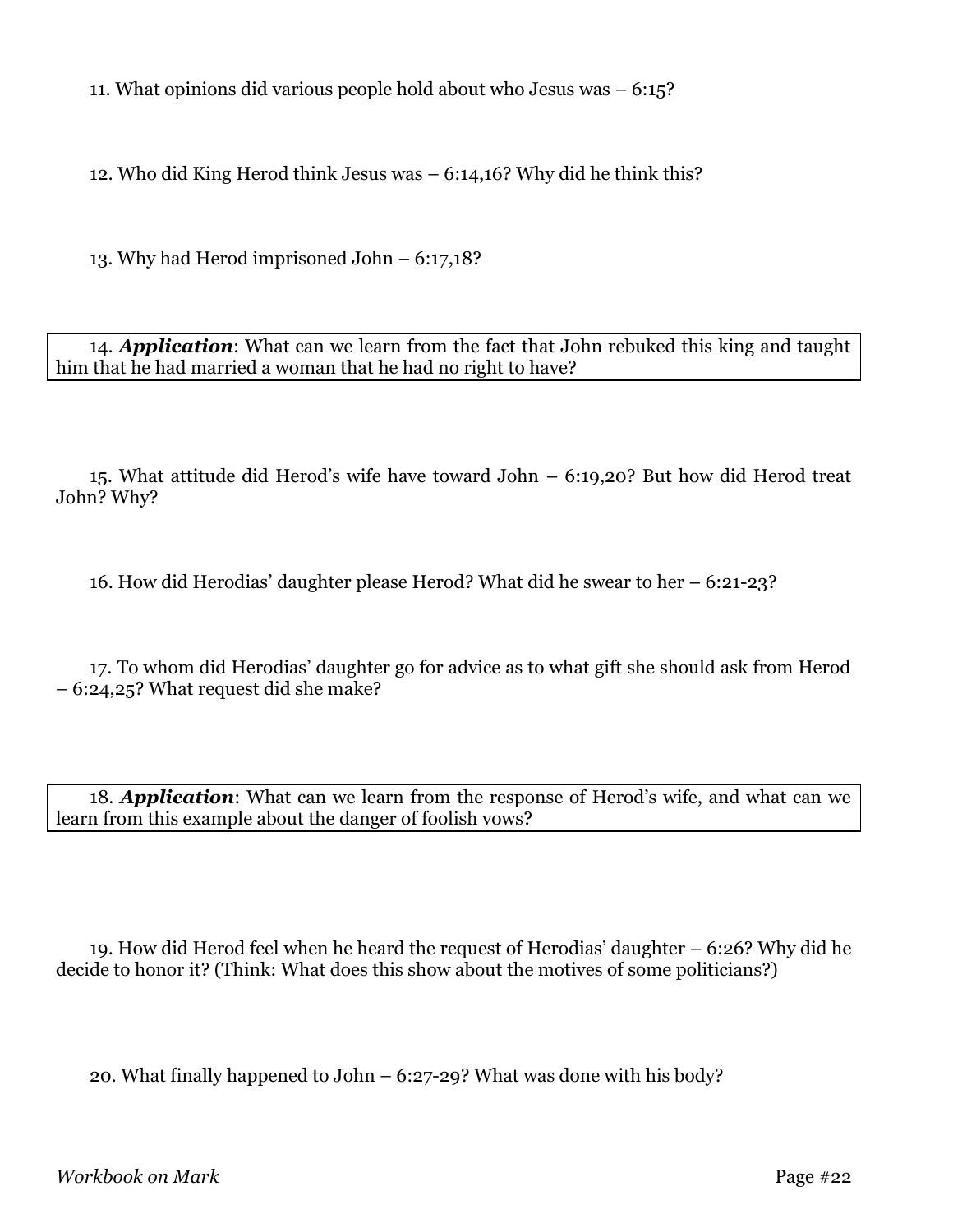11. What opinions did various people hold about who Jesus was – 6:15?

12. Who did King Herod think Jesus was – 6:14,16? Why did he think this?

13. Why had Herod imprisoned John – 6:17,18?

14. ***Application***: What can we learn from the fact that John rebuked this king and taught him that he had married a woman that he had no right to have?

15. What attitude did Herod's wife have toward John – 6:19,20? But how did Herod treat John? Why?

16. How did Herodias' daughter please Herod? What did he swear to her – 6:21-23?

17. To whom did Herodias' daughter go for advice as to what gift she should ask from Herod – 6:24,25? What request did she make?

18. ***Application***: What can we learn from the response of Herod's wife, and what can we learn from this example about the danger of foolish vows?

19. How did Herod feel when he heard the request of Herodias' daughter – 6:26? Why did he decide to honor it? (Think: What does this show about the motives of some politicians?)

20. What finally happened to John – 6:27-29? What was done with his body?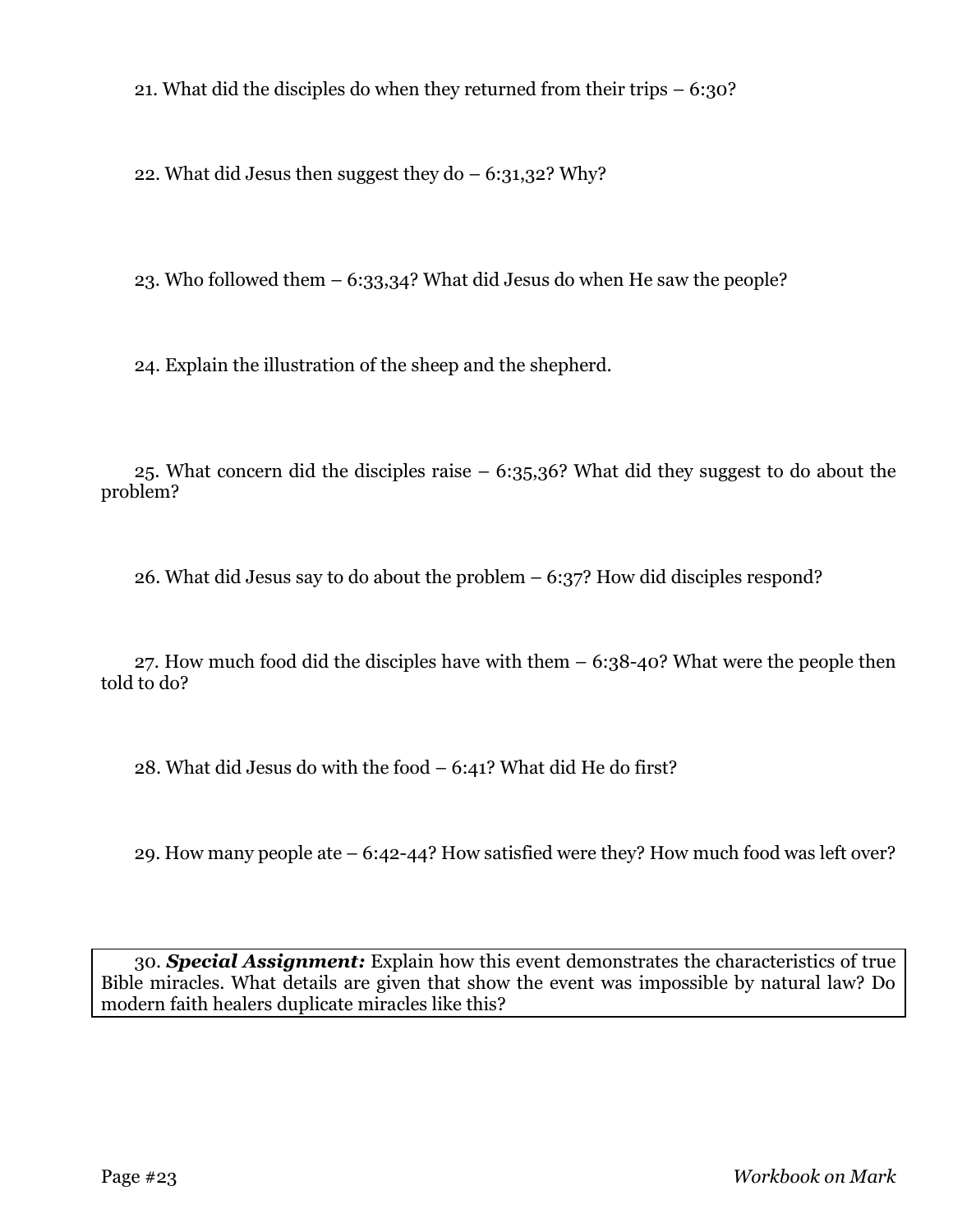21. What did the disciples do when they returned from their trips – 6:30?

22. What did Jesus then suggest they do – 6:31,32? Why?

23. Who followed them – 6:33,34? What did Jesus do when He saw the people?

24. Explain the illustration of the sheep and the shepherd.

25. What concern did the disciples raise – 6:35,36? What did they suggest to do about the problem?

26. What did Jesus say to do about the problem – 6:37? How did disciples respond?

27. How much food did the disciples have with them – 6:38-40? What were the people then told to do?

28. What did Jesus do with the food – 6:41? What did He do first?

29. How many people ate – 6:42-44? How satisfied were they? How much food was left over?

30. ***Special Assignment:*** Explain how this event demonstrates the characteristics of true Bible miracles. What details are given that show the event was impossible by natural law? Do modern faith healers duplicate miracles like this?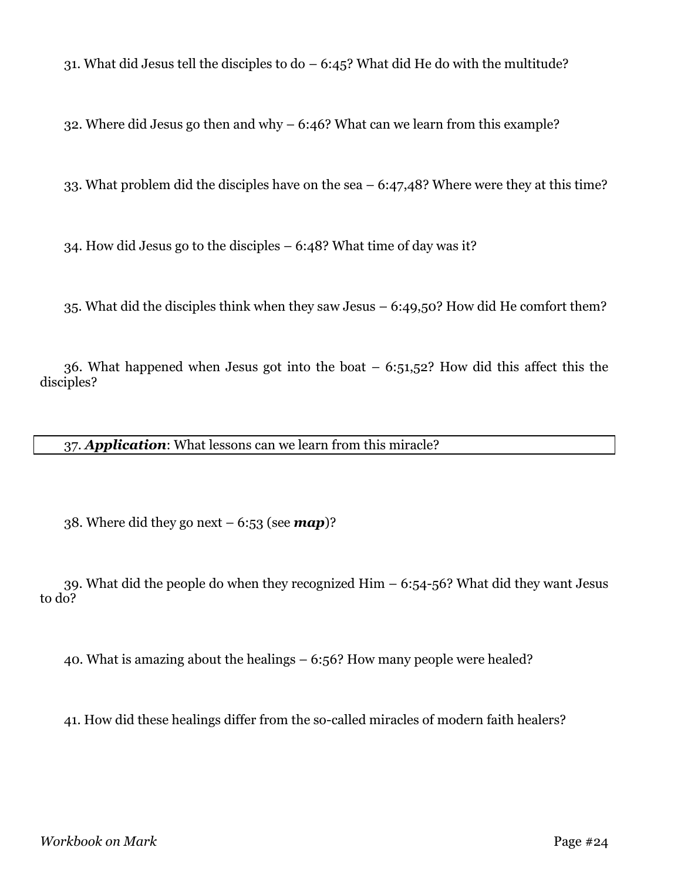31. What did Jesus tell the disciples to do – 6:45? What did He do with the multitude?

32. Where did Jesus go then and why – 6:46? What can we learn from this example?

33. What problem did the disciples have on the sea – 6:47,48? Where were they at this time?

34. How did Jesus go to the disciples – 6:48? What time of day was it?

35. What did the disciples think when they saw Jesus – 6:49,50? How did He comfort them?

36. What happened when Jesus got into the boat – 6:51,52? How did this affect this the disciples?

37. ***Application***: What lessons can we learn from this miracle?

38. Where did they go next – 6:53 (see ***map***)?

39. What did the people do when they recognized Him – 6:54-56? What did they want Jesus to do?

40. What is amazing about the healings – 6:56? How many people were healed?

41. How did these healings differ from the so-called miracles of modern faith healers?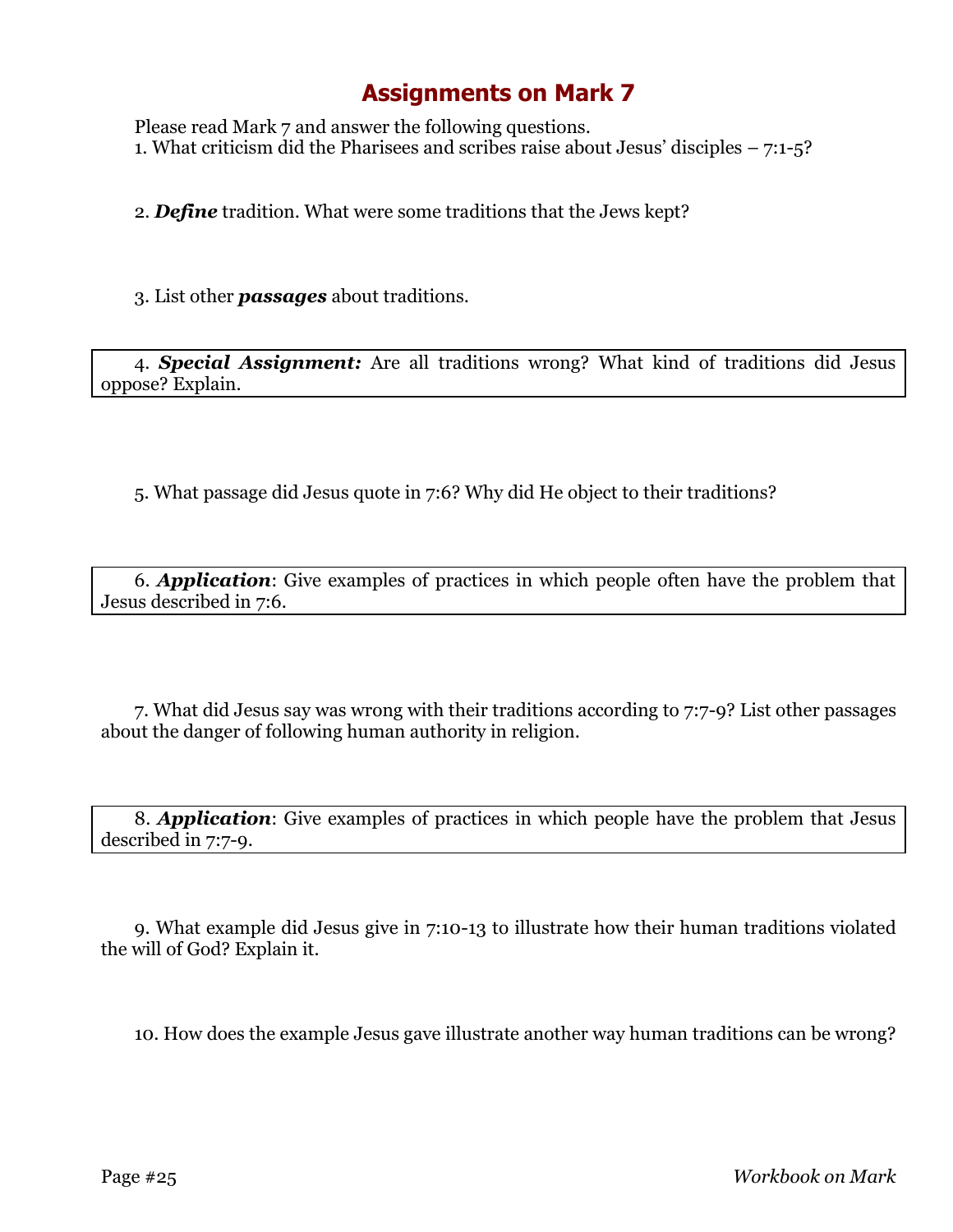# Assignments on Mark 7

Please read Mark 7 and answer the following questions.

1. What criticism did the Pharisees and scribes raise about Jesus' disciples – 7:1-5?

2. ***Define*** tradition. What were some traditions that the Jews kept?

3. List other ***passages*** about traditions.

4. ***Special Assignment:*** Are all traditions wrong? What kind of traditions did Jesus oppose? Explain.

5. What passage did Jesus quote in 7:6? Why did He object to their traditions?

6. ***Application***: Give examples of practices in which people often have the problem that Jesus described in 7:6.

7. What did Jesus say was wrong with their traditions according to 7:7-9? List other passages about the danger of following human authority in religion.

8. ***Application***: Give examples of practices in which people have the problem that Jesus described in 7:7-9.

9. What example did Jesus give in 7:10-13 to illustrate how their human traditions violated the will of God? Explain it.

10. How does the example Jesus gave illustrate another way human traditions can be wrong?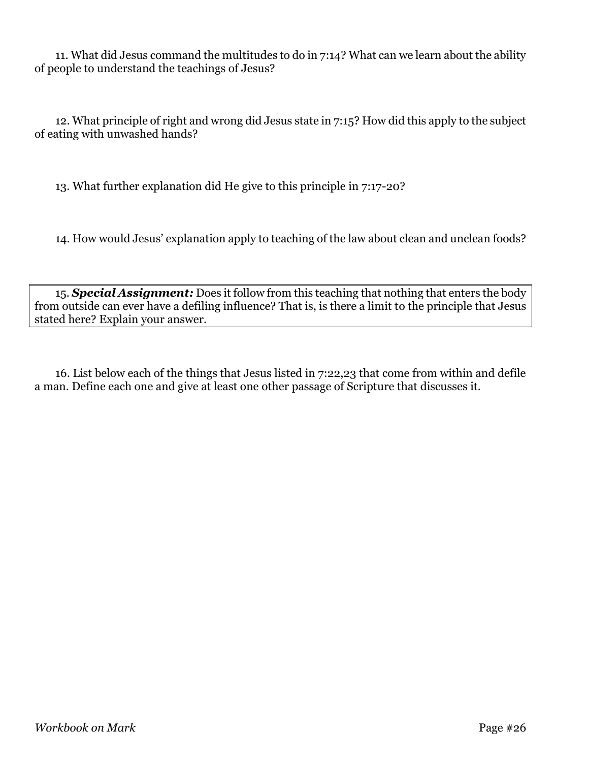11. What did Jesus command the multitudes to do in 7:14? What can we learn about the ability of people to understand the teachings of Jesus?

12. What principle of right and wrong did Jesus state in 7:15? How did this apply to the subject of eating with unwashed hands?

13. What further explanation did He give to this principle in 7:17-20?

14. How would Jesus' explanation apply to teaching of the law about clean and unclean foods?

15. ***Special Assignment:*** Does it follow from this teaching that nothing that enters the body from outside can ever have a defiling influence? That is, is there a limit to the principle that Jesus stated here? Explain your answer.

16. List below each of the things that Jesus listed in 7:22,23 that come from within and defile a man. Define each one and give at least one other passage of Scripture that discusses it.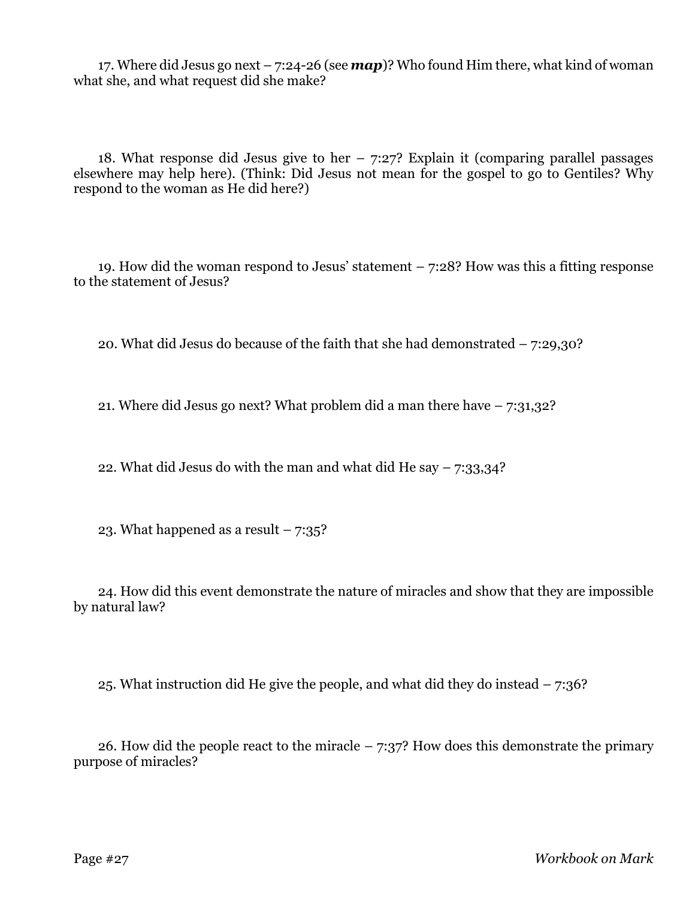17. Where did Jesus go next – 7:24-26 (see ***map***)? Who found Him there, what kind of woman what she, and what request did she make?

18. What response did Jesus give to her – 7:27? Explain it (comparing parallel passages elsewhere may help here). (Think: Did Jesus not mean for the gospel to go to Gentiles? Why respond to the woman as He did here?)

19. How did the woman respond to Jesus' statement – 7:28? How was this a fitting response to the statement of Jesus?

20. What did Jesus do because of the faith that she had demonstrated – 7:29,30?

21. Where did Jesus go next? What problem did a man there have – 7:31,32?

22. What did Jesus do with the man and what did He say – 7:33,34?

23. What happened as a result – 7:35?

24. How did this event demonstrate the nature of miracles and show that they are impossible by natural law?

25. What instruction did He give the people, and what did they do instead – 7:36?

26. How did the people react to the miracle – 7:37? How does this demonstrate the primary purpose of miracles?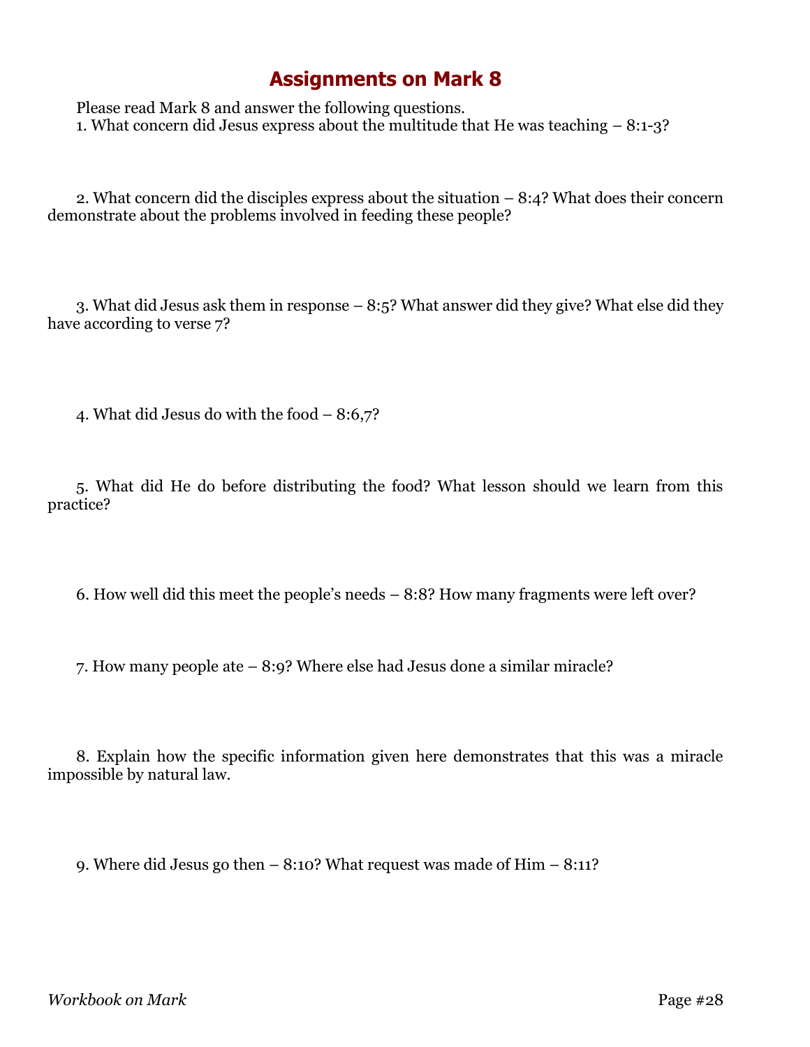# Assignments on Mark 8

Please read Mark 8 and answer the following questions.

1. What concern did Jesus express about the multitude that He was teaching – 8:1-3?

2. What concern did the disciples express about the situation – 8:4? What does their concern demonstrate about the problems involved in feeding these people?

3. What did Jesus ask them in response – 8:5? What answer did they give? What else did they have according to verse 7?

4. What did Jesus do with the food – 8:6,7?

5. What did He do before distributing the food? What lesson should we learn from this practice?

6. How well did this meet the people's needs – 8:8? How many fragments were left over?

7. How many people ate – 8:9? Where else had Jesus done a similar miracle?

8. Explain how the specific information given here demonstrates that this was a miracle impossible by natural law.

9. Where did Jesus go then – 8:10? What request was made of Him – 8:11?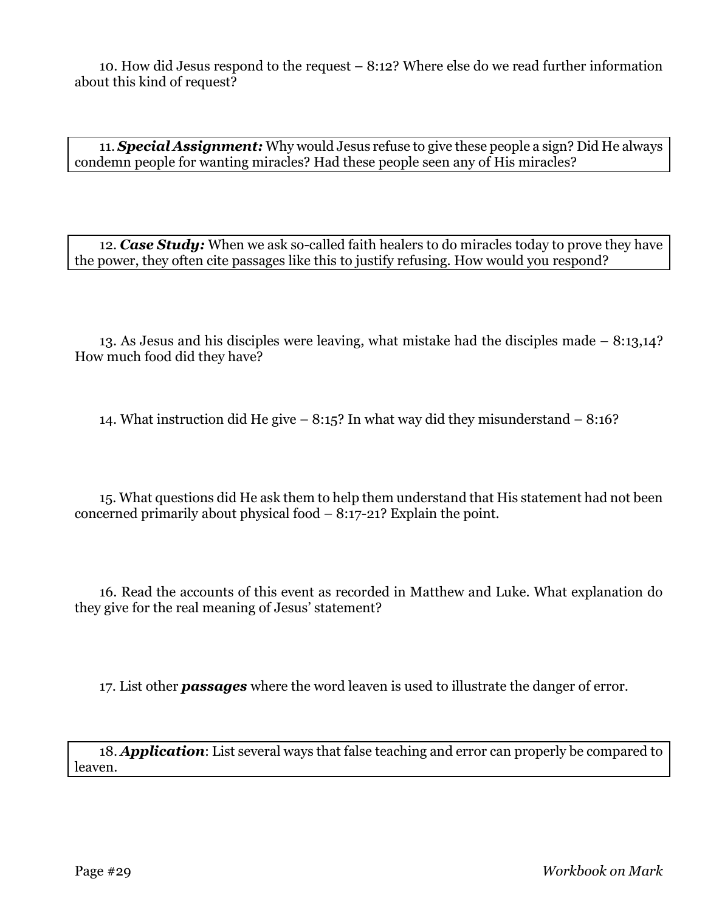10. How did Jesus respond to the request – 8:12? Where else do we read further information about this kind of request?

11. ***Special Assignment:*** Why would Jesus refuse to give these people a sign? Did He always condemn people for wanting miracles? Had these people seen any of His miracles?

12. ***Case Study:*** When we ask so-called faith healers to do miracles today to prove they have the power, they often cite passages like this to justify refusing. How would you respond?

13. As Jesus and his disciples were leaving, what mistake had the disciples made – 8:13,14? How much food did they have?

14. What instruction did He give – 8:15? In what way did they misunderstand – 8:16?

15. What questions did He ask them to help them understand that His statement had not been concerned primarily about physical food – 8:17-21? Explain the point.

16. Read the accounts of this event as recorded in Matthew and Luke. What explanation do they give for the real meaning of Jesus' statement?

17. List other ***passages*** where the word leaven is used to illustrate the danger of error.

18. ***Application***: List several ways that false teaching and error can properly be compared to leaven.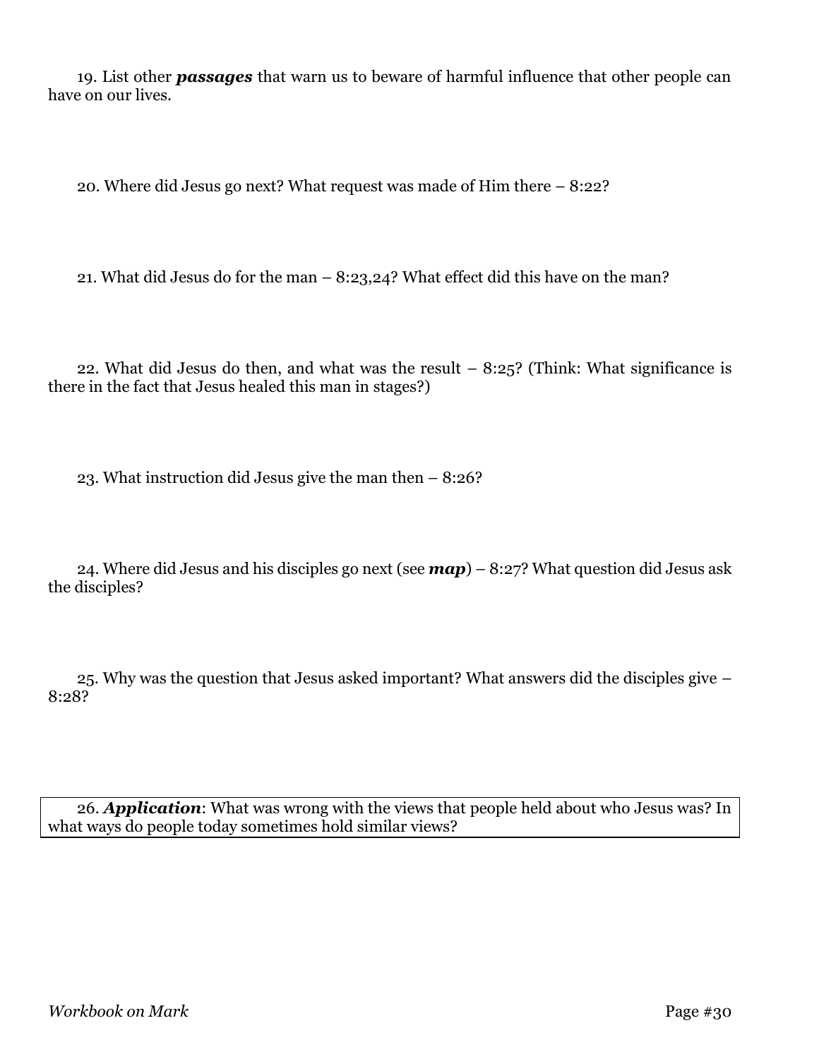19. List other ***passages*** that warn us to beware of harmful influence that other people can have on our lives.

20. Where did Jesus go next? What request was made of Him there – 8:22?

21. What did Jesus do for the man – 8:23,24? What effect did this have on the man?

22. What did Jesus do then, and what was the result – 8:25? (Think: What significance is there in the fact that Jesus healed this man in stages?)

23. What instruction did Jesus give the man then – 8:26?

24. Where did Jesus and his disciples go next (see ***map***) – 8:27? What question did Jesus ask the disciples?

25. Why was the question that Jesus asked important? What answers did the disciples give – 8:28?

26. ***Application***: What was wrong with the views that people held about who Jesus was? In what ways do people today sometimes hold similar views?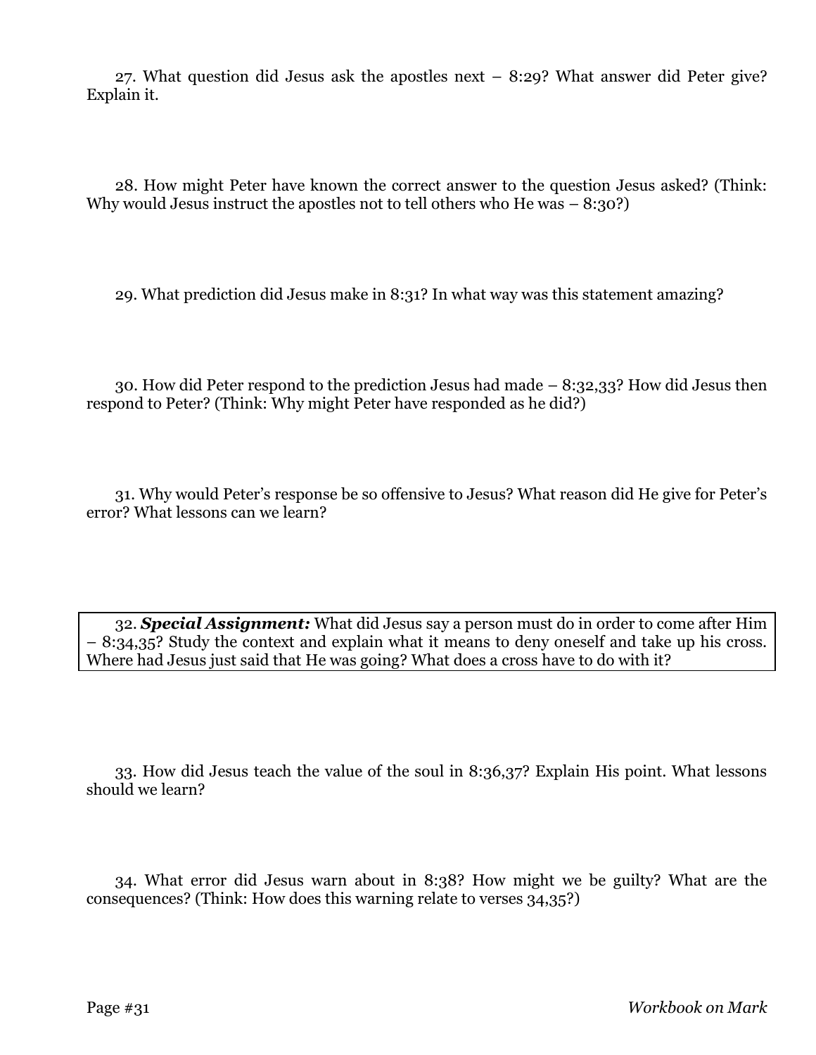27. What question did Jesus ask the apostles next – 8:29? What answer did Peter give? Explain it.

28. How might Peter have known the correct answer to the question Jesus asked? (Think: Why would Jesus instruct the apostles not to tell others who He was – 8:30?)

29. What prediction did Jesus make in 8:31? In what way was this statement amazing?

30. How did Peter respond to the prediction Jesus had made – 8:32,33? How did Jesus then respond to Peter? (Think: Why might Peter have responded as he did?)

31. Why would Peter's response be so offensive to Jesus? What reason did He give for Peter's error? What lessons can we learn?

32. ***Special Assignment:*** What did Jesus say a person must do in order to come after Him – 8:34,35? Study the context and explain what it means to deny oneself and take up his cross. Where had Jesus just said that He was going? What does a cross have to do with it?

33. How did Jesus teach the value of the soul in 8:36,37? Explain His point. What lessons should we learn?

34. What error did Jesus warn about in 8:38? How might we be guilty? What are the consequences? (Think: How does this warning relate to verses 34,35?)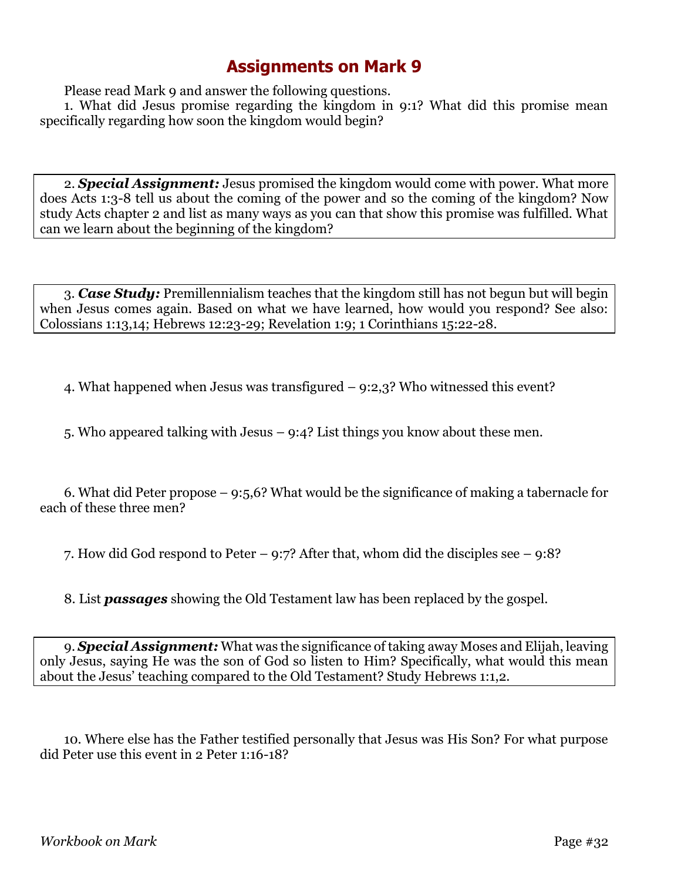# Assignments on Mark 9

Please read Mark 9 and answer the following questions.

1. What did Jesus promise regarding the kingdom in 9:1? What did this promise mean specifically regarding how soon the kingdom would begin?

2. ***Special Assignment:*** Jesus promised the kingdom would come with power. What more does Acts 1:3-8 tell us about the coming of the power and so the coming of the kingdom? Now study Acts chapter 2 and list as many ways as you can that show this promise was fulfilled. What can we learn about the beginning of the kingdom?

3. ***Case Study:*** Premillennialism teaches that the kingdom still has not begun but will begin when Jesus comes again. Based on what we have learned, how would you respond? See also: Colossians 1:13,14; Hebrews 12:23-29; Revelation 1:9; 1 Corinthians 15:22-28.

4. What happened when Jesus was transfigured – 9:2,3? Who witnessed this event?

5. Who appeared talking with Jesus – 9:4? List things you know about these men.

6. What did Peter propose – 9:5,6? What would be the significance of making a tabernacle for each of these three men?

7. How did God respond to Peter – 9:7? After that, whom did the disciples see – 9:8?

8. List ***passages*** showing the Old Testament law has been replaced by the gospel.

9. ***Special Assignment:*** What was the significance of taking away Moses and Elijah, leaving only Jesus, saying He was the son of God so listen to Him? Specifically, what would this mean about the Jesus' teaching compared to the Old Testament? Study Hebrews 1:1,2.

10. Where else has the Father testified personally that Jesus was His Son? For what purpose did Peter use this event in 2 Peter 1:16-18?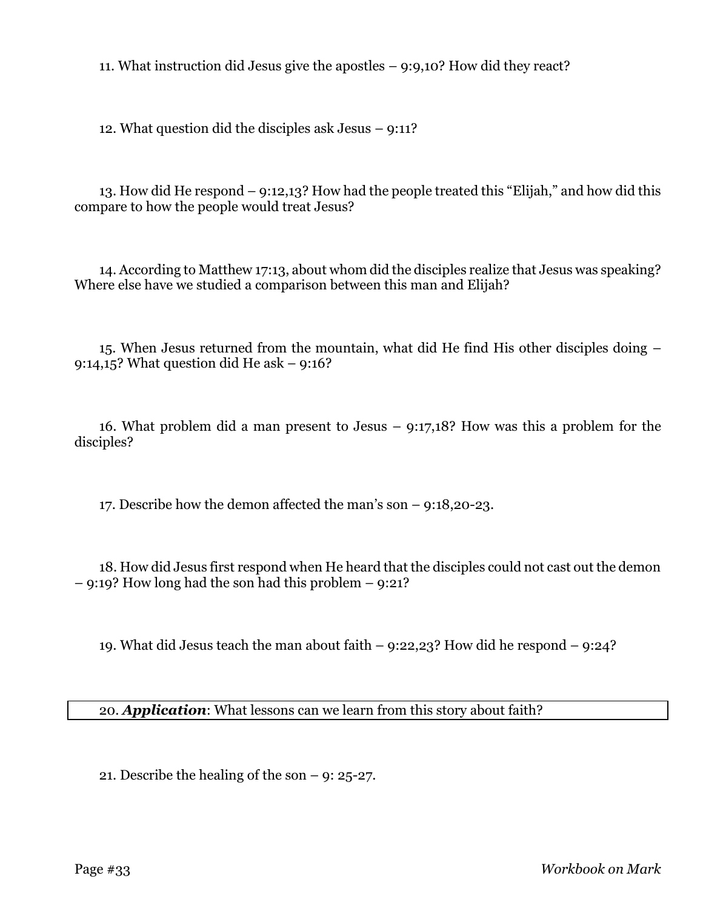11. What instruction did Jesus give the apostles – 9:9,10? How did they react?

12. What question did the disciples ask Jesus – 9:11?

13. How did He respond – 9:12,13? How had the people treated this "Elijah," and how did this compare to how the people would treat Jesus?

14. According to Matthew 17:13, about whom did the disciples realize that Jesus was speaking? Where else have we studied a comparison between this man and Elijah?

15. When Jesus returned from the mountain, what did He find His other disciples doing – 9:14,15? What question did He ask – 9:16?

16. What problem did a man present to Jesus – 9:17,18? How was this a problem for the disciples?

17. Describe how the demon affected the man's son – 9:18,20-23.

18. How did Jesus first respond when He heard that the disciples could not cast out the demon – 9:19? How long had the son had this problem – 9:21?

19. What did Jesus teach the man about faith – 9:22,23? How did he respond – 9:24?

20. ***Application***: What lessons can we learn from this story about faith?

21. Describe the healing of the son – 9: 25-27.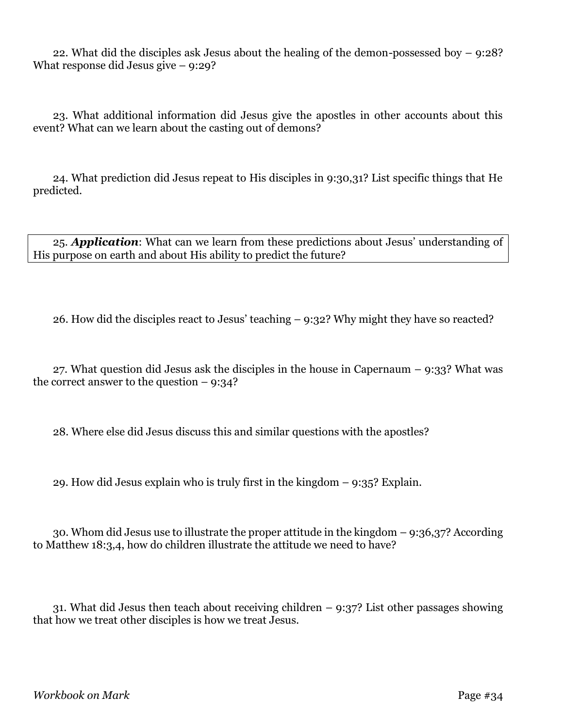22. What did the disciples ask Jesus about the healing of the demon-possessed boy – 9:28? What response did Jesus give – 9:29?

23. What additional information did Jesus give the apostles in other accounts about this event? What can we learn about the casting out of demons?

24. What prediction did Jesus repeat to His disciples in 9:30,31? List specific things that He predicted.

25. ***Application***: What can we learn from these predictions about Jesus' understanding of His purpose on earth and about His ability to predict the future?

26. How did the disciples react to Jesus' teaching – 9:32? Why might they have so reacted?

27. What question did Jesus ask the disciples in the house in Capernaum – 9:33? What was the correct answer to the question – 9:34?

28. Where else did Jesus discuss this and similar questions with the apostles?

29. How did Jesus explain who is truly first in the kingdom – 9:35? Explain.

30. Whom did Jesus use to illustrate the proper attitude in the kingdom – 9:36,37? According to Matthew 18:3,4, how do children illustrate the attitude we need to have?

31. What did Jesus then teach about receiving children – 9:37? List other passages showing that how we treat other disciples is how we treat Jesus.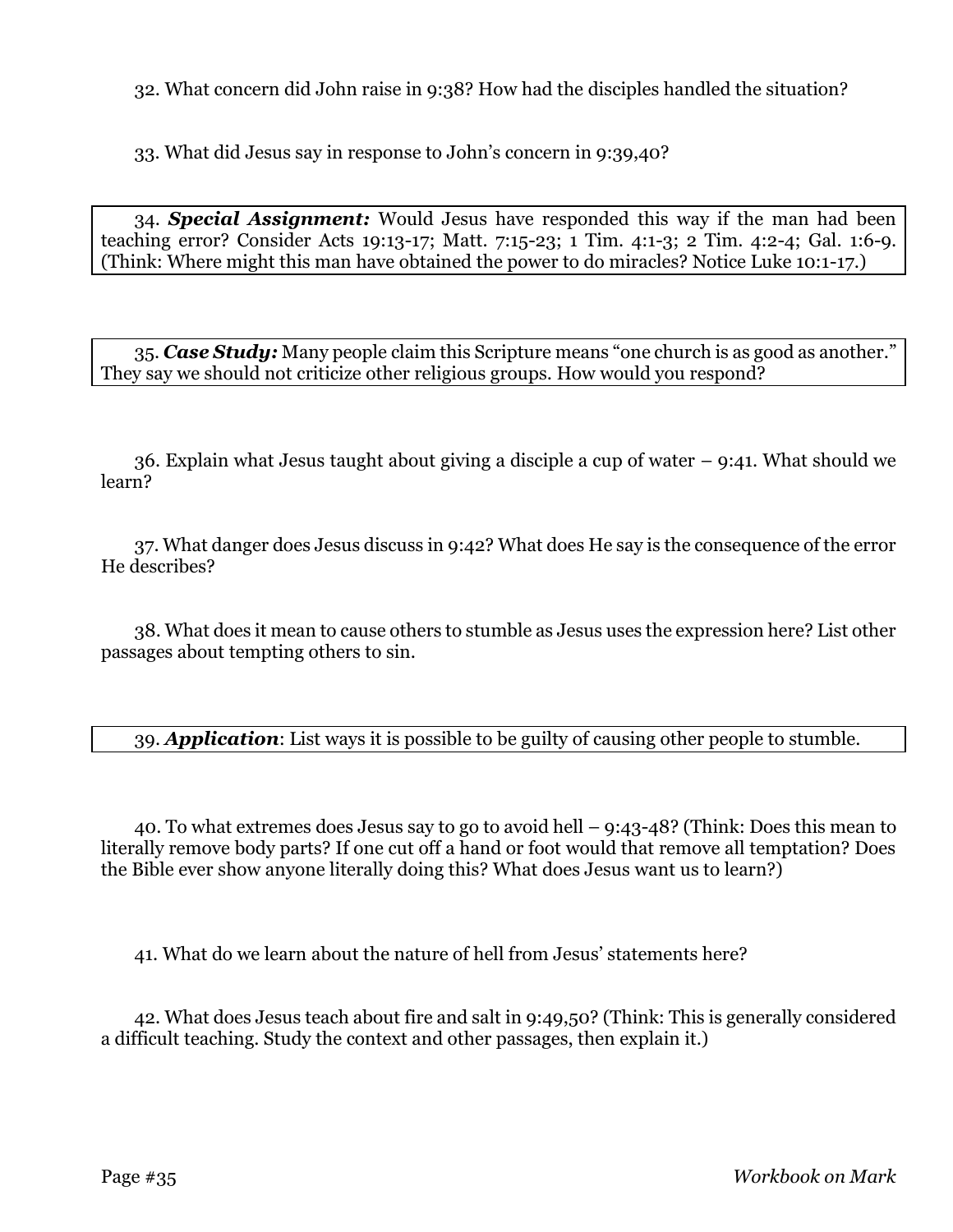32. What concern did John raise in 9:38? How had the disciples handled the situation?

33. What did Jesus say in response to John's concern in 9:39,40?

34. ***Special Assignment:*** Would Jesus have responded this way if the man had been teaching error? Consider Acts 19:13-17; Matt. 7:15-23; 1 Tim. 4:1-3; 2 Tim. 4:2-4; Gal. 1:6-9. (Think: Where might this man have obtained the power to do miracles? Notice Luke 10:1-17.)

35. ***Case Study:*** Many people claim this Scripture means "one church is as good as another." They say we should not criticize other religious groups. How would you respond?

36. Explain what Jesus taught about giving a disciple a cup of water – 9:41. What should we learn?

37. What danger does Jesus discuss in 9:42? What does He say is the consequence of the error He describes?

38. What does it mean to cause others to stumble as Jesus uses the expression here? List other passages about tempting others to sin.

39. ***Application***: List ways it is possible to be guilty of causing other people to stumble.

40. To what extremes does Jesus say to go to avoid hell – 9:43-48? (Think: Does this mean to literally remove body parts? If one cut off a hand or foot would that remove all temptation? Does the Bible ever show anyone literally doing this? What does Jesus want us to learn?)

41. What do we learn about the nature of hell from Jesus' statements here?

42. What does Jesus teach about fire and salt in 9:49,50? (Think: This is generally considered a difficult teaching. Study the context and other passages, then explain it.)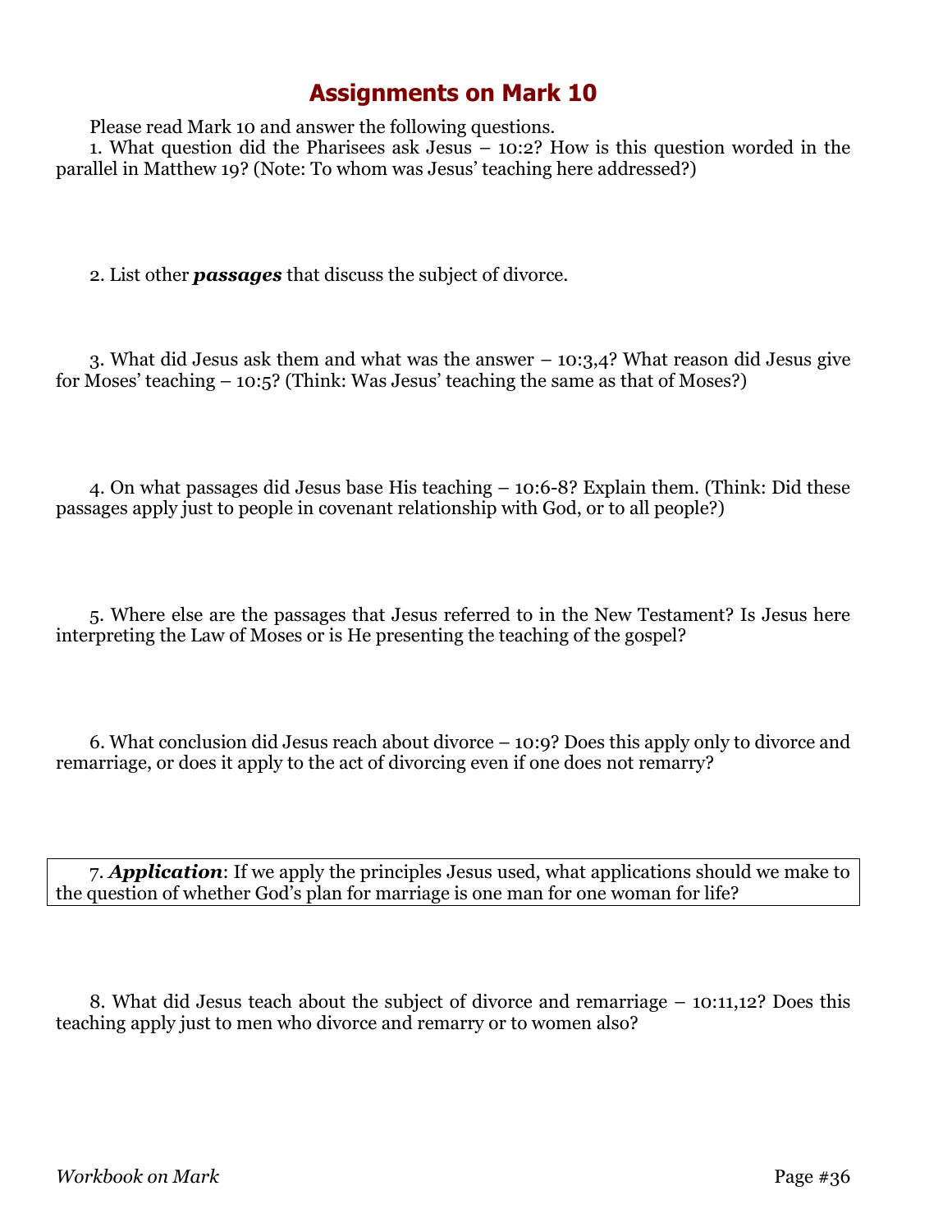# Assignments on Mark 10

Please read Mark 10 and answer the following questions.

1. What question did the Pharisees ask Jesus – 10:2? How is this question worded in the parallel in Matthew 19? (Note: To whom was Jesus' teaching here addressed?)

2. List other ***passages*** that discuss the subject of divorce.

3. What did Jesus ask them and what was the answer – 10:3,4? What reason did Jesus give for Moses' teaching – 10:5? (Think: Was Jesus' teaching the same as that of Moses?)

4. On what passages did Jesus base His teaching – 10:6-8? Explain them. (Think: Did these passages apply just to people in covenant relationship with God, or to all people?)

5. Where else are the passages that Jesus referred to in the New Testament? Is Jesus here interpreting the Law of Moses or is He presenting the teaching of the gospel?

6. What conclusion did Jesus reach about divorce – 10:9? Does this apply only to divorce and remarriage, or does it apply to the act of divorcing even if one does not remarry?

7. ***Application***: If we apply the principles Jesus used, what applications should we make to the question of whether God's plan for marriage is one man for one woman for life?

8. What did Jesus teach about the subject of divorce and remarriage – 10:11,12? Does this teaching apply just to men who divorce and remarry or to women also?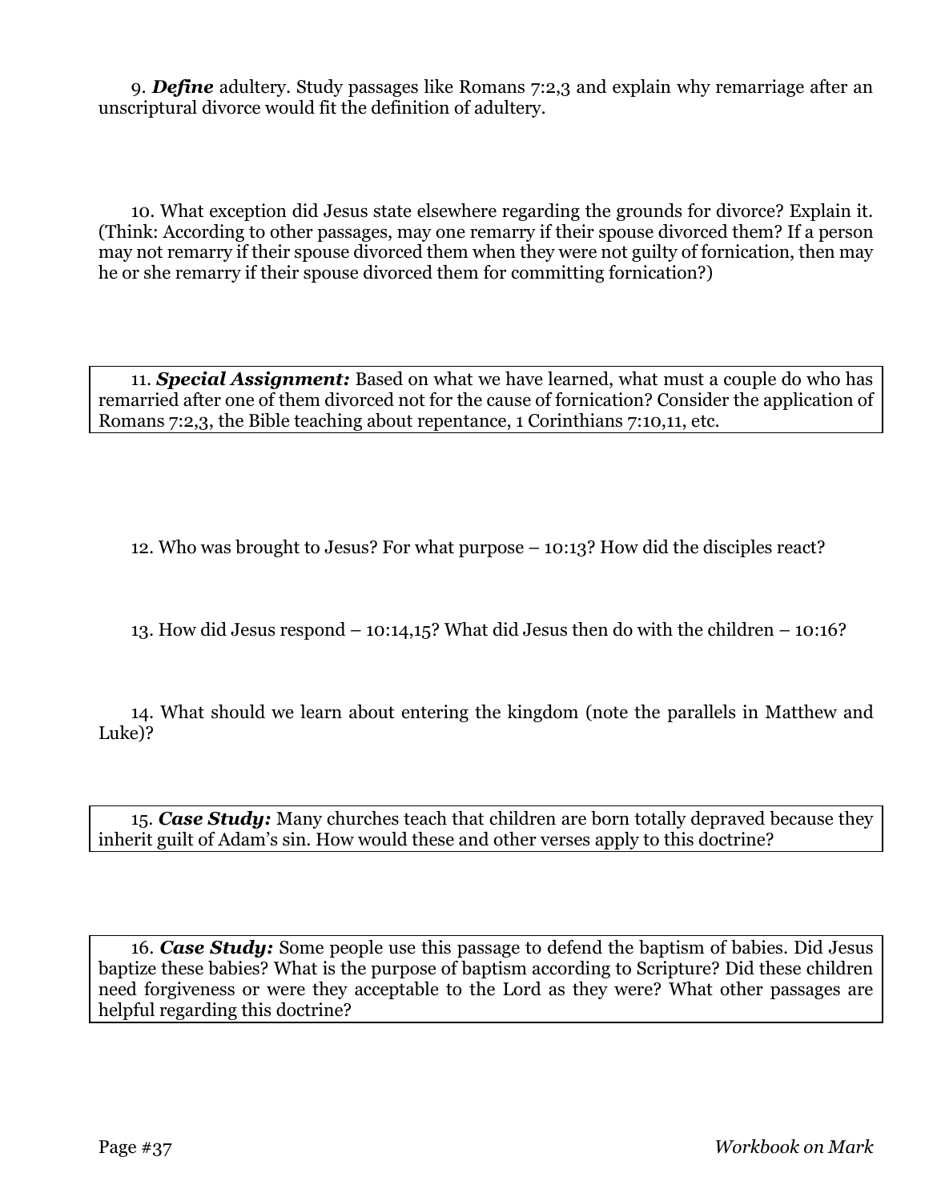9. ***Define*** adultery. Study passages like Romans 7:2,3 and explain why remarriage after an unscriptural divorce would fit the definition of adultery.

10. What exception did Jesus state elsewhere regarding the grounds for divorce? Explain it. (Think: According to other passages, may one remarry if their spouse divorced them? If a person may not remarry if their spouse divorced them when they were not guilty of fornication, then may he or she remarry if their spouse divorced them for committing fornication?)

11. ***Special Assignment:*** Based on what we have learned, what must a couple do who has remarried after one of them divorced not for the cause of fornication? Consider the application of Romans 7:2,3, the Bible teaching about repentance, 1 Corinthians 7:10,11, etc.

12. Who was brought to Jesus? For what purpose – 10:13? How did the disciples react?

13. How did Jesus respond – 10:14,15? What did Jesus then do with the children – 10:16?

14. What should we learn about entering the kingdom (note the parallels in Matthew and Luke)?

15. ***Case Study:*** Many churches teach that children are born totally depraved because they inherit guilt of Adam's sin. How would these and other verses apply to this doctrine?

16. ***Case Study:*** Some people use this passage to defend the baptism of babies. Did Jesus baptize these babies? What is the purpose of baptism according to Scripture? Did these children need forgiveness or were they acceptable to the Lord as they were? What other passages are helpful regarding this doctrine?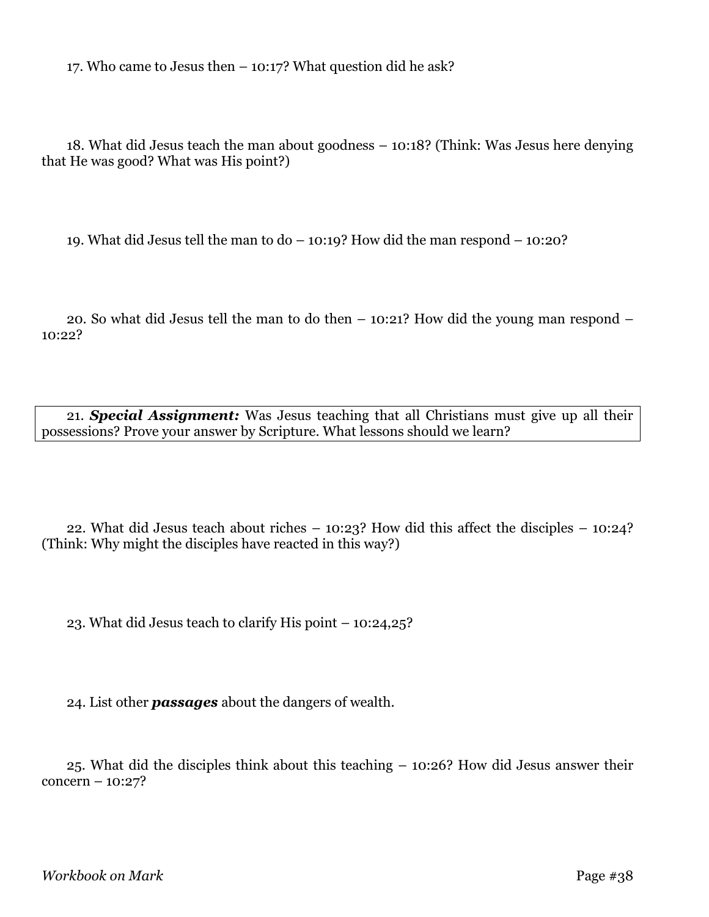17. Who came to Jesus then – 10:17? What question did he ask?

18. What did Jesus teach the man about goodness – 10:18? (Think: Was Jesus here denying that He was good? What was His point?)

19. What did Jesus tell the man to do – 10:19? How did the man respond – 10:20?

20. So what did Jesus tell the man to do then – 10:21? How did the young man respond – 10:22?

21. ***Special Assignment:*** Was Jesus teaching that all Christians must give up all their possessions? Prove your answer by Scripture. What lessons should we learn?

22. What did Jesus teach about riches – 10:23? How did this affect the disciples – 10:24? (Think: Why might the disciples have reacted in this way?)

23. What did Jesus teach to clarify His point – 10:24,25?

24. List other ***passages*** about the dangers of wealth.

25. What did the disciples think about this teaching – 10:26? How did Jesus answer their concern – 10:27?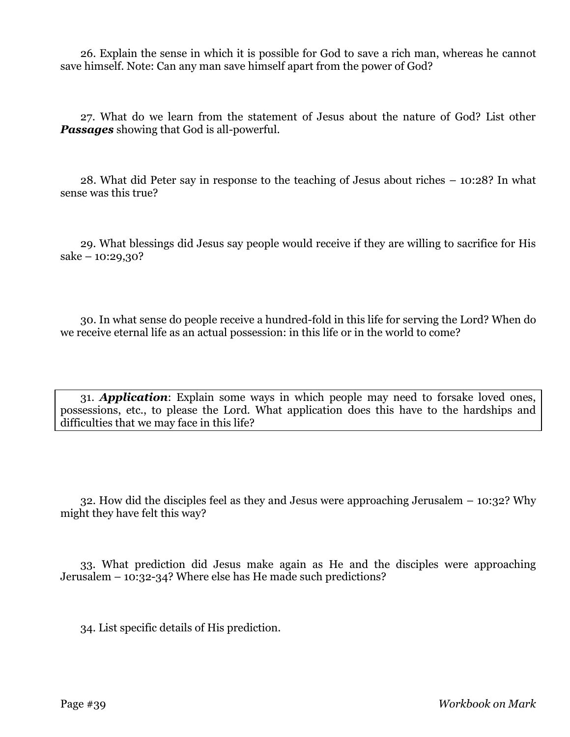26. Explain the sense in which it is possible for God to save a rich man, whereas he cannot save himself. Note: Can any man save himself apart from the power of God?

27. What do we learn from the statement of Jesus about the nature of God? List other ***Passages*** showing that God is all-powerful.

28. What did Peter say in response to the teaching of Jesus about riches – 10:28? In what sense was this true?

29. What blessings did Jesus say people would receive if they are willing to sacrifice for His sake – 10:29,30?

30. In what sense do people receive a hundred-fold in this life for serving the Lord? When do we receive eternal life as an actual possession: in this life or in the world to come?

31. ***Application***: Explain some ways in which people may need to forsake loved ones, possessions, etc., to please the Lord. What application does this have to the hardships and difficulties that we may face in this life?

32. How did the disciples feel as they and Jesus were approaching Jerusalem – 10:32? Why might they have felt this way?

33. What prediction did Jesus make again as He and the disciples were approaching Jerusalem – 10:32-34? Where else has He made such predictions?

34. List specific details of His prediction.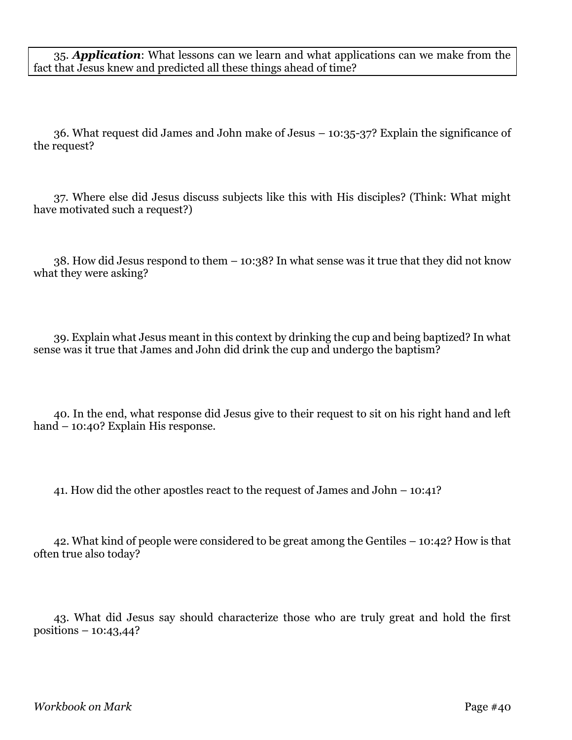35. ***Application***: What lessons can we learn and what applications can we make from the fact that Jesus knew and predicted all these things ahead of time?

36. What request did James and John make of Jesus – 10:35-37? Explain the significance of the request?

37. Where else did Jesus discuss subjects like this with His disciples? (Think: What might have motivated such a request?)

38. How did Jesus respond to them – 10:38? In what sense was it true that they did not know what they were asking?

39. Explain what Jesus meant in this context by drinking the cup and being baptized? In what sense was it true that James and John did drink the cup and undergo the baptism?

40. In the end, what response did Jesus give to their request to sit on his right hand and left hand – 10:40? Explain His response.

41. How did the other apostles react to the request of James and John – 10:41?

42. What kind of people were considered to be great among the Gentiles – 10:42? How is that often true also today?

43. What did Jesus say should characterize those who are truly great and hold the first positions – 10:43,44?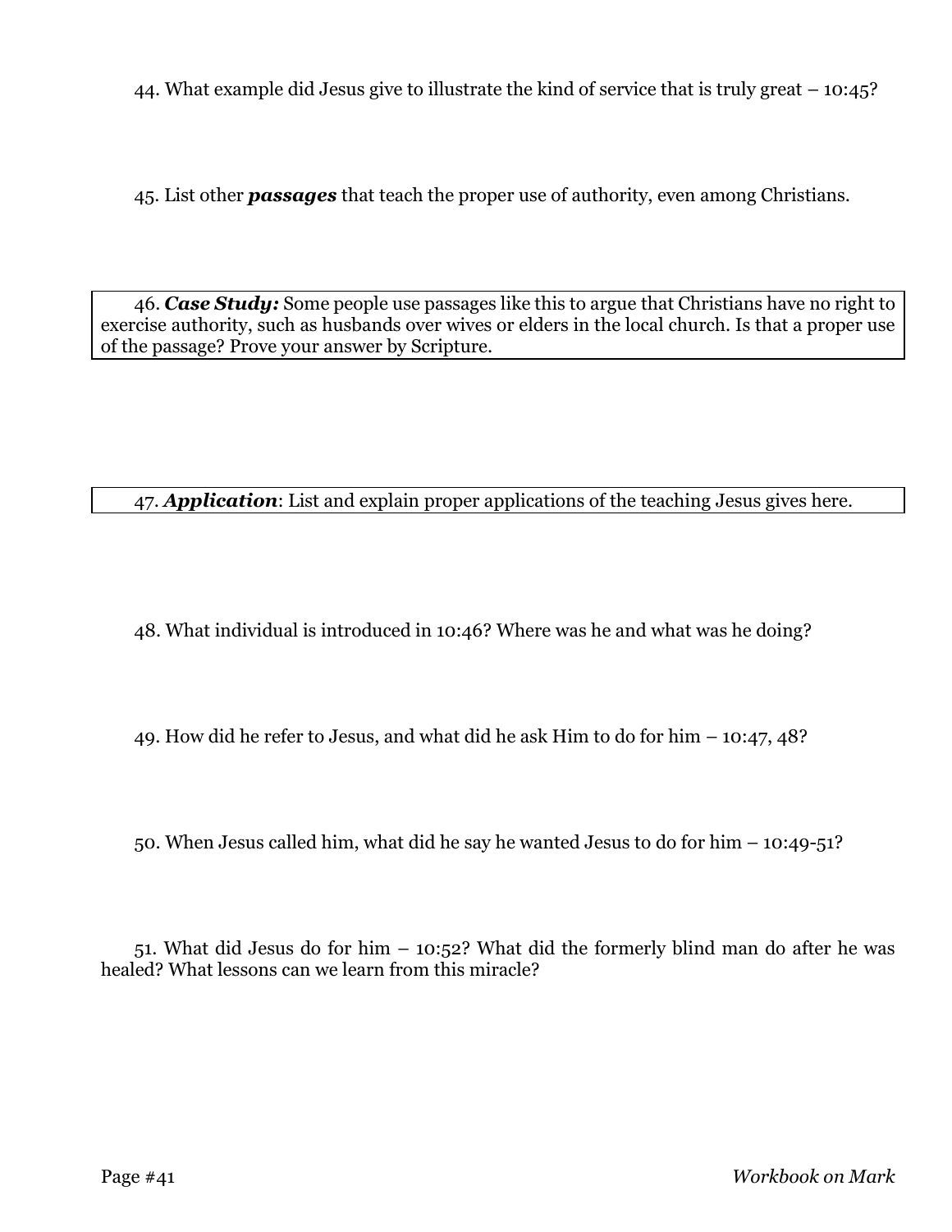44. What example did Jesus give to illustrate the kind of service that is truly great – 10:45?

45. List other ***passages*** that teach the proper use of authority, even among Christians.

46. ***Case Study:*** Some people use passages like this to argue that Christians have no right to exercise authority, such as husbands over wives or elders in the local church. Is that a proper use of the passage? Prove your answer by Scripture.

47. ***Application***: List and explain proper applications of the teaching Jesus gives here.

48. What individual is introduced in 10:46? Where was he and what was he doing?

49. How did he refer to Jesus, and what did he ask Him to do for him – 10:47, 48?

50. When Jesus called him, what did he say he wanted Jesus to do for him – 10:49-51?

51. What did Jesus do for him – 10:52? What did the formerly blind man do after he was healed? What lessons can we learn from this miracle?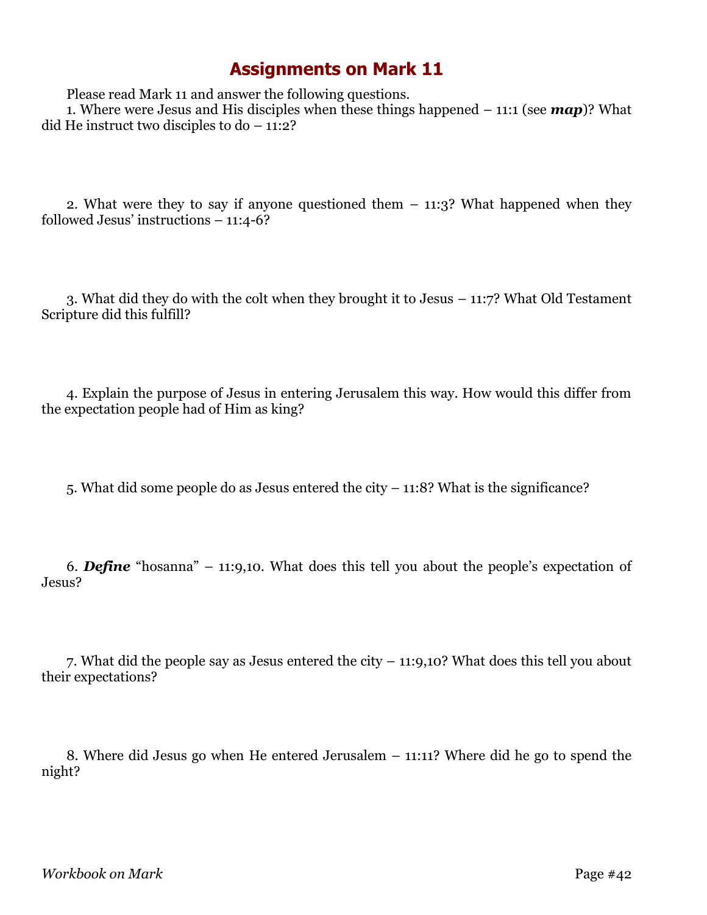# Assignments on Mark 11

Please read Mark 11 and answer the following questions.

1. Where were Jesus and His disciples when these things happened – 11:1 (see ***map***)? What did He instruct two disciples to do – 11:2?

2. What were they to say if anyone questioned them – 11:3? What happened when they followed Jesus' instructions – 11:4-6?

3. What did they do with the colt when they brought it to Jesus – 11:7? What Old Testament Scripture did this fulfill?

4. Explain the purpose of Jesus in entering Jerusalem this way. How would this differ from the expectation people had of Him as king?

5. What did some people do as Jesus entered the city – 11:8? What is the significance?

6. ***Define*** "hosanna" – 11:9,10. What does this tell you about the people's expectation of Jesus?

7. What did the people say as Jesus entered the city – 11:9,10? What does this tell you about their expectations?

8. Where did Jesus go when He entered Jerusalem – 11:11? Where did he go to spend the night?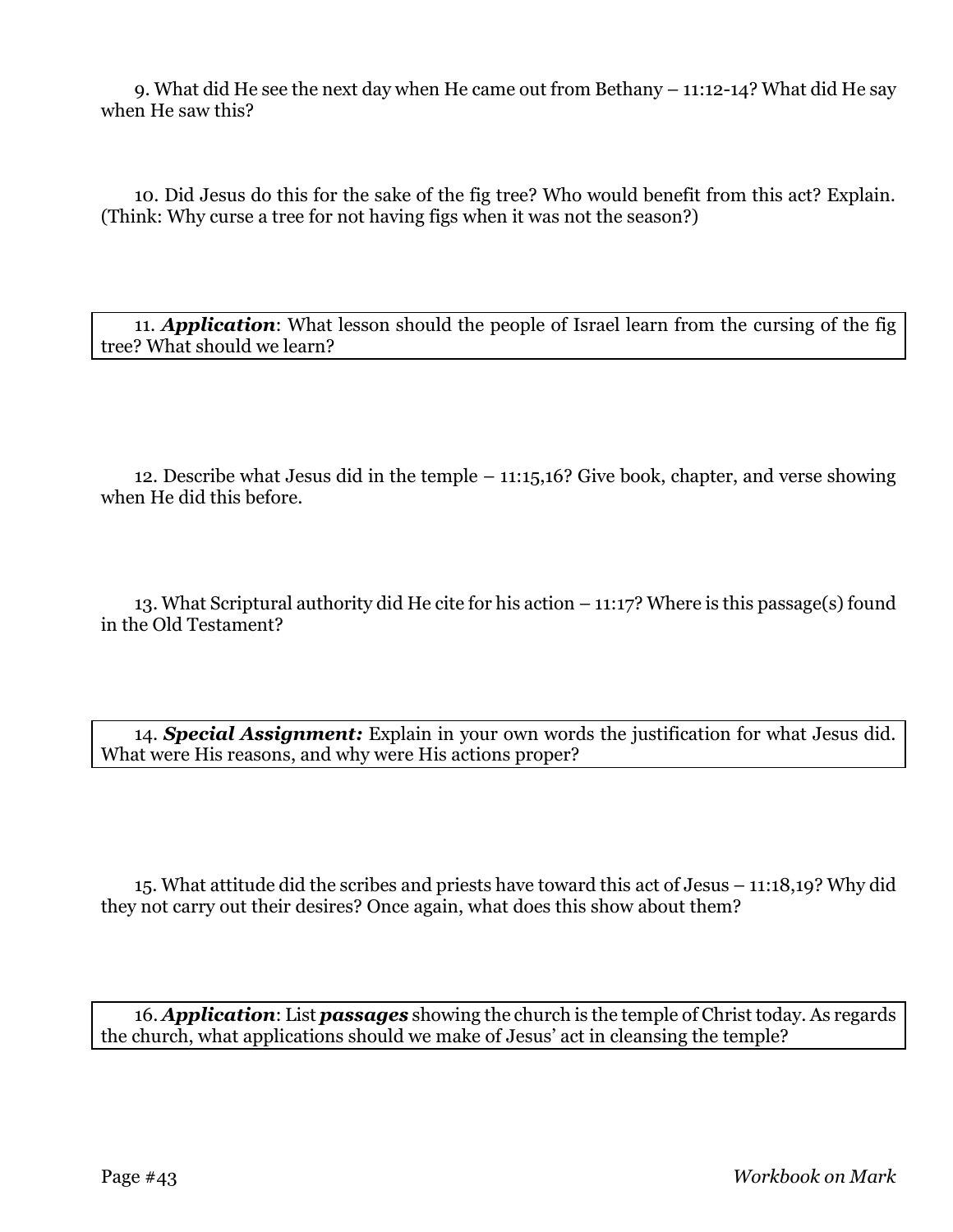9. What did He see the next day when He came out from Bethany – 11:12-14? What did He say when He saw this?

10. Did Jesus do this for the sake of the fig tree? Who would benefit from this act? Explain. (Think: Why curse a tree for not having figs when it was not the season?)

11. ***Application***: What lesson should the people of Israel learn from the cursing of the fig tree? What should we learn?

12. Describe what Jesus did in the temple – 11:15,16? Give book, chapter, and verse showing when He did this before.

13. What Scriptural authority did He cite for his action – 11:17? Where is this passage(s) found in the Old Testament?

14. ***Special Assignment:*** Explain in your own words the justification for what Jesus did. What were His reasons, and why were His actions proper?

15. What attitude did the scribes and priests have toward this act of Jesus – 11:18,19? Why did they not carry out their desires? Once again, what does this show about them?

16. ***Application***: List ***passages*** showing the church is the temple of Christ today. As regards the church, what applications should we make of Jesus' act in cleansing the temple?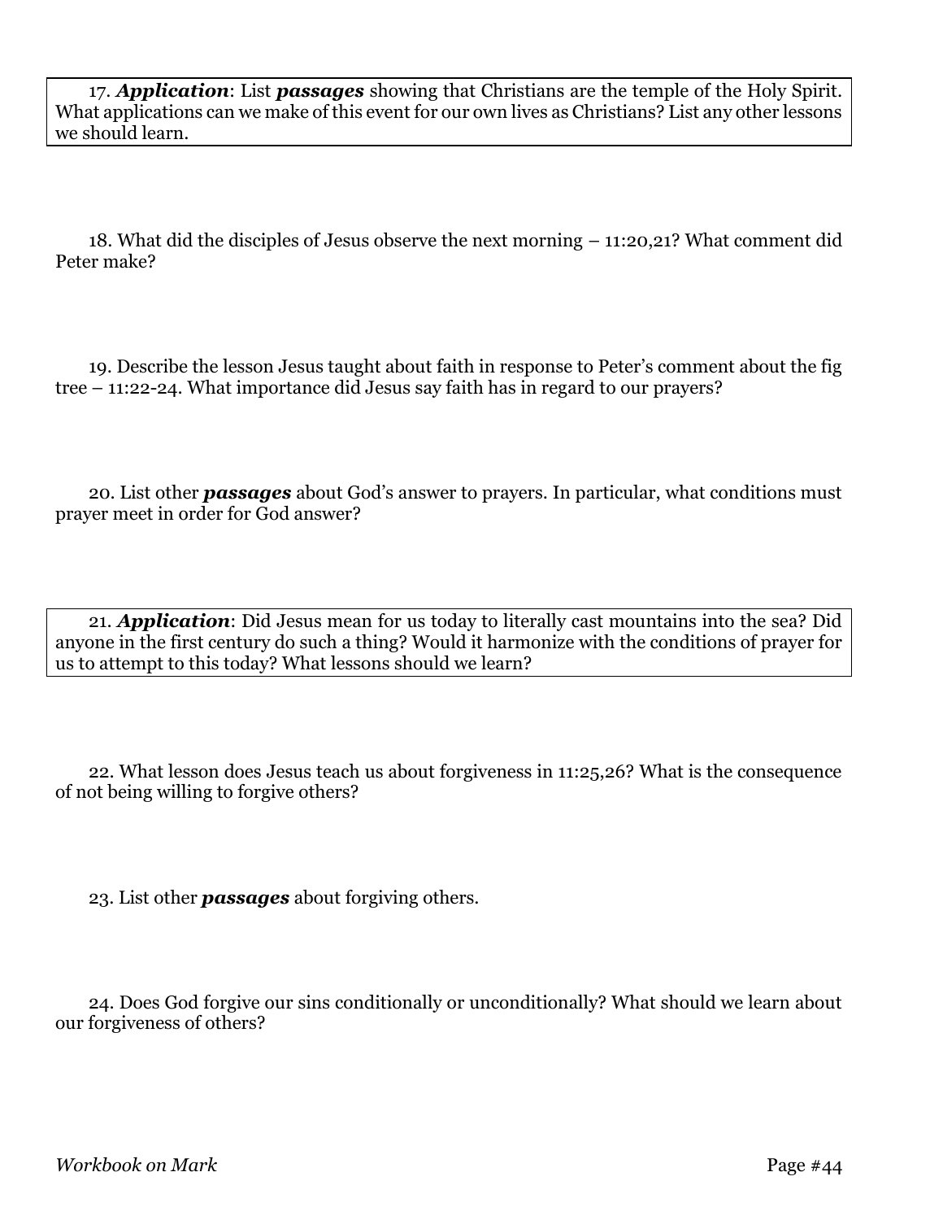17. ***Application***: List ***passages*** showing that Christians are the temple of the Holy Spirit. What applications can we make of this event for our own lives as Christians? List any other lessons we should learn.

18. What did the disciples of Jesus observe the next morning – 11:20,21? What comment did Peter make?

19. Describe the lesson Jesus taught about faith in response to Peter's comment about the fig tree – 11:22-24. What importance did Jesus say faith has in regard to our prayers?

20. List other ***passages*** about God's answer to prayers. In particular, what conditions must prayer meet in order for God answer?

21. ***Application***: Did Jesus mean for us today to literally cast mountains into the sea? Did anyone in the first century do such a thing? Would it harmonize with the conditions of prayer for us to attempt to this today? What lessons should we learn?

22. What lesson does Jesus teach us about forgiveness in 11:25,26? What is the consequence of not being willing to forgive others?

23. List other ***passages*** about forgiving others.

24. Does God forgive our sins conditionally or unconditionally? What should we learn about our forgiveness of others?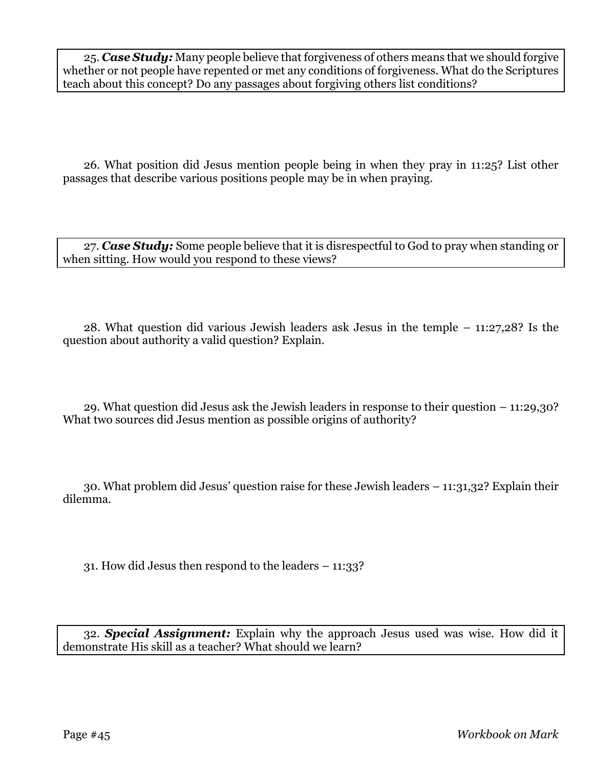25. ***Case Study:*** Many people believe that forgiveness of others means that we should forgive whether or not people have repented or met any conditions of forgiveness. What do the Scriptures teach about this concept? Do any passages about forgiving others list conditions?

26. What position did Jesus mention people being in when they pray in 11:25? List other passages that describe various positions people may be in when praying.

27. ***Case Study:*** Some people believe that it is disrespectful to God to pray when standing or when sitting. How would you respond to these views?

28. What question did various Jewish leaders ask Jesus in the temple – 11:27,28? Is the question about authority a valid question? Explain.

29. What question did Jesus ask the Jewish leaders in response to their question – 11:29,30? What two sources did Jesus mention as possible origins of authority?

30. What problem did Jesus' question raise for these Jewish leaders – 11:31,32? Explain their dilemma.

31. How did Jesus then respond to the leaders – 11:33?

32. ***Special Assignment:*** Explain why the approach Jesus used was wise. How did it demonstrate His skill as a teacher? What should we learn?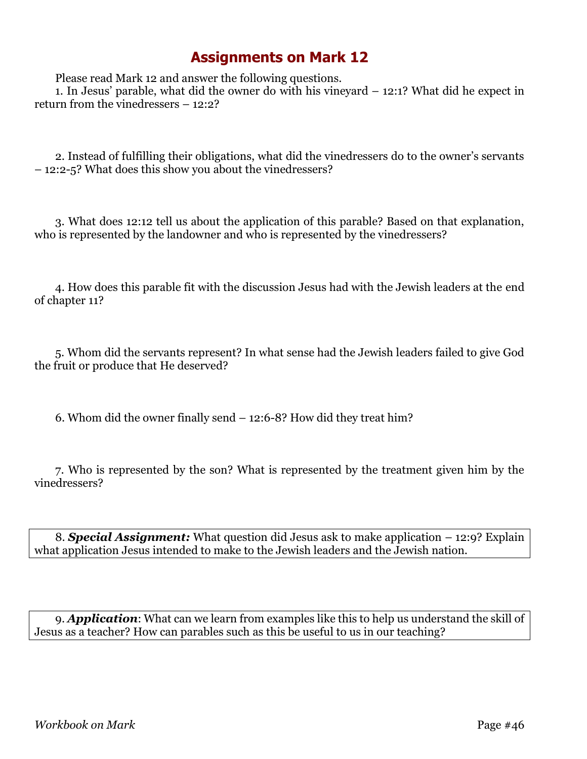# Assignments on Mark 12

Please read Mark 12 and answer the following questions.

1. In Jesus' parable, what did the owner do with his vineyard – 12:1? What did he expect in return from the vinedressers – 12:2?

2. Instead of fulfilling their obligations, what did the vinedressers do to the owner's servants – 12:2-5? What does this show you about the vinedressers?

3. What does 12:12 tell us about the application of this parable? Based on that explanation, who is represented by the landowner and who is represented by the vinedressers?

4. How does this parable fit with the discussion Jesus had with the Jewish leaders at the end of chapter 11?

5. Whom did the servants represent? In what sense had the Jewish leaders failed to give God the fruit or produce that He deserved?

6. Whom did the owner finally send – 12:6-8? How did they treat him?

7. Who is represented by the son? What is represented by the treatment given him by the vinedressers?

8. ***Special Assignment:*** What question did Jesus ask to make application – 12:9? Explain what application Jesus intended to make to the Jewish leaders and the Jewish nation.

9. ***Application***: What can we learn from examples like this to help us understand the skill of Jesus as a teacher? How can parables such as this be useful to us in our teaching?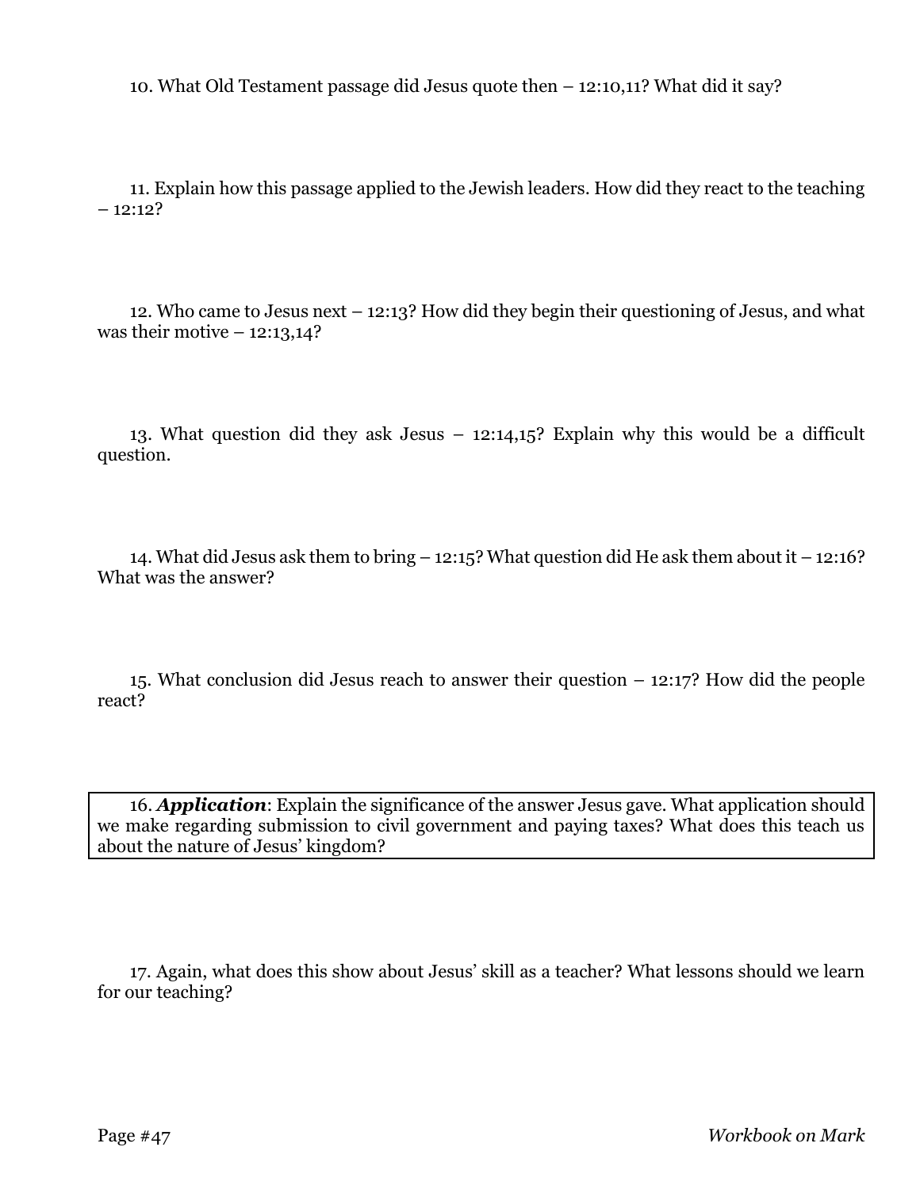10. What Old Testament passage did Jesus quote then – 12:10,11? What did it say?

11. Explain how this passage applied to the Jewish leaders. How did they react to the teaching – 12:12?

12. Who came to Jesus next – 12:13? How did they begin their questioning of Jesus, and what was their motive – 12:13,14?

13. What question did they ask Jesus – 12:14,15? Explain why this would be a difficult question.

14. What did Jesus ask them to bring – 12:15? What question did He ask them about it – 12:16? What was the answer?

15. What conclusion did Jesus reach to answer their question – 12:17? How did the people react?

16. ***Application***: Explain the significance of the answer Jesus gave. What application should we make regarding submission to civil government and paying taxes? What does this teach us about the nature of Jesus' kingdom?

17. Again, what does this show about Jesus' skill as a teacher? What lessons should we learn for our teaching?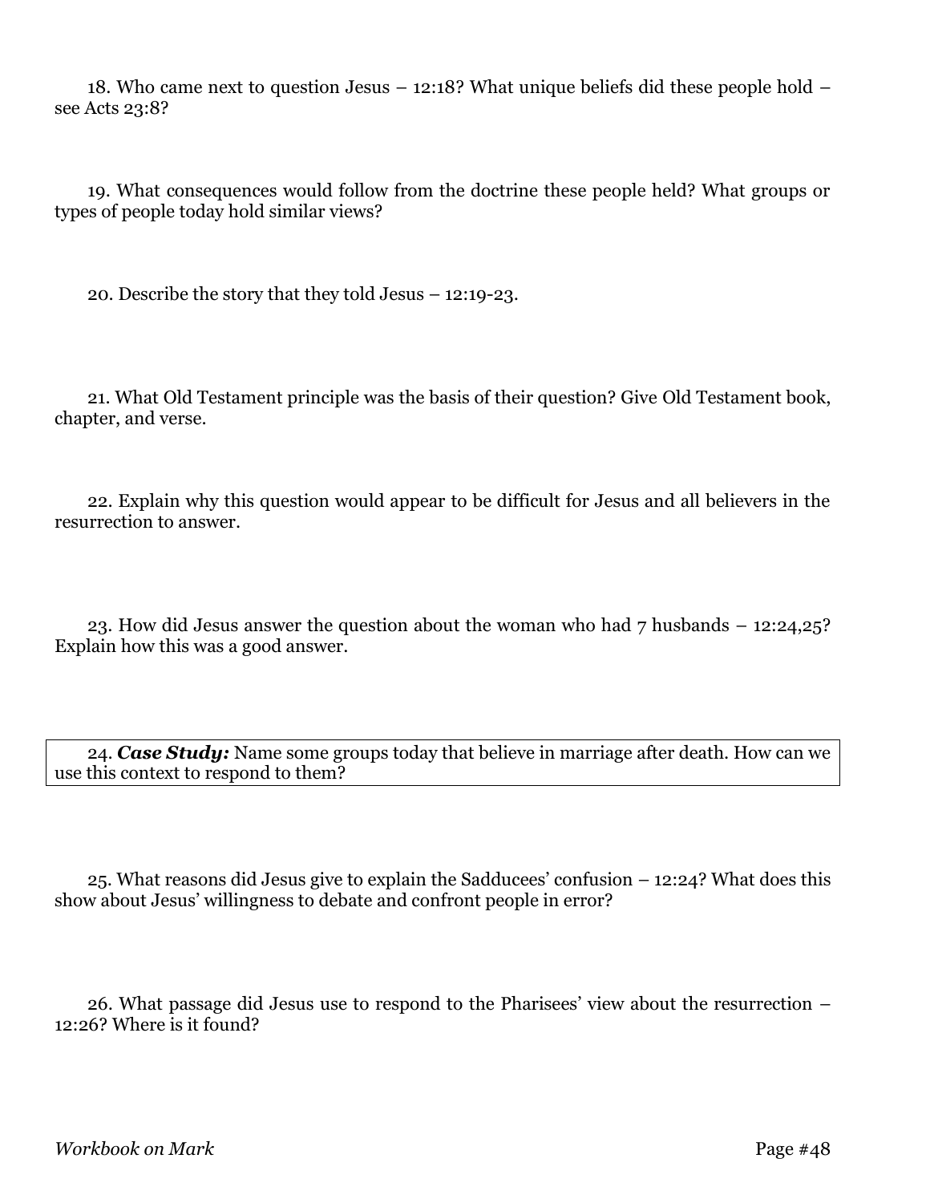18. Who came next to question Jesus – 12:18? What unique beliefs did these people hold – see Acts 23:8?

19. What consequences would follow from the doctrine these people held? What groups or types of people today hold similar views?

20. Describe the story that they told Jesus – 12:19-23.

21. What Old Testament principle was the basis of their question? Give Old Testament book, chapter, and verse.

22. Explain why this question would appear to be difficult for Jesus and all believers in the resurrection to answer.

23. How did Jesus answer the question about the woman who had 7 husbands – 12:24,25? Explain how this was a good answer.

24. ***Case Study:*** Name some groups today that believe in marriage after death. How can we use this context to respond to them?

25. What reasons did Jesus give to explain the Sadducees' confusion – 12:24? What does this show about Jesus' willingness to debate and confront people in error?

26. What passage did Jesus use to respond to the Pharisees' view about the resurrection – 12:26? Where is it found?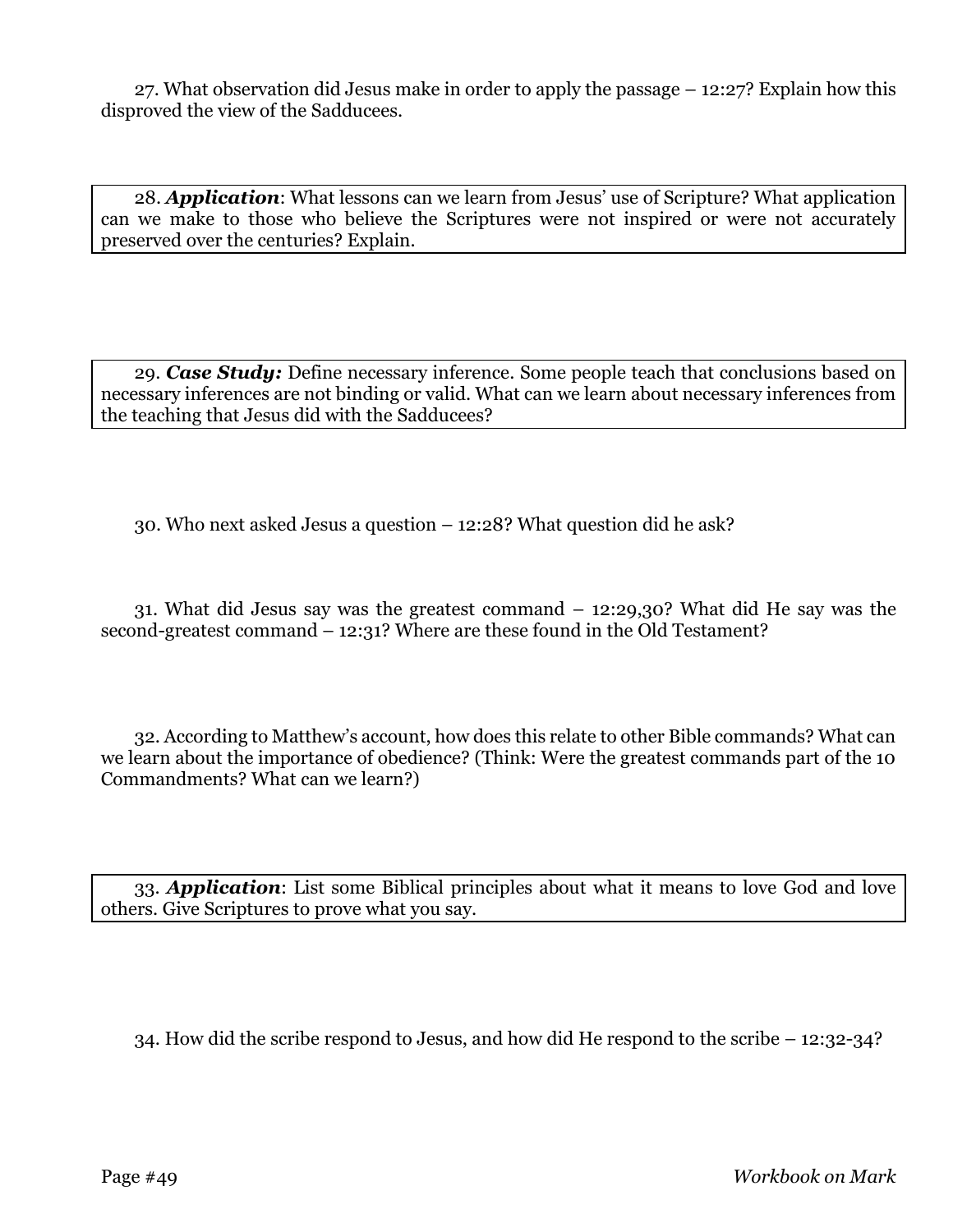27. What observation did Jesus make in order to apply the passage – 12:27? Explain how this disproved the view of the Sadducees.

28. ***Application***: What lessons can we learn from Jesus' use of Scripture? What application can we make to those who believe the Scriptures were not inspired or were not accurately preserved over the centuries? Explain.

29. ***Case Study:*** Define necessary inference. Some people teach that conclusions based on necessary inferences are not binding or valid. What can we learn about necessary inferences from the teaching that Jesus did with the Sadducees?

30. Who next asked Jesus a question – 12:28? What question did he ask?

31. What did Jesus say was the greatest command – 12:29,30? What did He say was the second-greatest command – 12:31? Where are these found in the Old Testament?

32. According to Matthew's account, how does this relate to other Bible commands? What can we learn about the importance of obedience? (Think: Were the greatest commands part of the 10 Commandments? What can we learn?)

33. ***Application***: List some Biblical principles about what it means to love God and love others. Give Scriptures to prove what you say.

34. How did the scribe respond to Jesus, and how did He respond to the scribe – 12:32-34?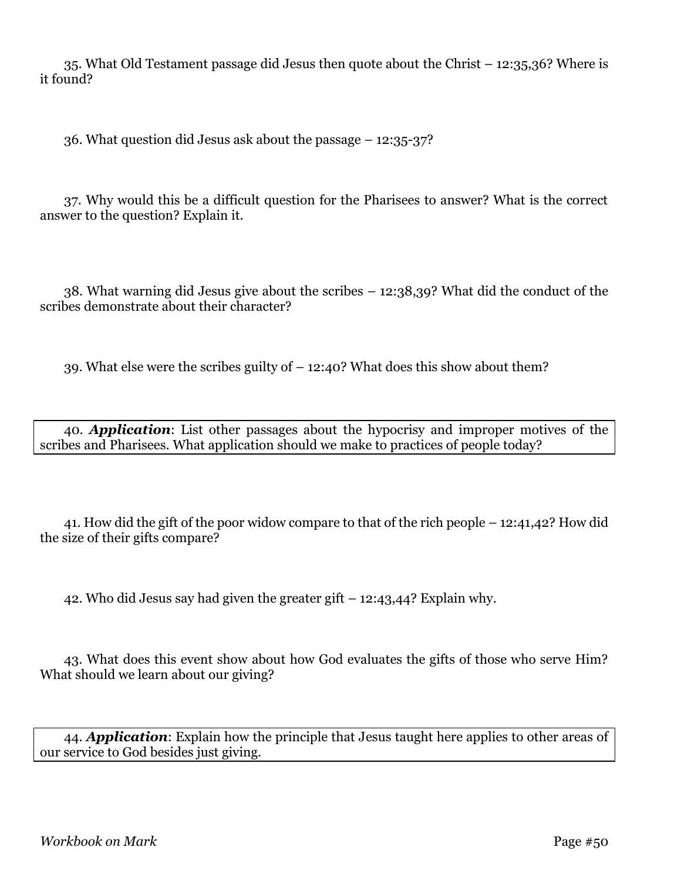35. What Old Testament passage did Jesus then quote about the Christ – 12:35,36? Where is it found?

36. What question did Jesus ask about the passage – 12:35-37?

37. Why would this be a difficult question for the Pharisees to answer? What is the correct answer to the question? Explain it.

38. What warning did Jesus give about the scribes – 12:38,39? What did the conduct of the scribes demonstrate about their character?

39. What else were the scribes guilty of – 12:40? What does this show about them?

40. ***Application***: List other passages about the hypocrisy and improper motives of the scribes and Pharisees. What application should we make to practices of people today?

41. How did the gift of the poor widow compare to that of the rich people – 12:41,42? How did the size of their gifts compare?

42. Who did Jesus say had given the greater gift – 12:43,44? Explain why.

43. What does this event show about how God evaluates the gifts of those who serve Him? What should we learn about our giving?

44. ***Application***: Explain how the principle that Jesus taught here applies to other areas of our service to God besides just giving.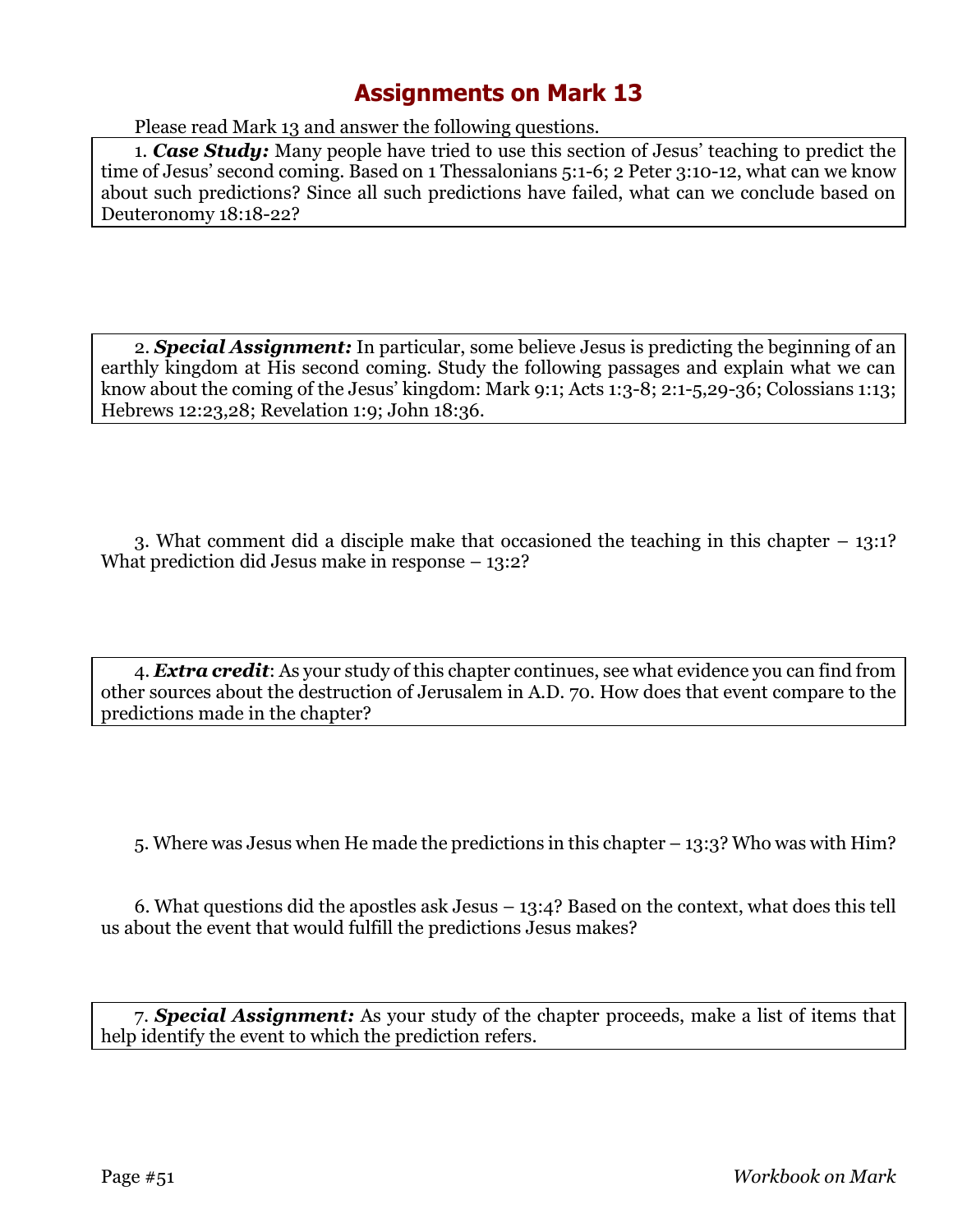# Assignments on Mark 13

Please read Mark 13 and answer the following questions.

1. ***Case Study:*** Many people have tried to use this section of Jesus' teaching to predict the time of Jesus' second coming. Based on 1 Thessalonians 5:1-6; 2 Peter 3:10-12, what can we know about such predictions? Since all such predictions have failed, what can we conclude based on Deuteronomy 18:18-22?

2. ***Special Assignment:*** In particular, some believe Jesus is predicting the beginning of an earthly kingdom at His second coming. Study the following passages and explain what we can know about the coming of the Jesus' kingdom: Mark 9:1; Acts 1:3-8; 2:1-5,29-36; Colossians 1:13; Hebrews 12:23,28; Revelation 1:9; John 18:36.

3. What comment did a disciple make that occasioned the teaching in this chapter – 13:1? What prediction did Jesus make in response – 13:2?

4. ***Extra credit***: As your study of this chapter continues, see what evidence you can find from other sources about the destruction of Jerusalem in A.D. 70. How does that event compare to the predictions made in the chapter?

5. Where was Jesus when He made the predictions in this chapter – 13:3? Who was with Him?

6. What questions did the apostles ask Jesus – 13:4? Based on the context, what does this tell us about the event that would fulfill the predictions Jesus makes?

7. ***Special Assignment:*** As your study of the chapter proceeds, make a list of items that help identify the event to which the prediction refers.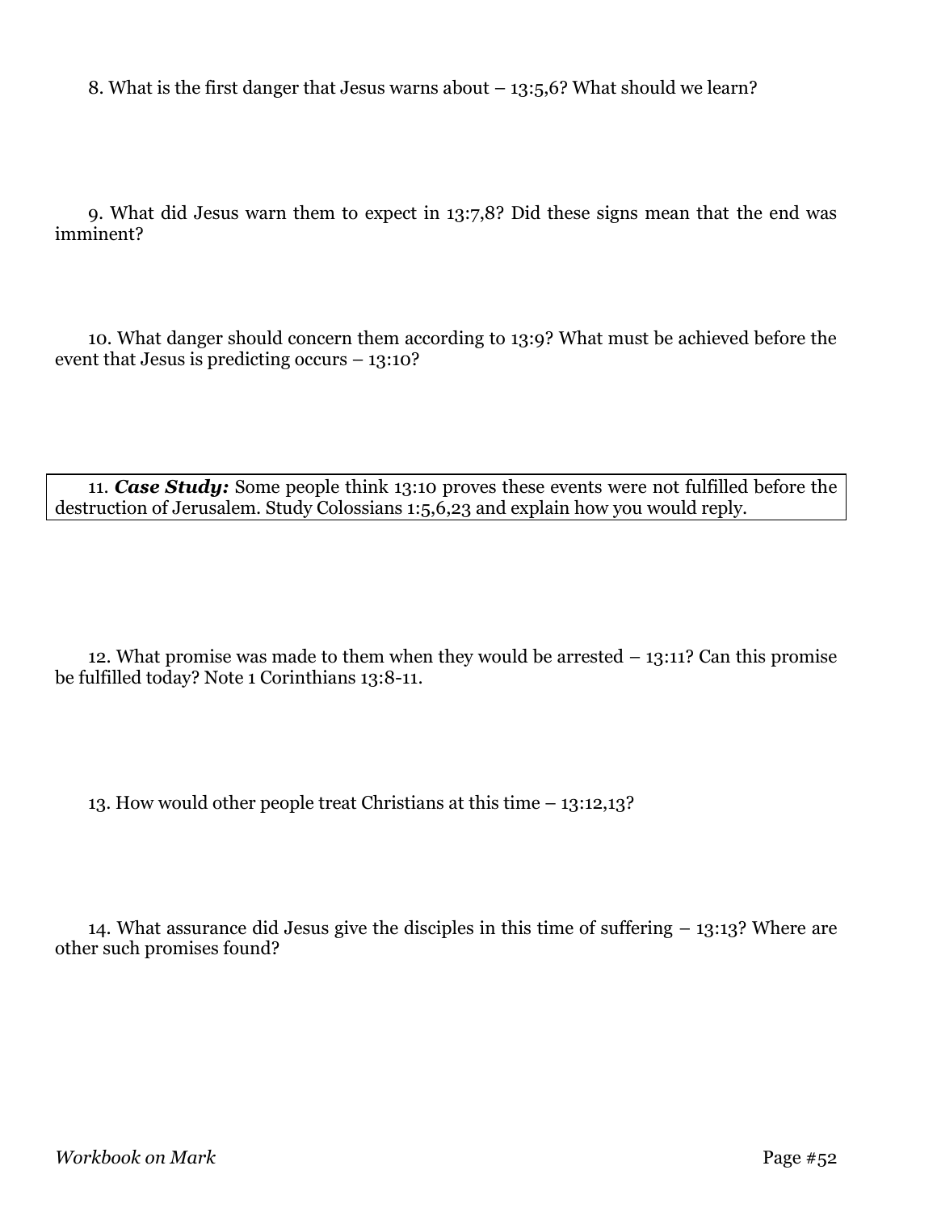8. What is the first danger that Jesus warns about – 13:5,6? What should we learn?

9. What did Jesus warn them to expect in 13:7,8? Did these signs mean that the end was imminent?

10. What danger should concern them according to 13:9? What must be achieved before the event that Jesus is predicting occurs – 13:10?

11. ***Case Study:*** Some people think 13:10 proves these events were not fulfilled before the destruction of Jerusalem. Study Colossians 1:5,6,23 and explain how you would reply.

12. What promise was made to them when they would be arrested – 13:11? Can this promise be fulfilled today? Note 1 Corinthians 13:8-11.

13. How would other people treat Christians at this time – 13:12,13?

14. What assurance did Jesus give the disciples in this time of suffering – 13:13? Where are other such promises found?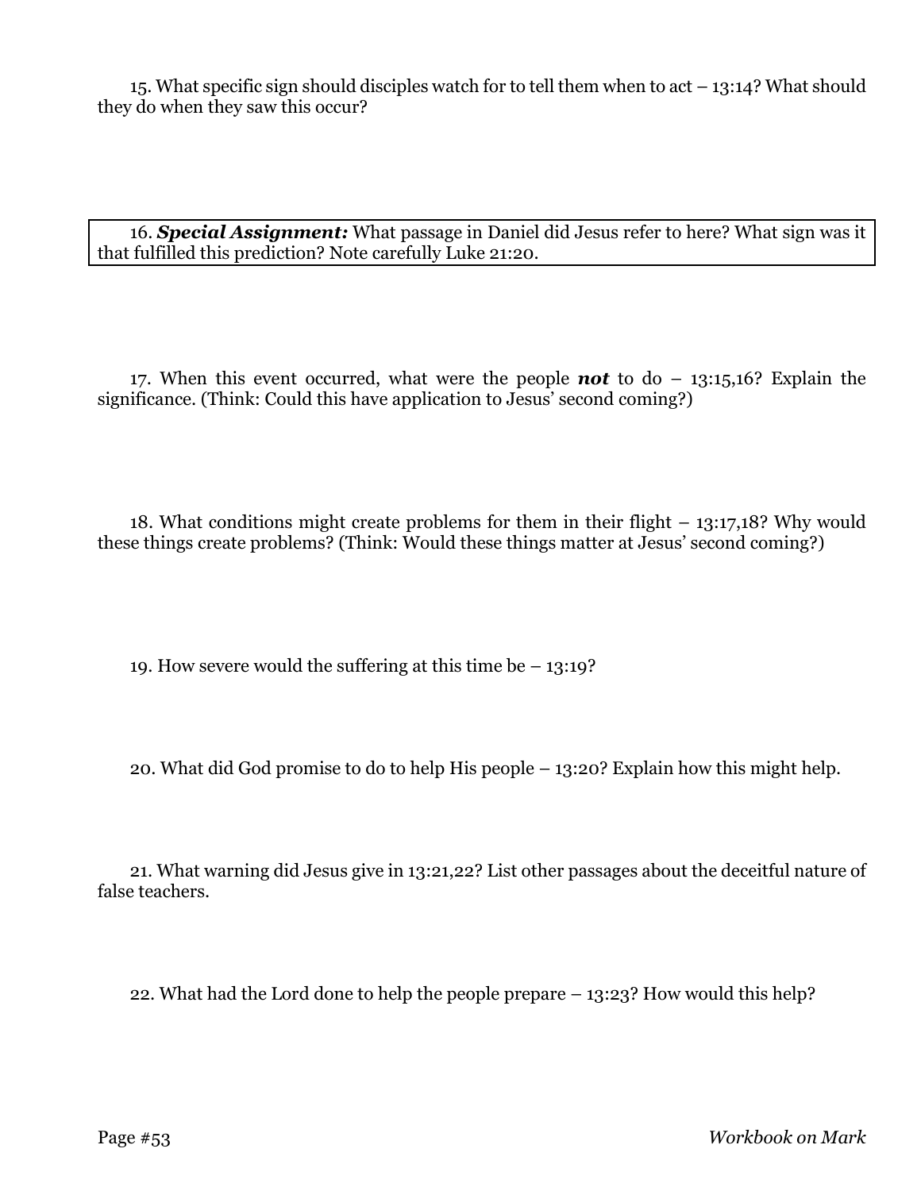15. What specific sign should disciples watch for to tell them when to act – 13:14? What should they do when they saw this occur?

16. ***Special Assignment:*** What passage in Daniel did Jesus refer to here? What sign was it that fulfilled this prediction? Note carefully Luke 21:20.

17. When this event occurred, what were the people ***not*** to do – 13:15,16? Explain the significance. (Think: Could this have application to Jesus' second coming?)

18. What conditions might create problems for them in their flight – 13:17,18? Why would these things create problems? (Think: Would these things matter at Jesus' second coming?)

19. How severe would the suffering at this time be – 13:19?

20. What did God promise to do to help His people – 13:20? Explain how this might help.

21. What warning did Jesus give in 13:21,22? List other passages about the deceitful nature of false teachers.

22. What had the Lord done to help the people prepare – 13:23? How would this help?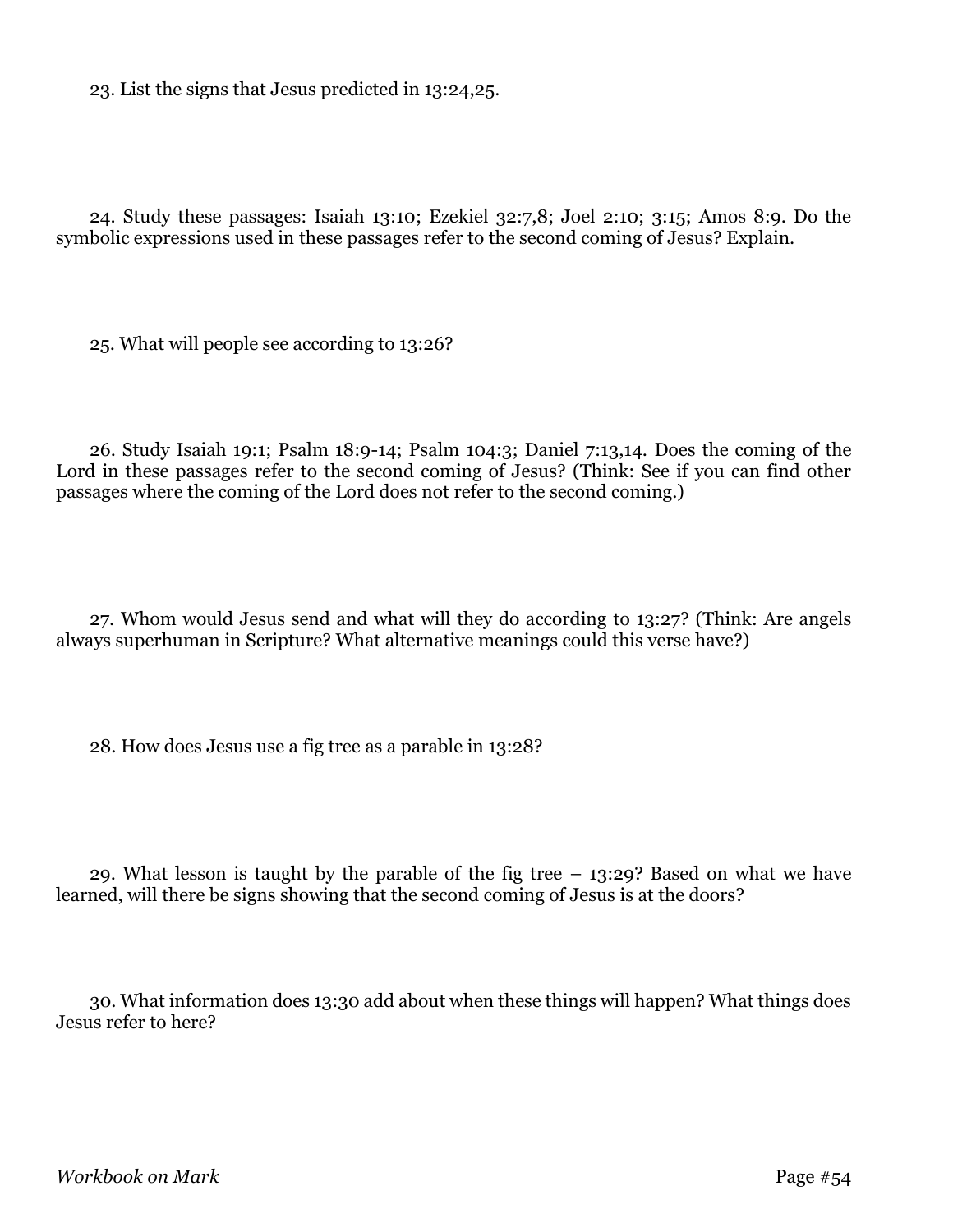23. List the signs that Jesus predicted in 13:24,25.

24. Study these passages: Isaiah 13:10; Ezekiel 32:7,8; Joel 2:10; 3:15; Amos 8:9. Do the symbolic expressions used in these passages refer to the second coming of Jesus? Explain.

25. What will people see according to 13:26?

26. Study Isaiah 19:1; Psalm 18:9-14; Psalm 104:3; Daniel 7:13,14. Does the coming of the Lord in these passages refer to the second coming of Jesus? (Think: See if you can find other passages where the coming of the Lord does not refer to the second coming.)

27. Whom would Jesus send and what will they do according to 13:27? (Think: Are angels always superhuman in Scripture? What alternative meanings could this verse have?)

28. How does Jesus use a fig tree as a parable in 13:28?

29. What lesson is taught by the parable of the fig tree – 13:29? Based on what we have learned, will there be signs showing that the second coming of Jesus is at the doors?

30. What information does 13:30 add about when these things will happen? What things does Jesus refer to here?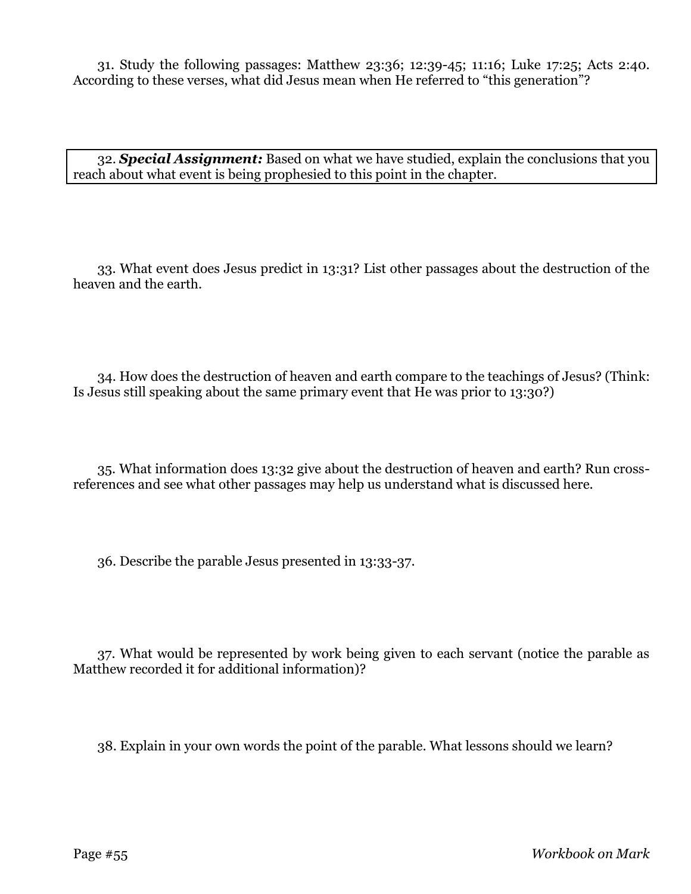31. Study the following passages: Matthew 23:36; 12:39-45; 11:16; Luke 17:25; Acts 2:40. According to these verses, what did Jesus mean when He referred to "this generation"?

32. ***Special Assignment:*** Based on what we have studied, explain the conclusions that you reach about what event is being prophesied to this point in the chapter.

33. What event does Jesus predict in 13:31? List other passages about the destruction of the heaven and the earth.

34. How does the destruction of heaven and earth compare to the teachings of Jesus? (Think: Is Jesus still speaking about the same primary event that He was prior to 13:30?)

35. What information does 13:32 give about the destruction of heaven and earth? Run cross-references and see what other passages may help us understand what is discussed here.

36. Describe the parable Jesus presented in 13:33-37.

37. What would be represented by work being given to each servant (notice the parable as Matthew recorded it for additional information)?

38. Explain in your own words the point of the parable. What lessons should we learn?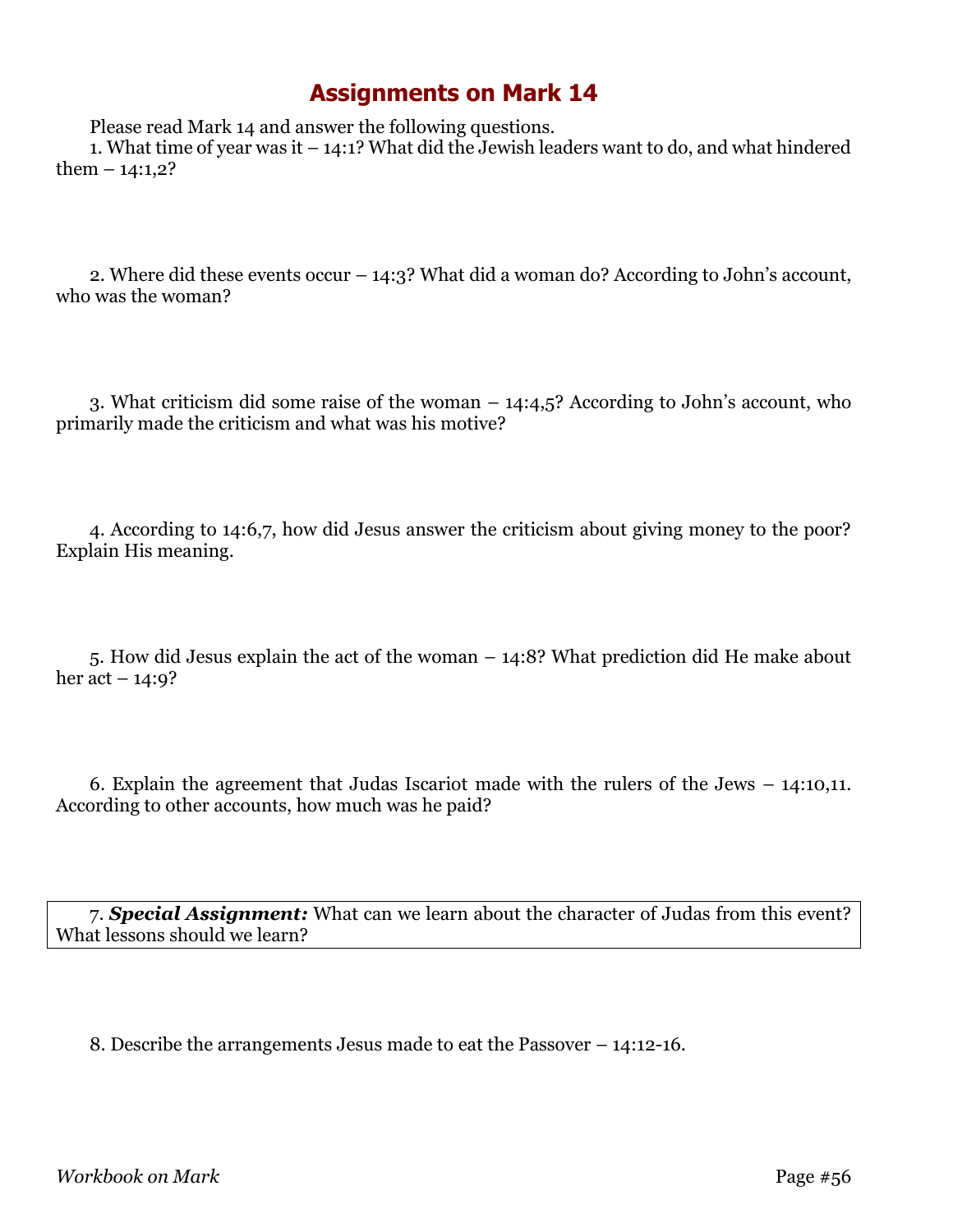# Assignments on Mark 14

Please read Mark 14 and answer the following questions.

1. What time of year was it – 14:1? What did the Jewish leaders want to do, and what hindered them – 14:1,2?

2. Where did these events occur – 14:3? What did a woman do? According to John's account, who was the woman?

3. What criticism did some raise of the woman – 14:4,5? According to John's account, who primarily made the criticism and what was his motive?

4. According to 14:6,7, how did Jesus answer the criticism about giving money to the poor? Explain His meaning.

5. How did Jesus explain the act of the woman – 14:8? What prediction did He make about her act – 14:9?

6. Explain the agreement that Judas Iscariot made with the rulers of the Jews – 14:10,11. According to other accounts, how much was he paid?

7. ***Special Assignment:*** What can we learn about the character of Judas from this event? What lessons should we learn?

8. Describe the arrangements Jesus made to eat the Passover – 14:12-16.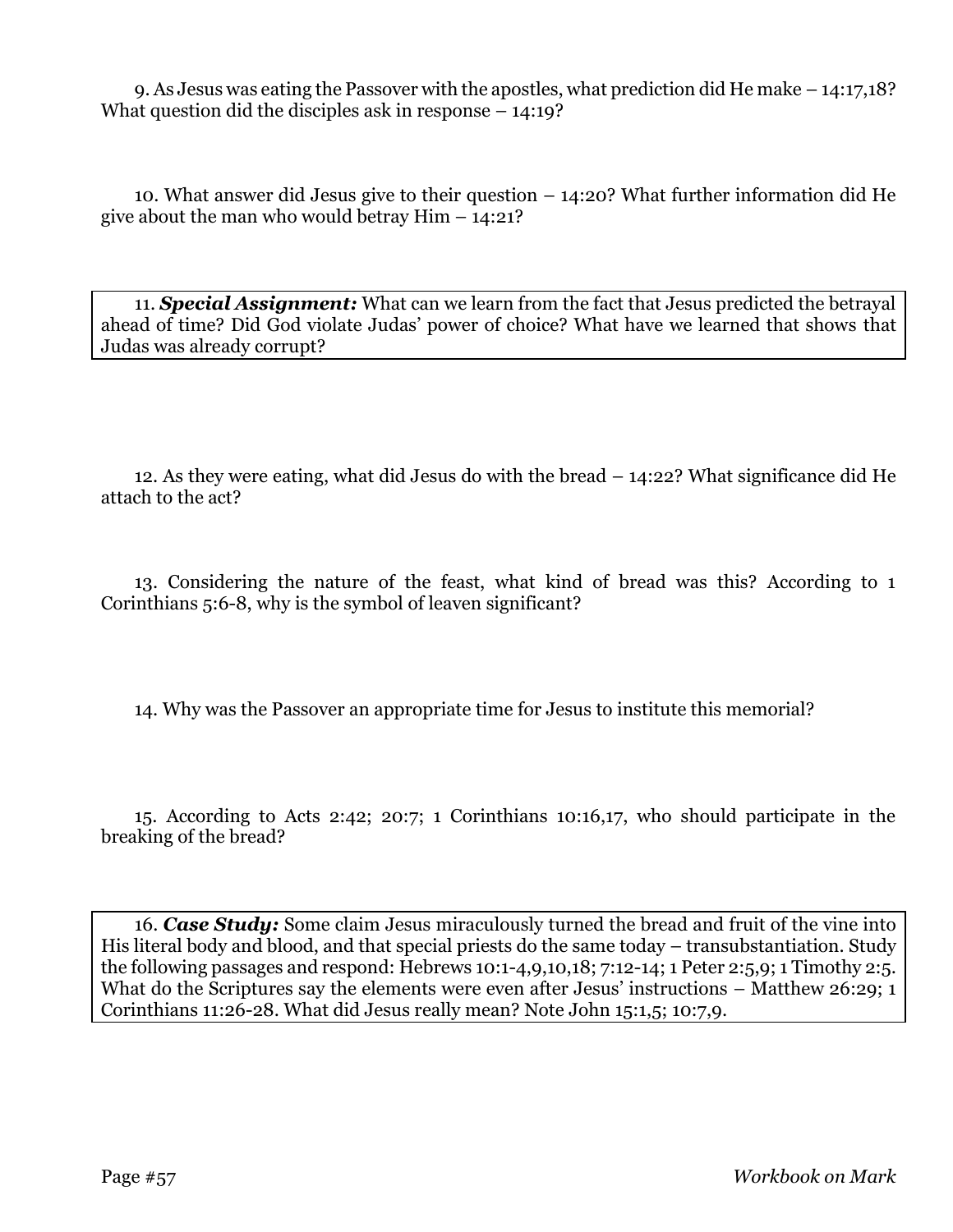9. As Jesus was eating the Passover with the apostles, what prediction did He make – 14:17,18? What question did the disciples ask in response – 14:19?

10. What answer did Jesus give to their question – 14:20? What further information did He give about the man who would betray Him – 14:21?

11. ***Special Assignment:*** What can we learn from the fact that Jesus predicted the betrayal ahead of time? Did God violate Judas' power of choice? What have we learned that shows that Judas was already corrupt?

12. As they were eating, what did Jesus do with the bread – 14:22? What significance did He attach to the act?

13. Considering the nature of the feast, what kind of bread was this? According to 1 Corinthians 5:6-8, why is the symbol of leaven significant?

14. Why was the Passover an appropriate time for Jesus to institute this memorial?

15. According to Acts 2:42; 20:7; 1 Corinthians 10:16,17, who should participate in the breaking of the bread?

16. ***Case Study:*** Some claim Jesus miraculously turned the bread and fruit of the vine into His literal body and blood, and that special priests do the same today – transubstantiation. Study the following passages and respond: Hebrews 10:1-4,9,10,18; 7:12-14; 1 Peter 2:5,9; 1 Timothy 2:5. What do the Scriptures say the elements were even after Jesus' instructions – Matthew 26:29; 1 Corinthians 11:26-28. What did Jesus really mean? Note John 15:1,5; 10:7,9.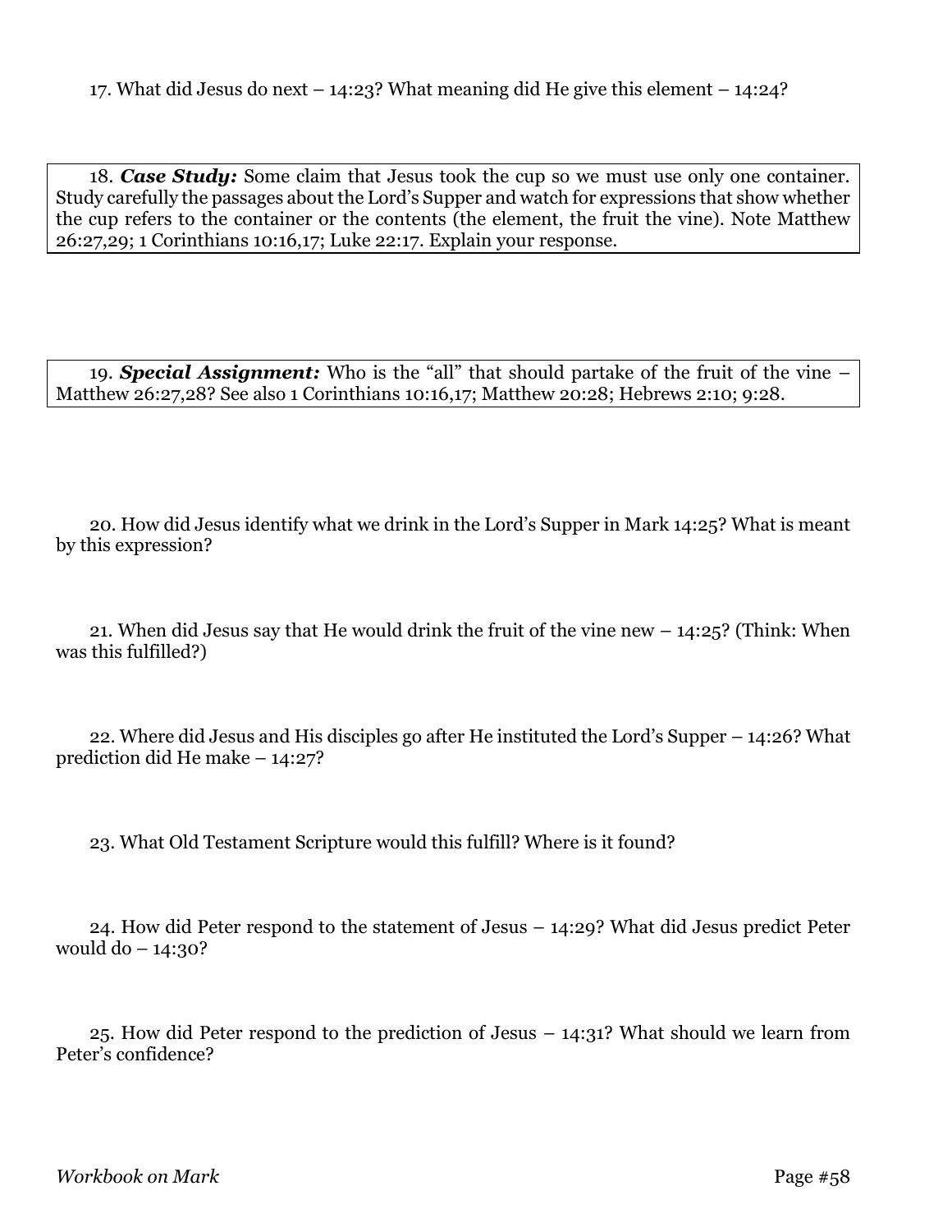17. What did Jesus do next – 14:23? What meaning did He give this element – 14:24?

18. ***Case Study:*** Some claim that Jesus took the cup so we must use only one container. Study carefully the passages about the Lord's Supper and watch for expressions that show whether the cup refers to the container or the contents (the element, the fruit the vine). Note Matthew 26:27,29; 1 Corinthians 10:16,17; Luke 22:17. Explain your response.

19. ***Special Assignment:*** Who is the "all" that should partake of the fruit of the vine – Matthew 26:27,28? See also 1 Corinthians 10:16,17; Matthew 20:28; Hebrews 2:10; 9:28.

20. How did Jesus identify what we drink in the Lord's Supper in Mark 14:25? What is meant by this expression?

21. When did Jesus say that He would drink the fruit of the vine new – 14:25? (Think: When was this fulfilled?)

22. Where did Jesus and His disciples go after He instituted the Lord's Supper – 14:26? What prediction did He make – 14:27?

23. What Old Testament Scripture would this fulfill? Where is it found?

24. How did Peter respond to the statement of Jesus – 14:29? What did Jesus predict Peter would do – 14:30?

25. How did Peter respond to the prediction of Jesus – 14:31? What should we learn from Peter's confidence?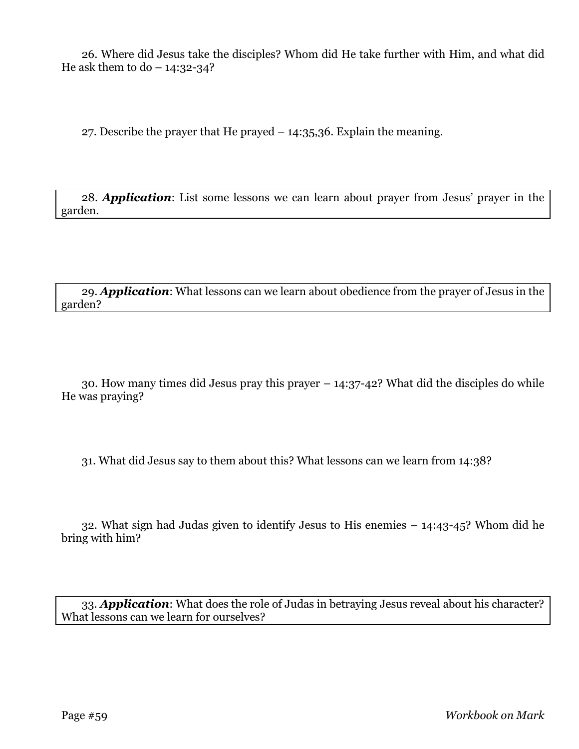26. Where did Jesus take the disciples? Whom did He take further with Him, and what did He ask them to do – 14:32-34?

27. Describe the prayer that He prayed – 14:35,36. Explain the meaning.

28. ***Application***: List some lessons we can learn about prayer from Jesus' prayer in the garden.

29. ***Application***: What lessons can we learn about obedience from the prayer of Jesus in the garden?

30. How many times did Jesus pray this prayer – 14:37-42? What did the disciples do while He was praying?

31. What did Jesus say to them about this? What lessons can we learn from 14:38?

32. What sign had Judas given to identify Jesus to His enemies – 14:43-45? Whom did he bring with him?

33. ***Application***: What does the role of Judas in betraying Jesus reveal about his character? What lessons can we learn for ourselves?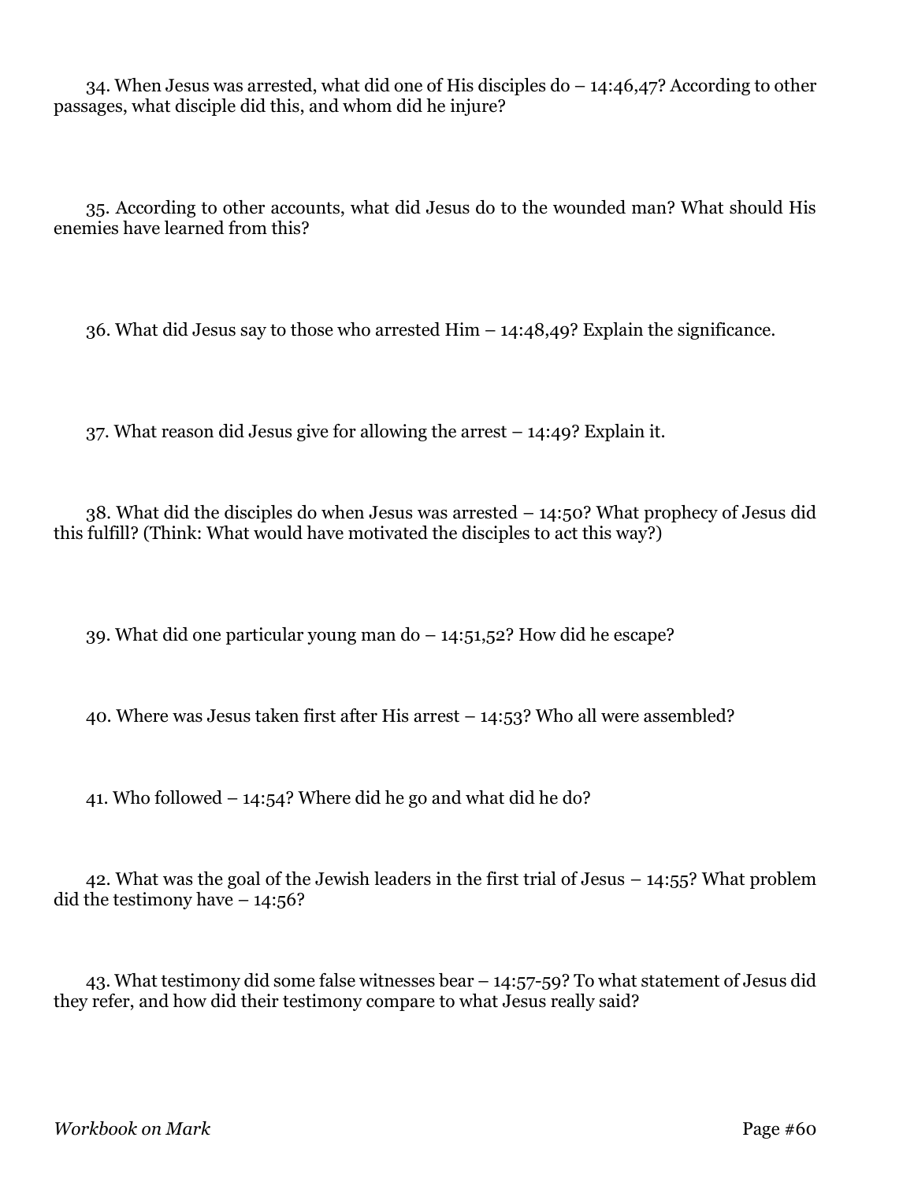34. When Jesus was arrested, what did one of His disciples do – 14:46,47? According to other passages, what disciple did this, and whom did he injure?

35. According to other accounts, what did Jesus do to the wounded man? What should His enemies have learned from this?

36. What did Jesus say to those who arrested Him – 14:48,49? Explain the significance.

37. What reason did Jesus give for allowing the arrest – 14:49? Explain it.

38. What did the disciples do when Jesus was arrested – 14:50? What prophecy of Jesus did this fulfill? (Think: What would have motivated the disciples to act this way?)

39. What did one particular young man do – 14:51,52? How did he escape?

40. Where was Jesus taken first after His arrest – 14:53? Who all were assembled?

41. Who followed – 14:54? Where did he go and what did he do?

42. What was the goal of the Jewish leaders in the first trial of Jesus – 14:55? What problem did the testimony have – 14:56?

43. What testimony did some false witnesses bear – 14:57-59? To what statement of Jesus did they refer, and how did their testimony compare to what Jesus really said?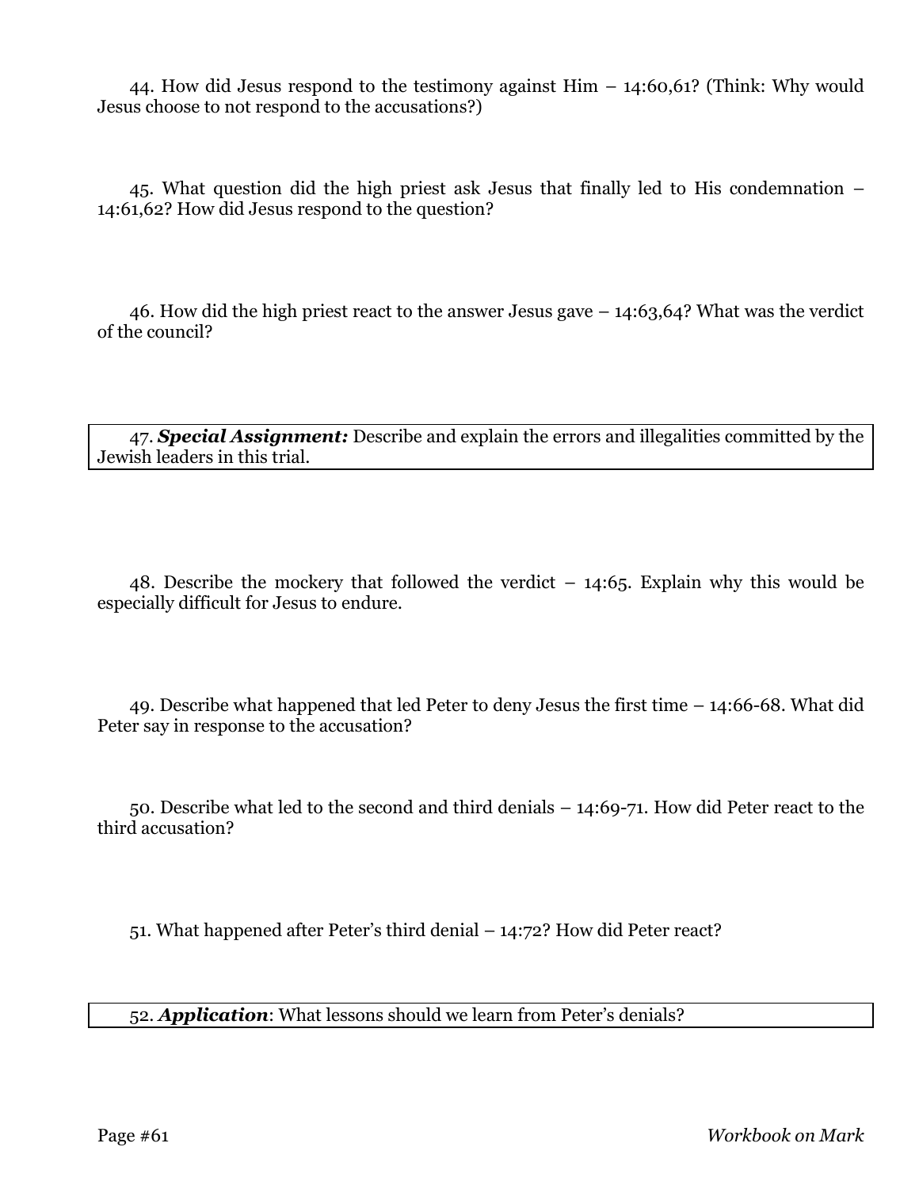44. How did Jesus respond to the testimony against Him – 14:60,61? (Think: Why would Jesus choose to not respond to the accusations?)

45. What question did the high priest ask Jesus that finally led to His condemnation – 14:61,62? How did Jesus respond to the question?

46. How did the high priest react to the answer Jesus gave – 14:63,64? What was the verdict of the council?

47. ***Special Assignment:*** Describe and explain the errors and illegalities committed by the Jewish leaders in this trial.

48. Describe the mockery that followed the verdict – 14:65. Explain why this would be especially difficult for Jesus to endure.

49. Describe what happened that led Peter to deny Jesus the first time – 14:66-68. What did Peter say in response to the accusation?

50. Describe what led to the second and third denials – 14:69-71. How did Peter react to the third accusation?

51. What happened after Peter's third denial – 14:72? How did Peter react?

52. ***Application***: What lessons should we learn from Peter's denials?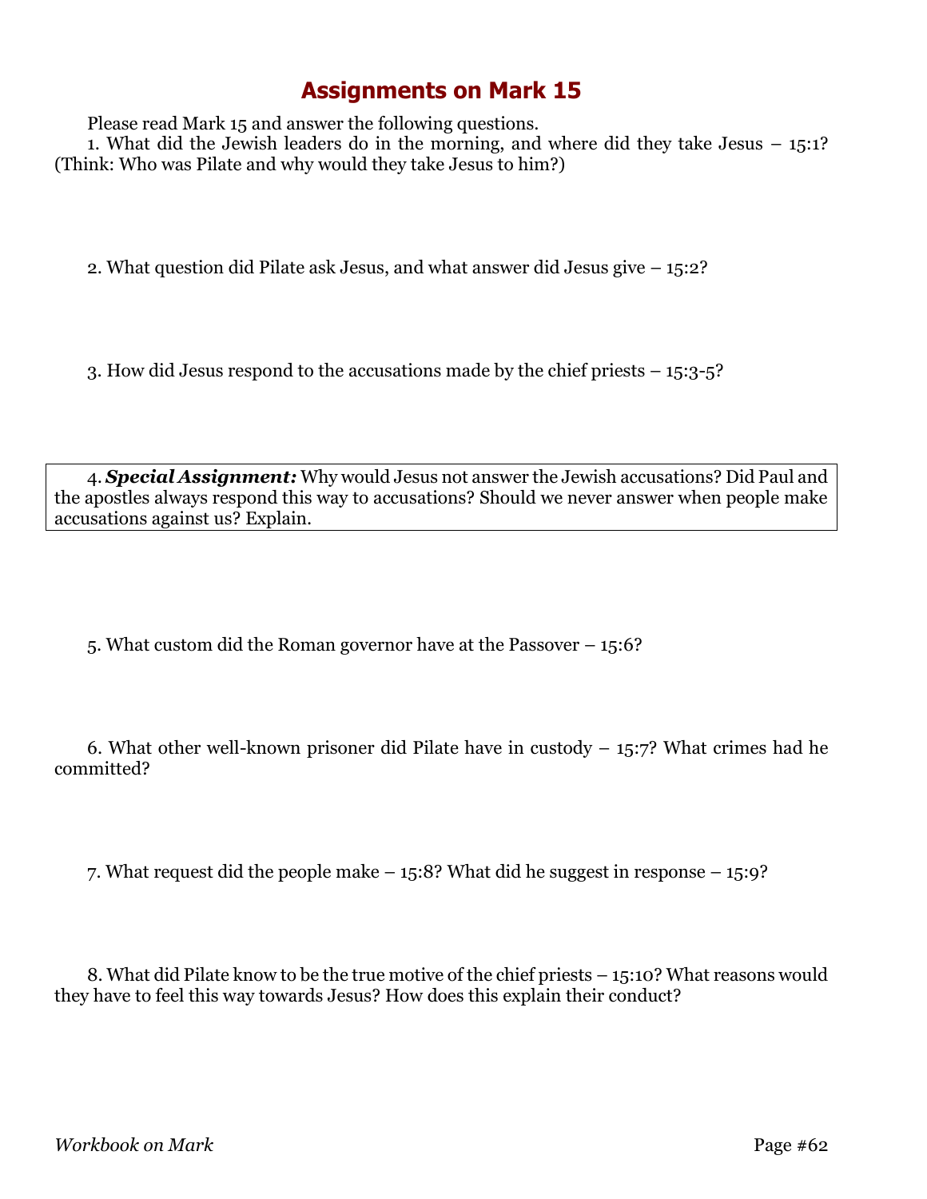# Assignments on Mark 15

Please read Mark 15 and answer the following questions.

1. What did the Jewish leaders do in the morning, and where did they take Jesus – 15:1? (Think: Who was Pilate and why would they take Jesus to him?)

2. What question did Pilate ask Jesus, and what answer did Jesus give – 15:2?

3. How did Jesus respond to the accusations made by the chief priests – 15:3-5?

4. ***Special Assignment:*** Why would Jesus not answer the Jewish accusations? Did Paul and the apostles always respond this way to accusations? Should we never answer when people make accusations against us? Explain.

5. What custom did the Roman governor have at the Passover – 15:6?

6. What other well-known prisoner did Pilate have in custody – 15:7? What crimes had he committed?

7. What request did the people make – 15:8? What did he suggest in response – 15:9?

8. What did Pilate know to be the true motive of the chief priests – 15:10? What reasons would they have to feel this way towards Jesus? How does this explain their conduct?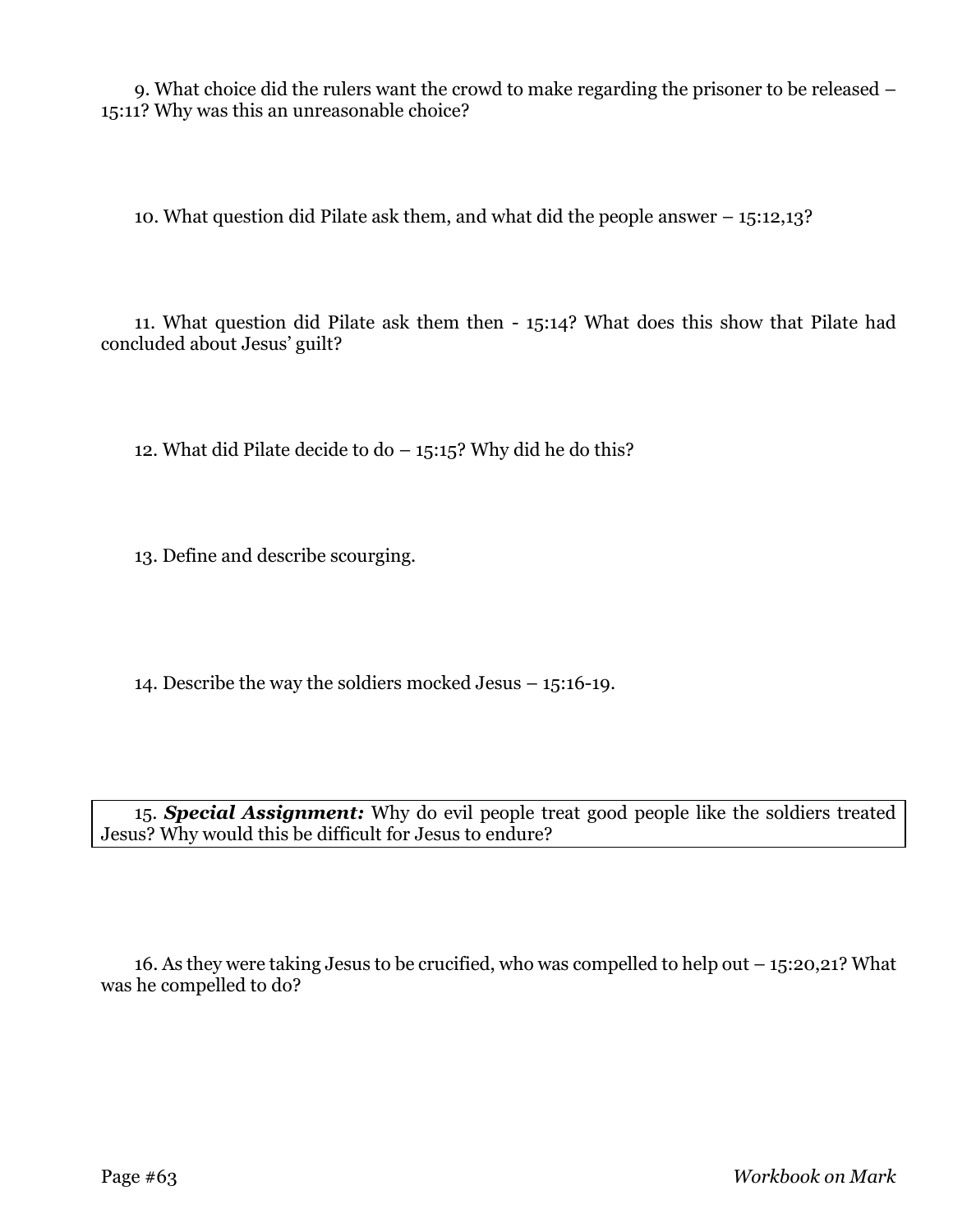9. What choice did the rulers want the crowd to make regarding the prisoner to be released – 15:11? Why was this an unreasonable choice?

10. What question did Pilate ask them, and what did the people answer – 15:12,13?

11. What question did Pilate ask them then - 15:14? What does this show that Pilate had concluded about Jesus' guilt?

12. What did Pilate decide to do – 15:15? Why did he do this?

13. Define and describe scourging.

14. Describe the way the soldiers mocked Jesus – 15:16-19.

15. ***Special Assignment:*** Why do evil people treat good people like the soldiers treated Jesus? Why would this be difficult for Jesus to endure?

16. As they were taking Jesus to be crucified, who was compelled to help out – 15:20,21? What was he compelled to do?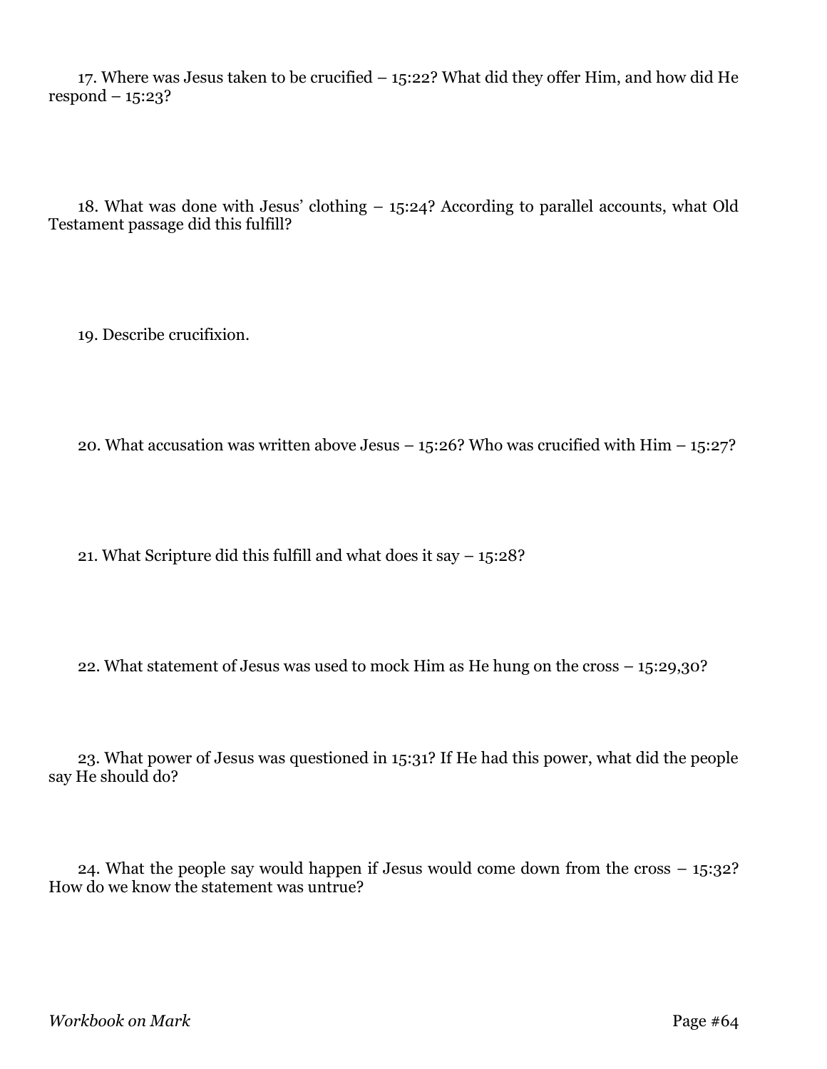17. Where was Jesus taken to be crucified – 15:22? What did they offer Him, and how did He respond – 15:23?

18. What was done with Jesus' clothing – 15:24? According to parallel accounts, what Old Testament passage did this fulfill?

19. Describe crucifixion.

20. What accusation was written above Jesus – 15:26? Who was crucified with Him – 15:27?

21. What Scripture did this fulfill and what does it say – 15:28?

22. What statement of Jesus was used to mock Him as He hung on the cross – 15:29,30?

23. What power of Jesus was questioned in 15:31? If He had this power, what did the people say He should do?

24. What the people say would happen if Jesus would come down from the cross – 15:32? How do we know the statement was untrue?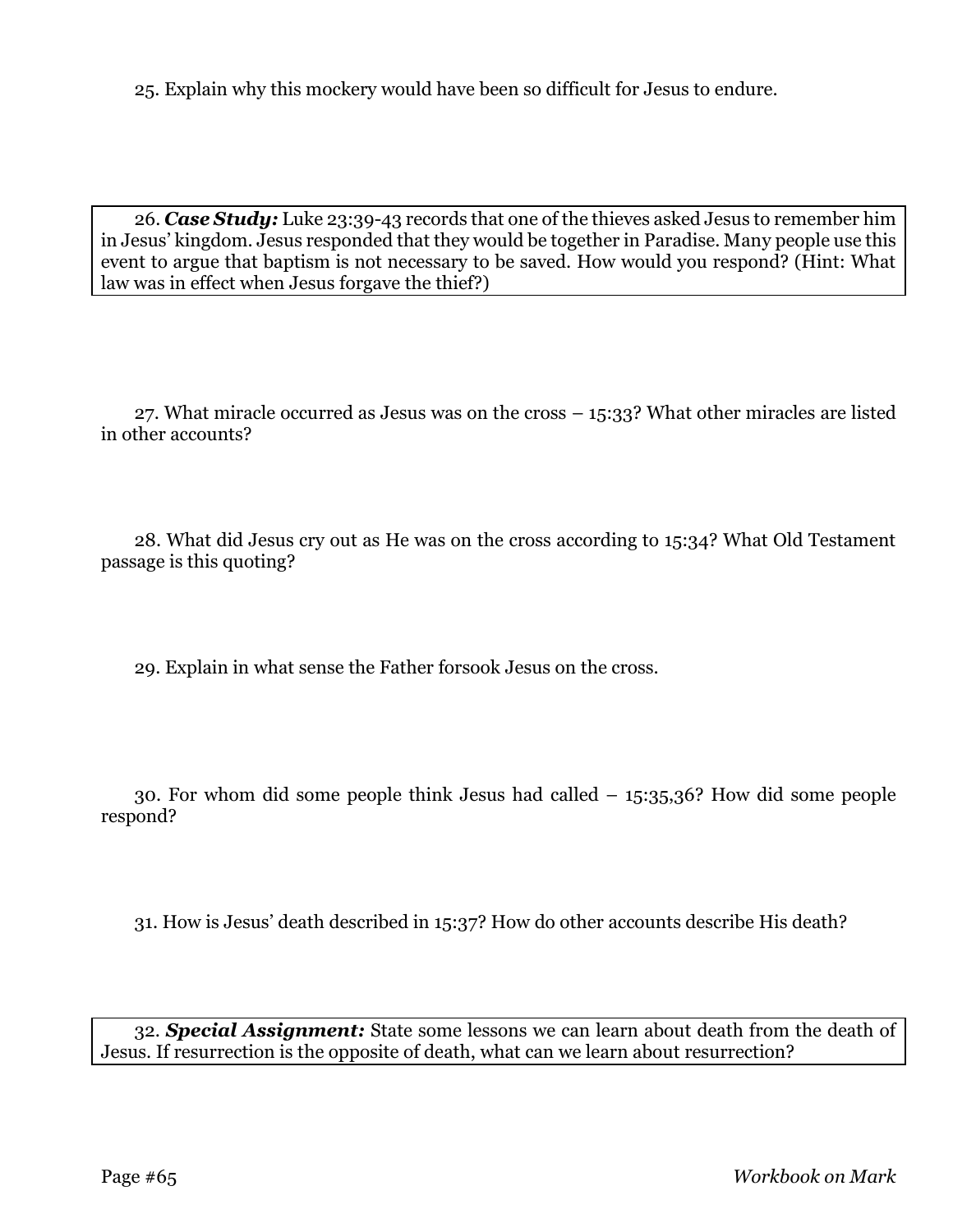25. Explain why this mockery would have been so difficult for Jesus to endure.

26. ***Case Study:*** Luke 23:39-43 records that one of the thieves asked Jesus to remember him in Jesus' kingdom. Jesus responded that they would be together in Paradise. Many people use this event to argue that baptism is not necessary to be saved. How would you respond? (Hint: What law was in effect when Jesus forgave the thief?)

27. What miracle occurred as Jesus was on the cross – 15:33? What other miracles are listed in other accounts?

28. What did Jesus cry out as He was on the cross according to 15:34? What Old Testament passage is this quoting?

29. Explain in what sense the Father forsook Jesus on the cross.

30. For whom did some people think Jesus had called – 15:35,36? How did some people respond?

31. How is Jesus' death described in 15:37? How do other accounts describe His death?

32. ***Special Assignment:*** State some lessons we can learn about death from the death of Jesus. If resurrection is the opposite of death, what can we learn about resurrection?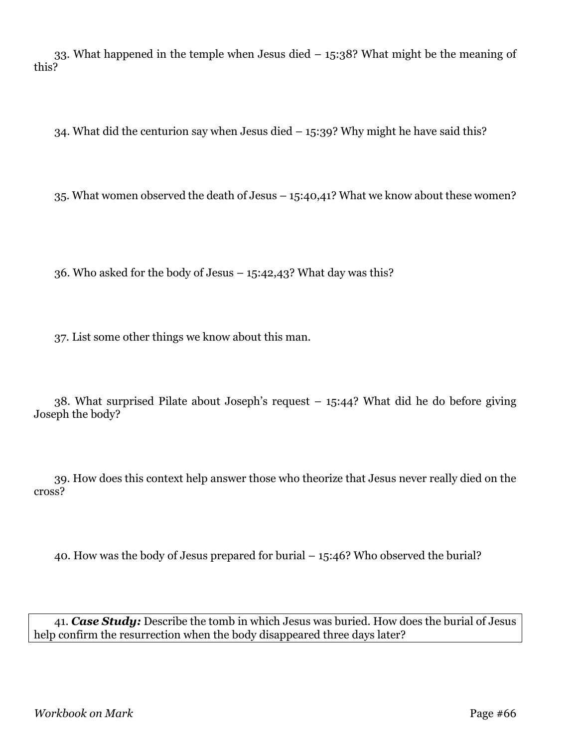33. What happened in the temple when Jesus died – 15:38? What might be the meaning of this?

34. What did the centurion say when Jesus died – 15:39? Why might he have said this?

35. What women observed the death of Jesus – 15:40,41? What we know about these women?

36. Who asked for the body of Jesus – 15:42,43? What day was this?

37. List some other things we know about this man.

38. What surprised Pilate about Joseph's request – 15:44? What did he do before giving Joseph the body?

39. How does this context help answer those who theorize that Jesus never really died on the cross?

40. How was the body of Jesus prepared for burial – 15:46? Who observed the burial?

41. ***Case Study:*** Describe the tomb in which Jesus was buried. How does the burial of Jesus help confirm the resurrection when the body disappeared three days later?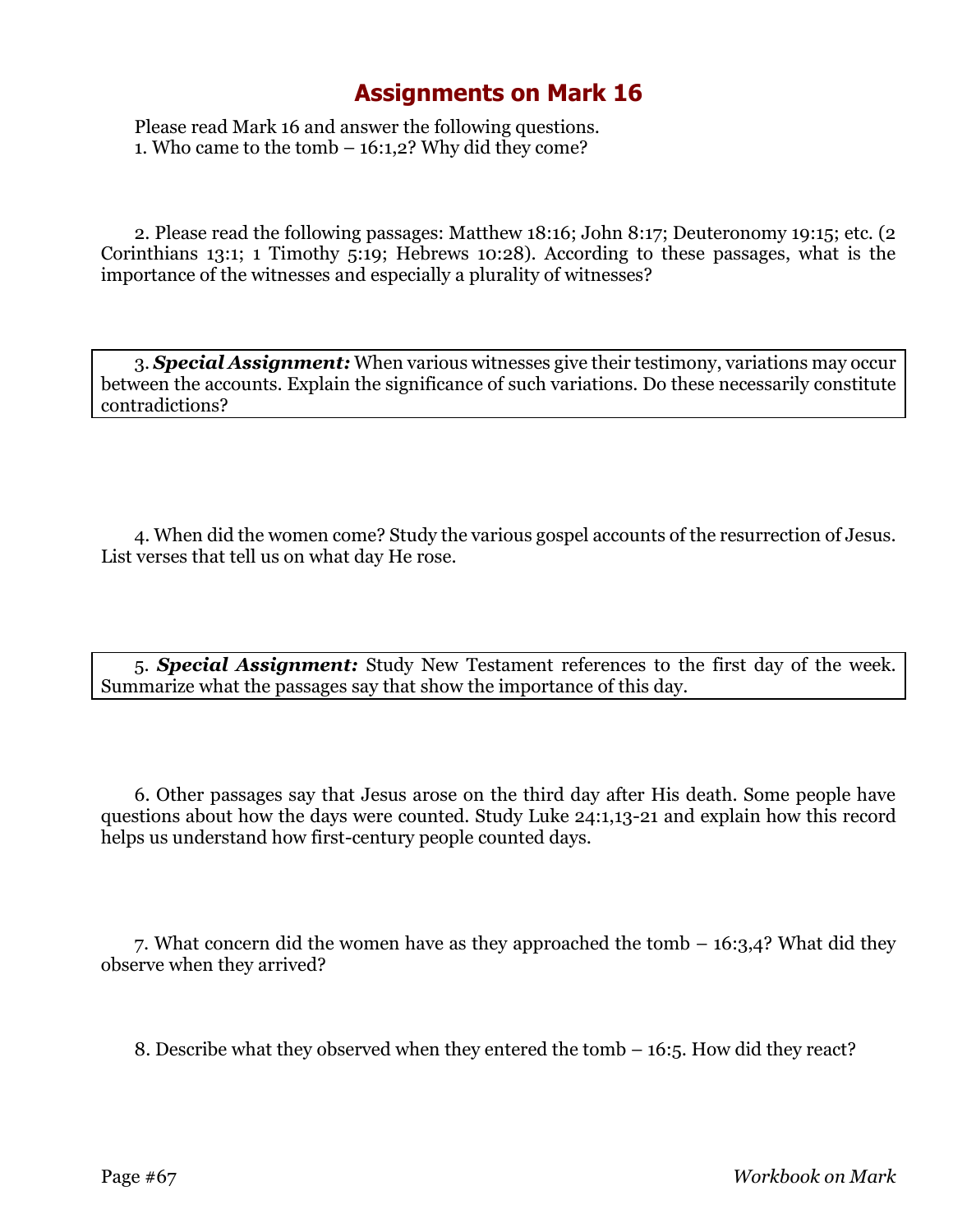# Assignments on Mark 16

Please read Mark 16 and answer the following questions.

1. Who came to the tomb – 16:1,2? Why did they come?

2. Please read the following passages: Matthew 18:16; John 8:17; Deuteronomy 19:15; etc. (2 Corinthians 13:1; 1 Timothy 5:19; Hebrews 10:28). According to these passages, what is the importance of the witnesses and especially a plurality of witnesses?

3. ***Special Assignment:*** When various witnesses give their testimony, variations may occur between the accounts. Explain the significance of such variations. Do these necessarily constitute contradictions?

4. When did the women come? Study the various gospel accounts of the resurrection of Jesus. List verses that tell us on what day He rose.

5. ***Special Assignment:*** Study New Testament references to the first day of the week. Summarize what the passages say that show the importance of this day.

6. Other passages say that Jesus arose on the third day after His death. Some people have questions about how the days were counted. Study Luke 24:1,13-21 and explain how this record helps us understand how first-century people counted days.

7. What concern did the women have as they approached the tomb – 16:3,4? What did they observe when they arrived?

8. Describe what they observed when they entered the tomb – 16:5. How did they react?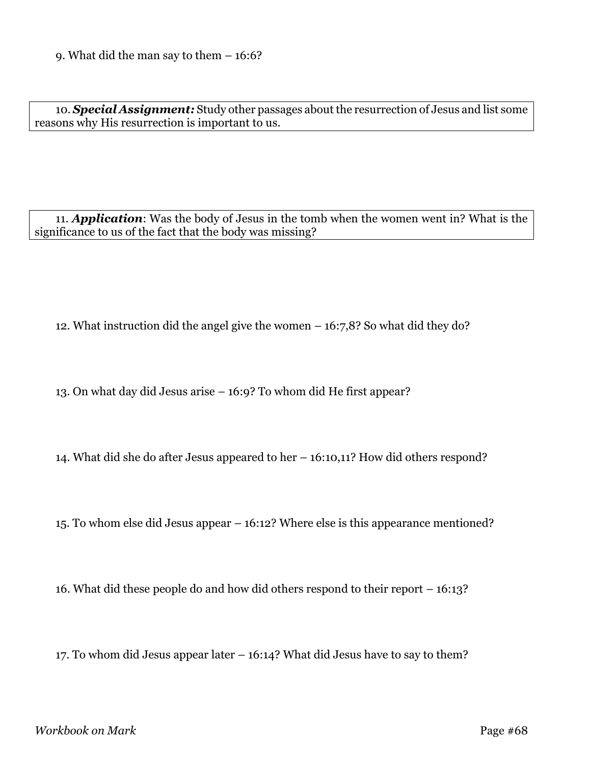9. What did the man say to them – 16:6?

10. ***Special Assignment:*** Study other passages about the resurrection of Jesus and list some reasons why His resurrection is important to us.

11. ***Application***: Was the body of Jesus in the tomb when the women went in? What is the significance to us of the fact that the body was missing?

12. What instruction did the angel give the women – 16:7,8? So what did they do?

13. On what day did Jesus arise – 16:9? To whom did He first appear?

14. What did she do after Jesus appeared to her – 16:10,11? How did others respond?

15. To whom else did Jesus appear – 16:12? Where else is this appearance mentioned?

16. What did these people do and how did others respond to their report – 16:13?

17. To whom did Jesus appear later – 16:14? What did Jesus have to say to them?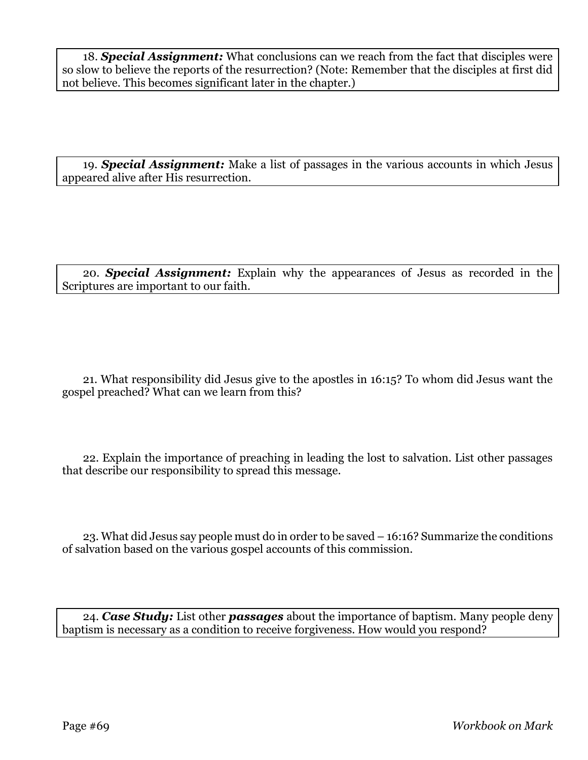18. ***Special Assignment:*** What conclusions can we reach from the fact that disciples were so slow to believe the reports of the resurrection? (Note: Remember that the disciples at first did not believe. This becomes significant later in the chapter.)

19. ***Special Assignment:*** Make a list of passages in the various accounts in which Jesus appeared alive after His resurrection.

20. ***Special Assignment:*** Explain why the appearances of Jesus as recorded in the Scriptures are important to our faith.

21. What responsibility did Jesus give to the apostles in 16:15? To whom did Jesus want the gospel preached? What can we learn from this?

22. Explain the importance of preaching in leading the lost to salvation. List other passages that describe our responsibility to spread this message.

23. What did Jesus say people must do in order to be saved – 16:16? Summarize the conditions of salvation based on the various gospel accounts of this commission.

24. ***Case Study:*** List other ***passages*** about the importance of baptism. Many people deny baptism is necessary as a condition to receive forgiveness. How would you respond?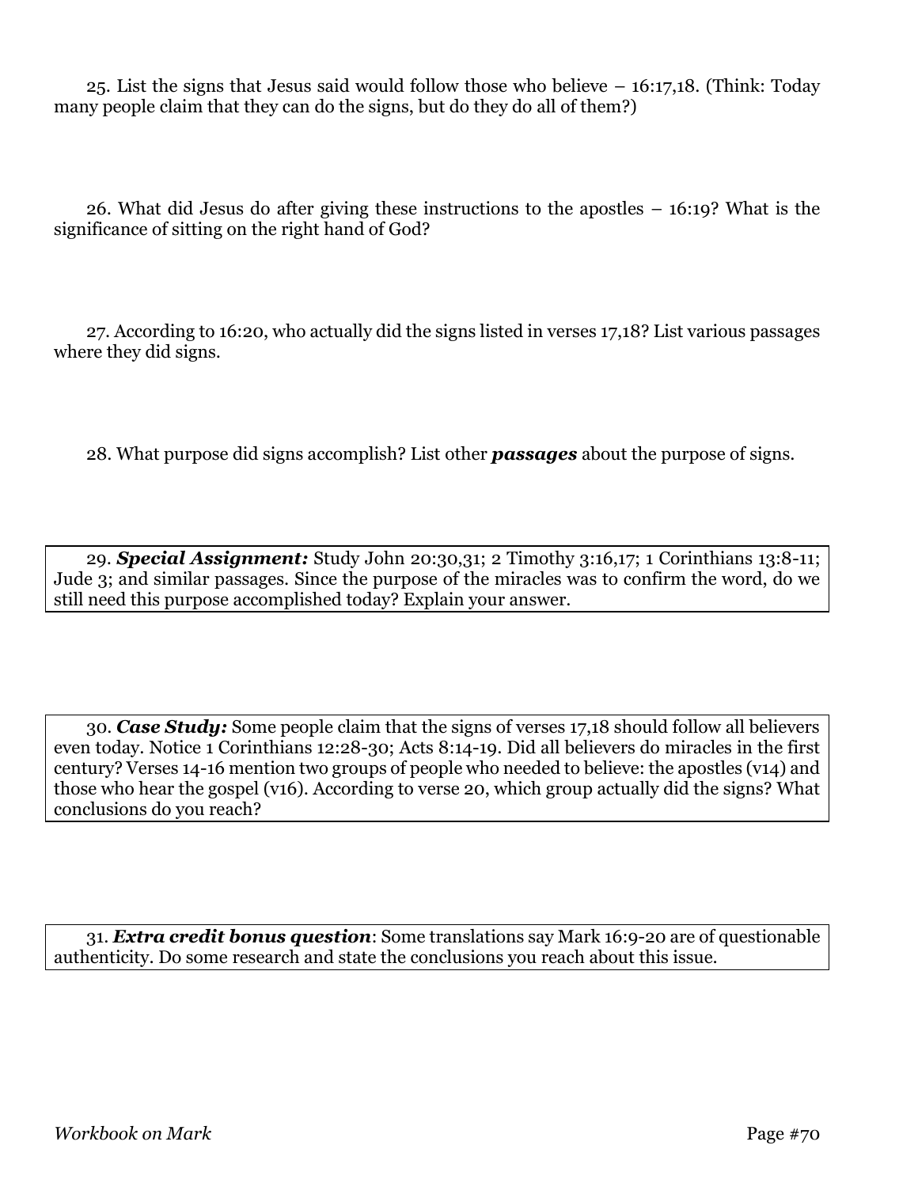25. List the signs that Jesus said would follow those who believe – 16:17,18. (Think: Today many people claim that they can do the signs, but do they do all of them?)

26. What did Jesus do after giving these instructions to the apostles – 16:19? What is the significance of sitting on the right hand of God?

27. According to 16:20, who actually did the signs listed in verses 17,18? List various passages where they did signs.

28. What purpose did signs accomplish? List other ***passages*** about the purpose of signs.

29. ***Special Assignment:*** Study John 20:30,31; 2 Timothy 3:16,17; 1 Corinthians 13:8-11; Jude 3; and similar passages. Since the purpose of the miracles was to confirm the word, do we still need this purpose accomplished today? Explain your answer.

30. ***Case Study:*** Some people claim that the signs of verses 17,18 should follow all believers even today. Notice 1 Corinthians 12:28-30; Acts 8:14-19. Did all believers do miracles in the first century? Verses 14-16 mention two groups of people who needed to believe: the apostles (v14) and those who hear the gospel (v16). According to verse 20, which group actually did the signs? What conclusions do you reach?

31. ***Extra credit bonus question***: Some translations say Mark 16:9-20 are of questionable authenticity. Do some research and state the conclusions you reach about this issue.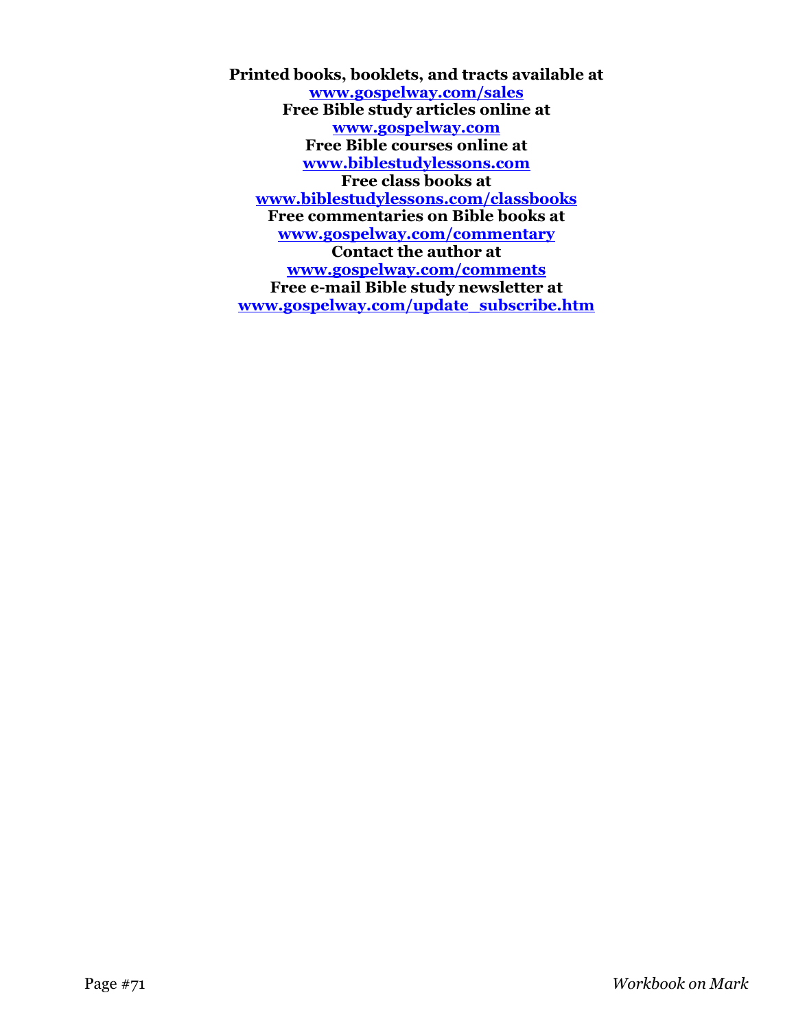**Printed books, booklets, and tracts available at**
**[www.gospelway.com/sales](http://www.gospelway.com/sales)**
**Free Bible study articles online at**
**[www.gospelway.com](http://www.gospelway.com)**
**Free Bible courses online at**
**[www.biblestudylessons.com](http://www.biblestudylessons.com)**
**Free class books at**
**[www.biblestudylessons.com/classbooks](http://www.biblestudylessons.com/classbooks)**
**Free commentaries on Bible books at**
**[www.gospelway.com/commentary](http://www.gospelway.com/commentary)**
**Contact the author at**
**[www.gospelway.com/comments](http://www.gospelway.com/comments)**
**Free e-mail Bible study newsletter at**
**[www.gospelway.com/update_subscribe.htm](http://www.gospelway.com/update_subscribe.htm)**